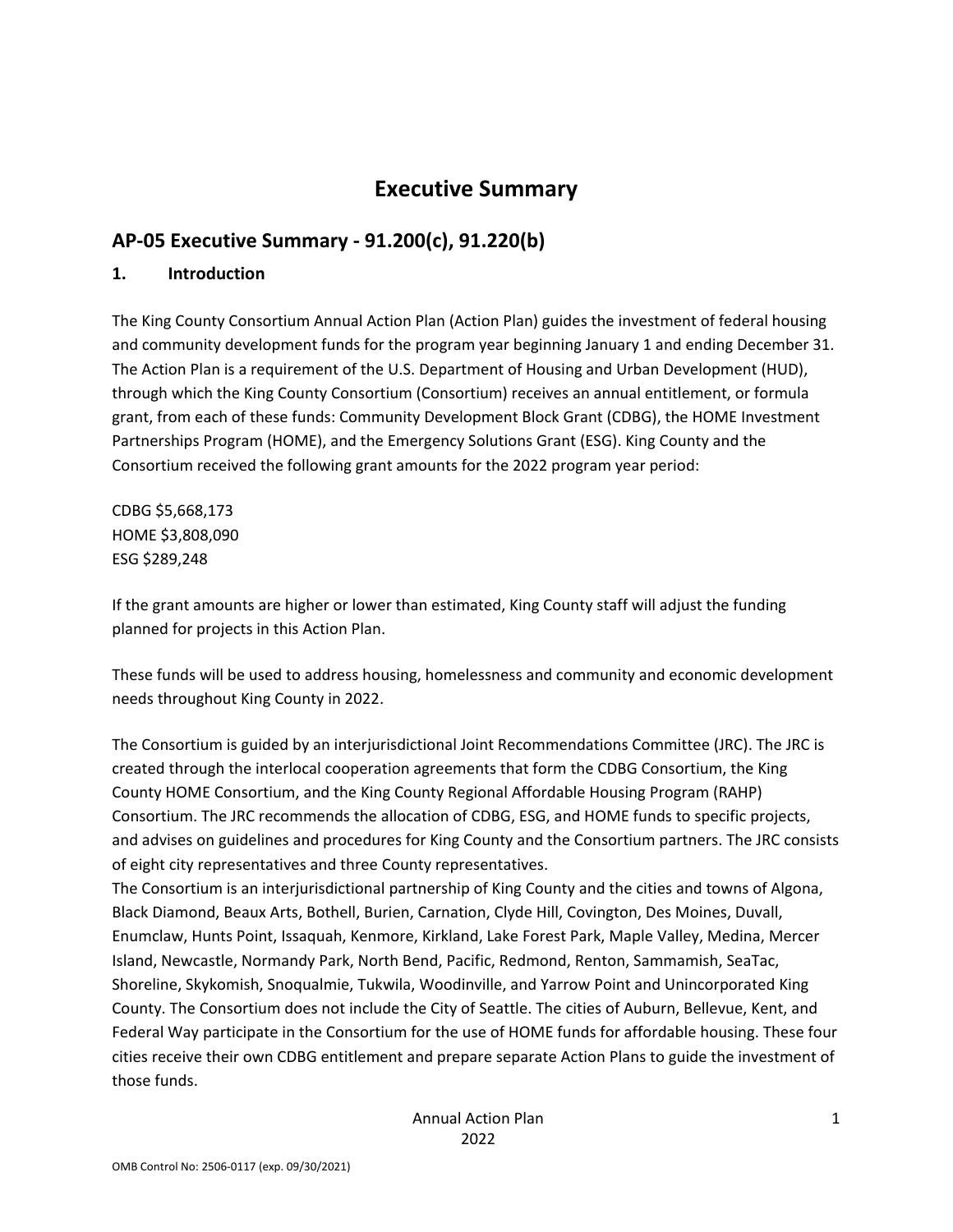# Executive Summary

## AP-05 Executive Summary - 91.200(c), 91.220(b)

### 1. Introduction

The King County Consortium Annual Action Plan (Action Plan) guides the investment of federal housing and community development funds for the program year beginning January 1 and ending December 31. The Action Plan is a requirement of the U.S. Department of Housing and Urban Development (HUD), through which the King County Consortium (Consortium) receives an annual entitlement, or formula grant, from each of these funds: Community Development Block Grant (CDBG), the HOME Investment Partnerships Program (HOME), and the Emergency Solutions Grant (ESG). King County and the Consortium received the following grant amounts for the 2022 program year period:

CDBG $5,668,173
HOME $3,808,090
ESG $289,248

If the grant amounts are higher or lower than estimated, King County staff will adjust the funding planned for projects in this Action Plan.

These funds will be used to address housing, homelessness and community and economic development needs throughout King County in 2022.

The Consortium is guided by an interjurisdictional Joint Recommendations Committee (JRC). The JRC is created through the interlocal cooperation agreements that form the CDBG Consortium, the King County HOME Consortium, and the King County Regional Affordable Housing Program (RAHP) Consortium. The JRC recommends the allocation of CDBG, ESG, and HOME funds to specific projects, and advises on guidelines and procedures for King County and the Consortium partners. The JRC consists of eight city representatives and three County representatives.

The Consortium is an interjurisdictional partnership of King County and the cities and towns of Algona, Black Diamond, Beaux Arts, Bothell, Burien, Carnation, Clyde Hill, Covington, Des Moines, Duvall, Enumclaw, Hunts Point, Issaquah, Kenmore, Kirkland, Lake Forest Park, Maple Valley, Medina, Mercer Island, Newcastle, Normandy Park, North Bend, Pacific, Redmond, Renton, Sammamish, SeaTac, Shoreline, Skykomish, Snoqualmie, Tukwila, Woodinville, and Yarrow Point and Unincorporated King County. The Consortium does not include the City of Seattle. The cities of Auburn, Bellevue, Kent, and Federal Way participate in the Consortium for the use of HOME funds for affordable housing. These four cities receive their own CDBG entitlement and prepare separate Action Plans to guide the investment of those funds.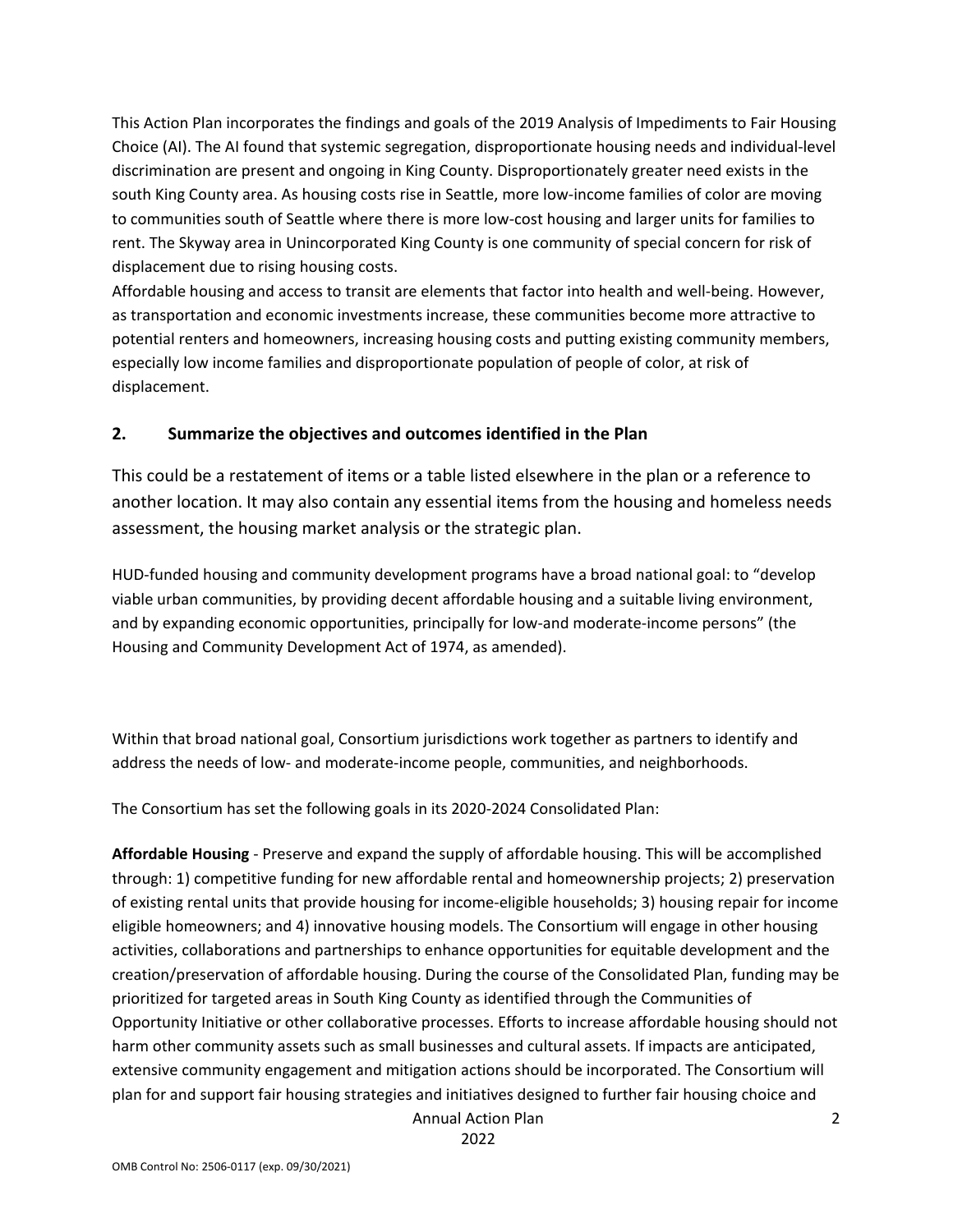This Action Plan incorporates the findings and goals of the 2019 Analysis of Impediments to Fair Housing Choice (AI). The AI found that systemic segregation, disproportionate housing needs and individual-level discrimination are present and ongoing in King County. Disproportionately greater need exists in the south King County area. As housing costs rise in Seattle, more low-income families of color are moving to communities south of Seattle where there is more low-cost housing and larger units for families to rent. The Skyway area in Unincorporated King County is one community of special concern for risk of displacement due to rising housing costs.

Affordable housing and access to transit are elements that factor into health and well-being. However, as transportation and economic investments increase, these communities become more attractive to potential renters and homeowners, increasing housing costs and putting existing community members, especially low income families and disproportionate population of people of color, at risk of displacement.

## 2. Summarize the objectives and outcomes identified in the Plan

This could be a restatement of items or a table listed elsewhere in the plan or a reference to another location. It may also contain any essential items from the housing and homeless needs assessment, the housing market analysis or the strategic plan.

HUD-funded housing and community development programs have a broad national goal: to "develop viable urban communities, by providing decent affordable housing and a suitable living environment, and by expanding economic opportunities, principally for low-and moderate-income persons" (the Housing and Community Development Act of 1974, as amended).

Within that broad national goal, Consortium jurisdictions work together as partners to identify and address the needs of low- and moderate-income people, communities, and neighborhoods.

The Consortium has set the following goals in its 2020-2024 Consolidated Plan:

**Affordable Housing** - Preserve and expand the supply of affordable housing. This will be accomplished through: 1) competitive funding for new affordable rental and homeownership projects; 2) preservation of existing rental units that provide housing for income-eligible households; 3) housing repair for income eligible homeowners; and 4) innovative housing models. The Consortium will engage in other housing activities, collaborations and partnerships to enhance opportunities for equitable development and the creation/preservation of affordable housing. During the course of the Consolidated Plan, funding may be prioritized for targeted areas in South King County as identified through the Communities of Opportunity Initiative or other collaborative processes. Efforts to increase affordable housing should not harm other community assets such as small businesses and cultural assets. If impacts are anticipated, extensive community engagement and mitigation actions should be incorporated. The Consortium will plan for and support fair housing strategies and initiatives designed to further fair housing choice and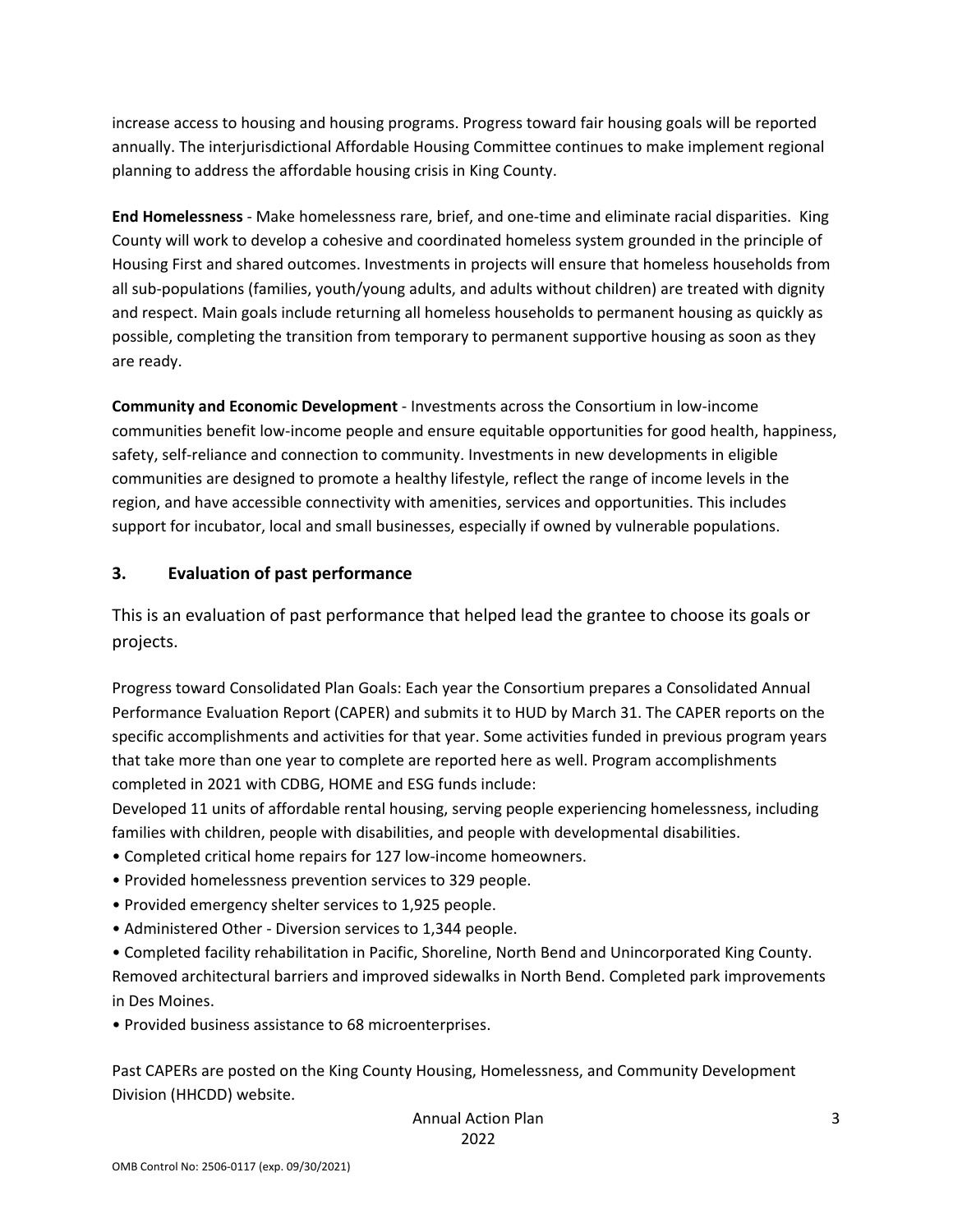increase access to housing and housing programs. Progress toward fair housing goals will be reported annually. The interjurisdictional Affordable Housing Committee continues to make implement regional planning to address the affordable housing crisis in King County.

**End Homelessness** - Make homelessness rare, brief, and one-time and eliminate racial disparities. King County will work to develop a cohesive and coordinated homeless system grounded in the principle of Housing First and shared outcomes. Investments in projects will ensure that homeless households from all sub-populations (families, youth/young adults, and adults without children) are treated with dignity and respect. Main goals include returning all homeless households to permanent housing as quickly as possible, completing the transition from temporary to permanent supportive housing as soon as they are ready.

**Community and Economic Development** - Investments across the Consortium in low-income communities benefit low-income people and ensure equitable opportunities for good health, happiness, safety, self-reliance and connection to community. Investments in new developments in eligible communities are designed to promote a healthy lifestyle, reflect the range of income levels in the region, and have accessible connectivity with amenities, services and opportunities. This includes support for incubator, local and small businesses, especially if owned by vulnerable populations.

### 3. Evaluation of past performance

This is an evaluation of past performance that helped lead the grantee to choose its goals or projects.

Progress toward Consolidated Plan Goals: Each year the Consortium prepares a Consolidated Annual Performance Evaluation Report (CAPER) and submits it to HUD by March 31. The CAPER reports on the specific accomplishments and activities for that year. Some activities funded in previous program years that take more than one year to complete are reported here as well. Program accomplishments completed in 2021 with CDBG, HOME and ESG funds include:

Developed 11 units of affordable rental housing, serving people experiencing homelessness, including families with children, people with disabilities, and people with developmental disabilities.

- Completed critical home repairs for 127 low-income homeowners.
- Provided homelessness prevention services to 329 people.
- Provided emergency shelter services to 1,925 people.
- Administered Other - Diversion services to 1,344 people.
- Completed facility rehabilitation in Pacific, Shoreline, North Bend and Unincorporated King County. Removed architectural barriers and improved sidewalks in North Bend. Completed park improvements in Des Moines.
- Provided business assistance to 68 microenterprises.

Past CAPERs are posted on the King County Housing, Homelessness, and Community Development Division (HHCDD) website.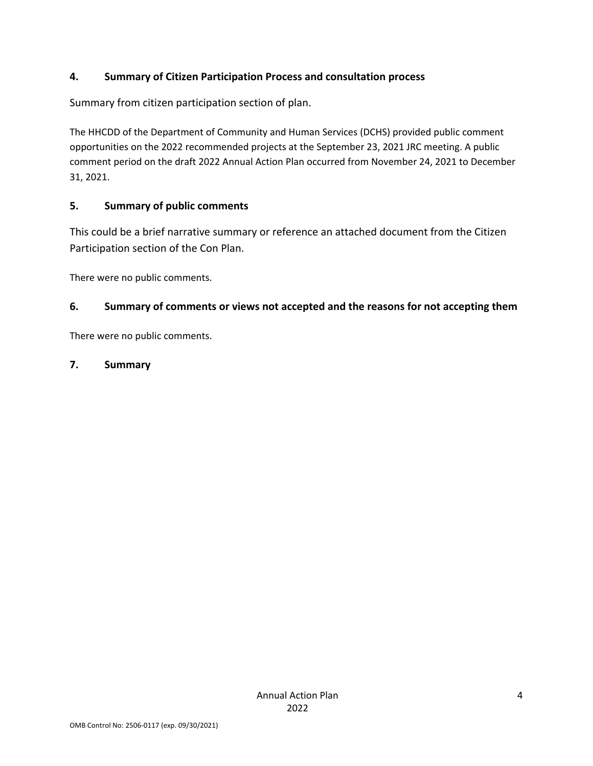### 4. Summary of Citizen Participation Process and consultation process

Summary from citizen participation section of plan.

The HHCDD of the Department of Community and Human Services (DCHS) provided public comment opportunities on the 2022 recommended projects at the September 23, 2021 JRC meeting. A public comment period on the draft 2022 Annual Action Plan occurred from November 24, 2021 to December 31, 2021.

### 5. Summary of public comments

This could be a brief narrative summary or reference an attached document from the Citizen Participation section of the Con Plan.

There were no public comments.

### 6. Summary of comments or views not accepted and the reasons for not accepting them

There were no public comments.

### 7. Summary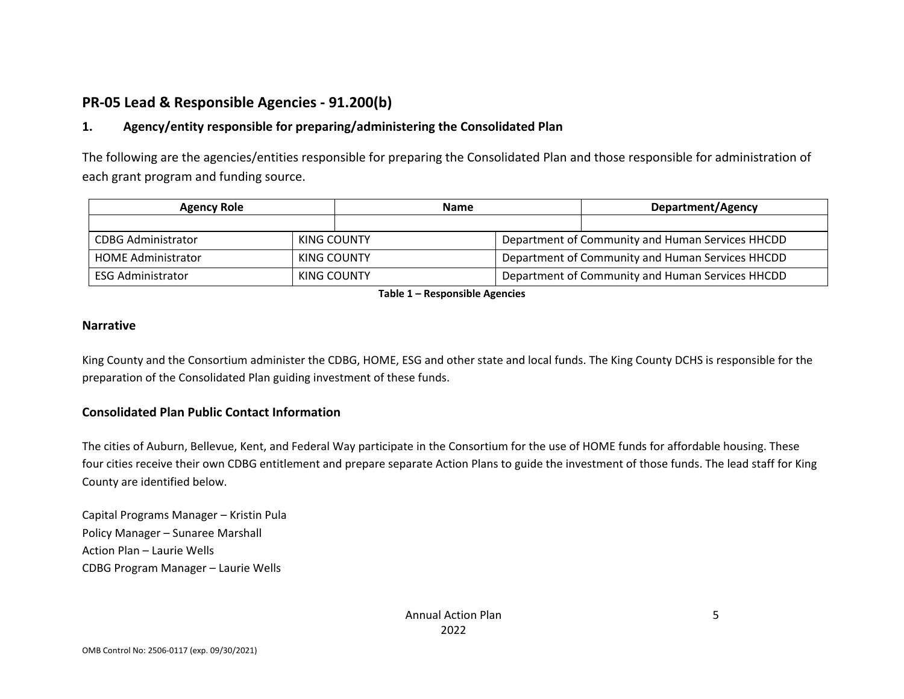## PR-05 Lead & Responsible Agencies - 91.200(b)

### 1. Agency/entity responsible for preparing/administering the Consolidated Plan

The following are the agencies/entities responsible for preparing the Consolidated Plan and those responsible for administration of each grant program and funding source.

| Agency Role | Name | Department/Agency |
|---|---|---|
| | | |
| CDBG Administrator | KING COUNTY | Department of Community and Human Services HHCDD |
| HOME Administrator | KING COUNTY | Department of Community and Human Services HHCDD |
| ESG Administrator | KING COUNTY | Department of Community and Human Services HHCDD |

**Table 1 – Responsible Agencies**

### Narrative

King County and the Consortium administer the CDBG, HOME, ESG and other state and local funds. The King County DCHS is responsible for the preparation of the Consolidated Plan guiding investment of these funds.

### Consolidated Plan Public Contact Information

The cities of Auburn, Bellevue, Kent, and Federal Way participate in the Consortium for the use of HOME funds for affordable housing. These four cities receive their own CDBG entitlement and prepare separate Action Plans to guide the investment of those funds. The lead staff for King County are identified below.

Capital Programs Manager – Kristin Pula
Policy Manager – Sunaree Marshall
Action Plan – Laurie Wells
CDBG Program Manager – Laurie Wells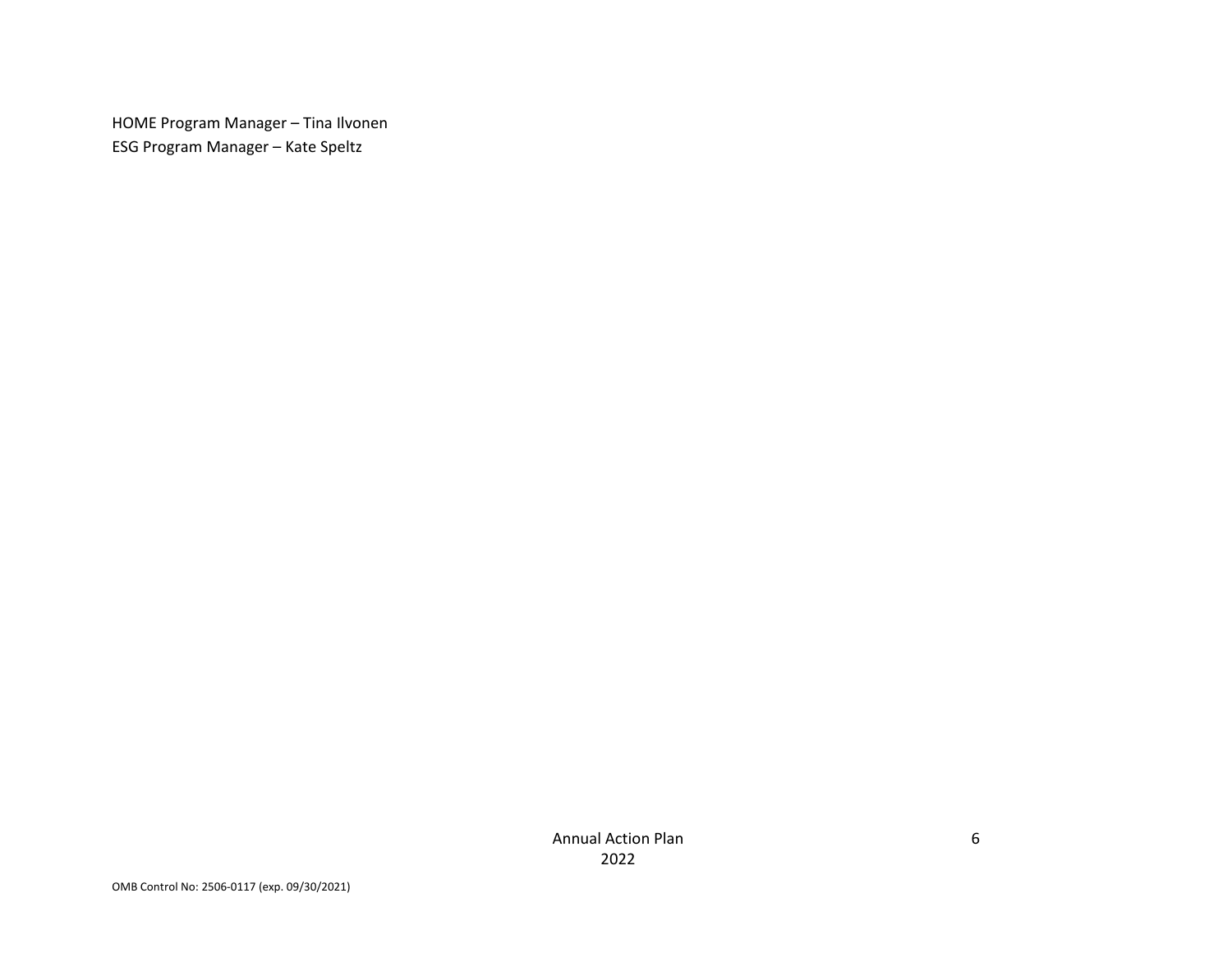HOME Program Manager – Tina Ilvonen
ESG Program Manager – Kate Speltz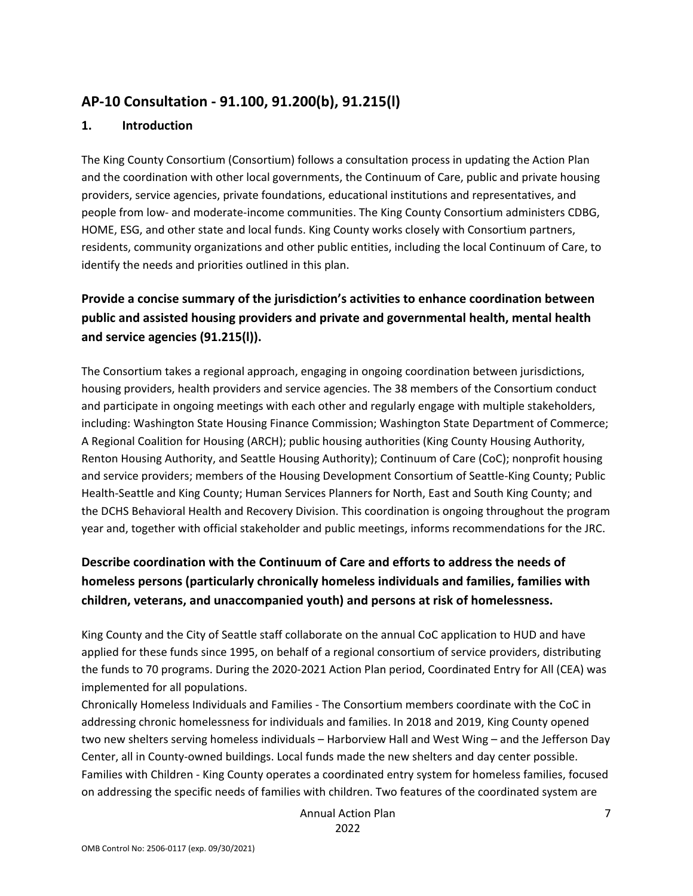## AP-10 Consultation - 91.100, 91.200(b), 91.215(l)

### 1. Introduction

The King County Consortium (Consortium) follows a consultation process in updating the Action Plan and the coordination with other local governments, the Continuum of Care, public and private housing providers, service agencies, private foundations, educational institutions and representatives, and people from low- and moderate-income communities. The King County Consortium administers CDBG, HOME, ESG, and other state and local funds. King County works closely with Consortium partners, residents, community organizations and other public entities, including the local Continuum of Care, to identify the needs and priorities outlined in this plan.

### Provide a concise summary of the jurisdiction's activities to enhance coordination between public and assisted housing providers and private and governmental health, mental health and service agencies (91.215(l)).

The Consortium takes a regional approach, engaging in ongoing coordination between jurisdictions, housing providers, health providers and service agencies. The 38 members of the Consortium conduct and participate in ongoing meetings with each other and regularly engage with multiple stakeholders, including: Washington State Housing Finance Commission; Washington State Department of Commerce; A Regional Coalition for Housing (ARCH); public housing authorities (King County Housing Authority, Renton Housing Authority, and Seattle Housing Authority); Continuum of Care (CoC); nonprofit housing and service providers; members of the Housing Development Consortium of Seattle-King County; Public Health-Seattle and King County; Human Services Planners for North, East and South King County; and the DCHS Behavioral Health and Recovery Division. This coordination is ongoing throughout the program year and, together with official stakeholder and public meetings, informs recommendations for the JRC.

### Describe coordination with the Continuum of Care and efforts to address the needs of homeless persons (particularly chronically homeless individuals and families, families with children, veterans, and unaccompanied youth) and persons at risk of homelessness.

King County and the City of Seattle staff collaborate on the annual CoC application to HUD and have applied for these funds since 1995, on behalf of a regional consortium of service providers, distributing the funds to 70 programs. During the 2020-2021 Action Plan period, Coordinated Entry for All (CEA) was implemented for all populations.

Chronically Homeless Individuals and Families - The Consortium members coordinate with the CoC in addressing chronic homelessness for individuals and families. In 2018 and 2019, King County opened two new shelters serving homeless individuals – Harborview Hall and West Wing – and the Jefferson Day Center, all in County-owned buildings. Local funds made the new shelters and day center possible.

Families with Children - King County operates a coordinated entry system for homeless families, focused on addressing the specific needs of families with children. Two features of the coordinated system are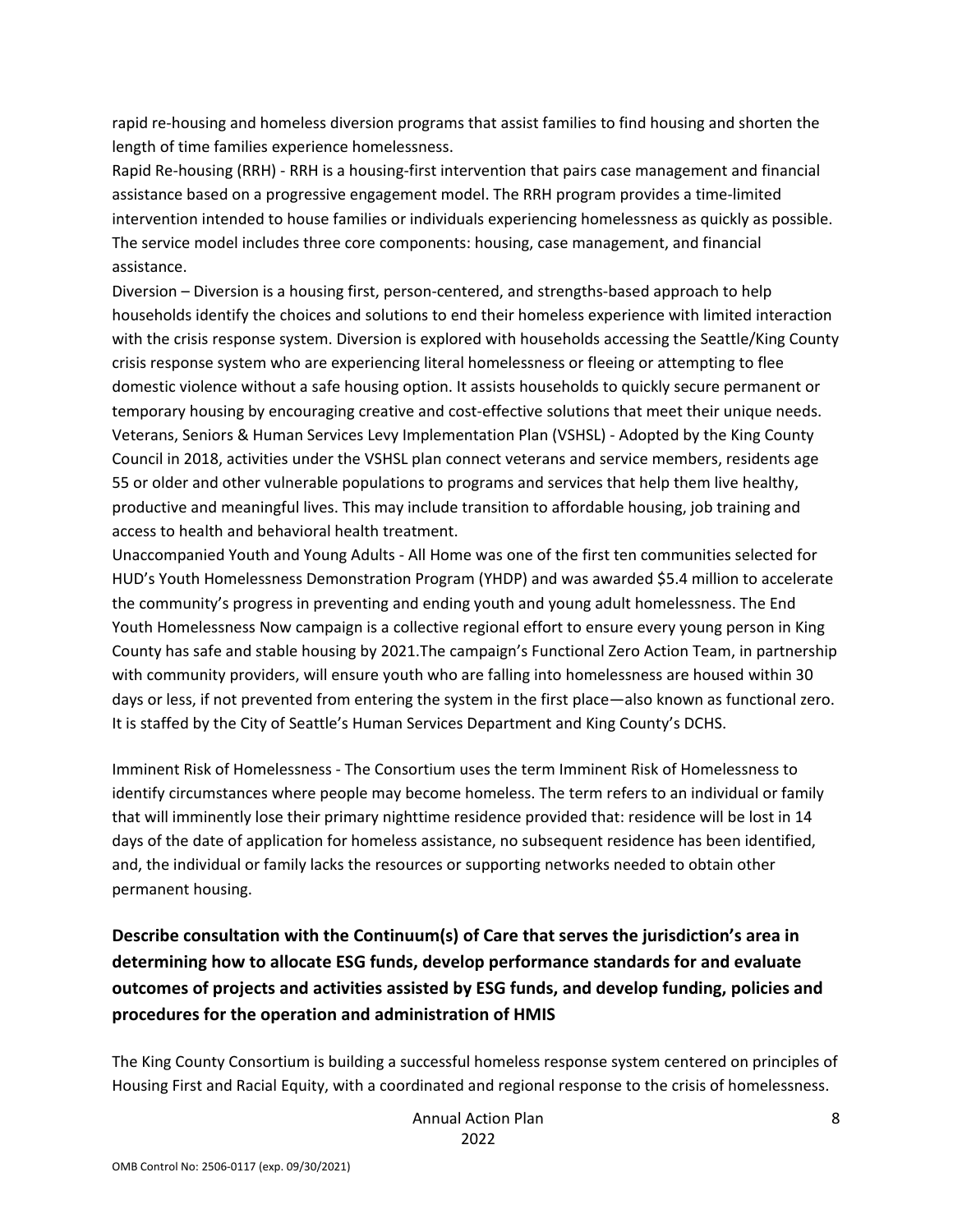rapid re-housing and homeless diversion programs that assist families to find housing and shorten the length of time families experience homelessness.

Rapid Re-housing (RRH) - RRH is a housing-first intervention that pairs case management and financial assistance based on a progressive engagement model. The RRH program provides a time-limited intervention intended to house families or individuals experiencing homelessness as quickly as possible. The service model includes three core components: housing, case management, and financial assistance.

Diversion – Diversion is a housing first, person-centered, and strengths-based approach to help households identify the choices and solutions to end their homeless experience with limited interaction with the crisis response system. Diversion is explored with households accessing the Seattle/King County crisis response system who are experiencing literal homelessness or fleeing or attempting to flee domestic violence without a safe housing option. It assists households to quickly secure permanent or temporary housing by encouraging creative and cost-effective solutions that meet their unique needs.

Veterans, Seniors & Human Services Levy Implementation Plan (VSHSL) - Adopted by the King County Council in 2018, activities under the VSHSL plan connect veterans and service members, residents age 55 or older and other vulnerable populations to programs and services that help them live healthy, productive and meaningful lives. This may include transition to affordable housing, job training and access to health and behavioral health treatment.

Unaccompanied Youth and Young Adults - All Home was one of the first ten communities selected for HUD's Youth Homelessness Demonstration Program (YHDP) and was awarded $5.4 million to accelerate the community's progress in preventing and ending youth and young adult homelessness. The End Youth Homelessness Now campaign is a collective regional effort to ensure every young person in King County has safe and stable housing by 2021.The campaign's Functional Zero Action Team, in partnership with community providers, will ensure youth who are falling into homelessness are housed within 30 days or less, if not prevented from entering the system in the first place—also known as functional zero. It is staffed by the City of Seattle's Human Services Department and King County's DCHS.

Imminent Risk of Homelessness - The Consortium uses the term Imminent Risk of Homelessness to identify circumstances where people may become homeless. The term refers to an individual or family that will imminently lose their primary nighttime residence provided that: residence will be lost in 14 days of the date of application for homeless assistance, no subsequent residence has been identified, and, the individual or family lacks the resources or supporting networks needed to obtain other permanent housing.

## Describe consultation with the Continuum(s) of Care that serves the jurisdiction's area in determining how to allocate ESG funds, develop performance standards for and evaluate outcomes of projects and activities assisted by ESG funds, and develop funding, policies and procedures for the operation and administration of HMIS

The King County Consortium is building a successful homeless response system centered on principles of Housing First and Racial Equity, with a coordinated and regional response to the crisis of homelessness.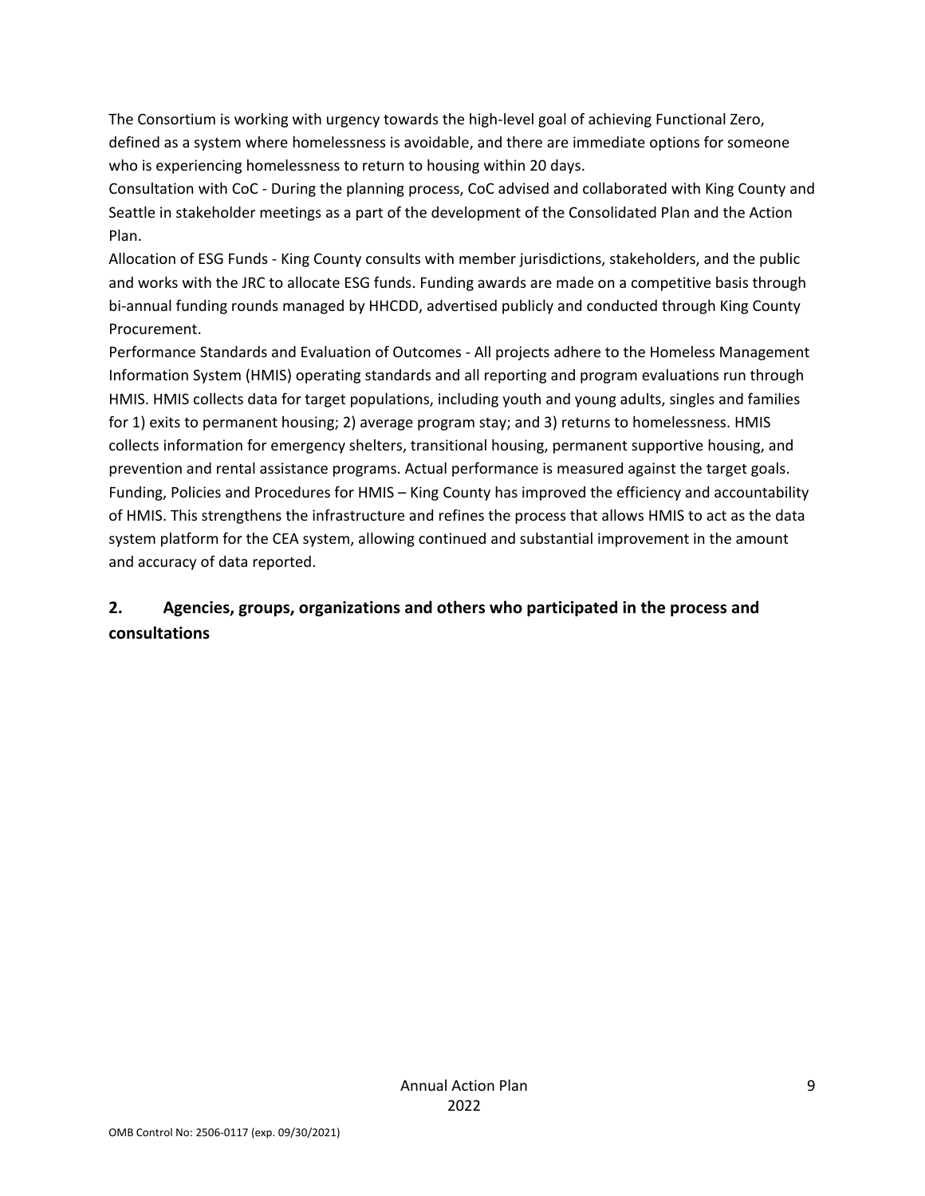The Consortium is working with urgency towards the high-level goal of achieving Functional Zero, defined as a system where homelessness is avoidable, and there are immediate options for someone who is experiencing homelessness to return to housing within 20 days.

Consultation with CoC - During the planning process, CoC advised and collaborated with King County and Seattle in stakeholder meetings as a part of the development of the Consolidated Plan and the Action Plan.

Allocation of ESG Funds - King County consults with member jurisdictions, stakeholders, and the public and works with the JRC to allocate ESG funds. Funding awards are made on a competitive basis through bi-annual funding rounds managed by HHCDD, advertised publicly and conducted through King County Procurement.

Performance Standards and Evaluation of Outcomes - All projects adhere to the Homeless Management Information System (HMIS) operating standards and all reporting and program evaluations run through HMIS. HMIS collects data for target populations, including youth and young adults, singles and families for 1) exits to permanent housing; 2) average program stay; and 3) returns to homelessness. HMIS collects information for emergency shelters, transitional housing, permanent supportive housing, and prevention and rental assistance programs. Actual performance is measured against the target goals.

Funding, Policies and Procedures for HMIS – King County has improved the efficiency and accountability of HMIS. This strengthens the infrastructure and refines the process that allows HMIS to act as the data system platform for the CEA system, allowing continued and substantial improvement in the amount and accuracy of data reported.

## 2. Agencies, groups, organizations and others who participated in the process and consultations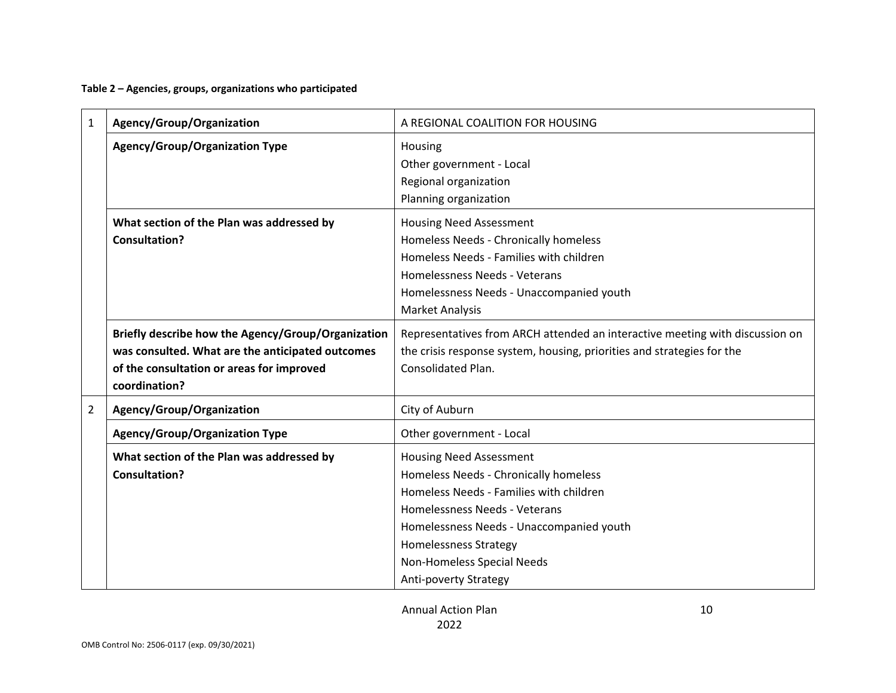**Table 2 – Agencies, groups, organizations who participated**

| | | |
|---|---|---|
| 1 | **Agency/Group/Organization** | A REGIONAL COALITION FOR HOUSING |
| | **Agency/Group/Organization Type** | Housing<br>Other government - Local<br>Regional organization<br>Planning organization |
| | **What section of the Plan was addressed by Consultation?** | Housing Need Assessment<br>Homeless Needs - Chronically homeless<br>Homeless Needs - Families with children<br>Homelessness Needs - Veterans<br>Homelessness Needs - Unaccompanied youth<br>Market Analysis |
| | **Briefly describe how the Agency/Group/Organization was consulted. What are the anticipated outcomes of the consultation or areas for improved coordination?** | Representatives from ARCH attended an interactive meeting with discussion on the crisis response system, housing, priorities and strategies for the Consolidated Plan. |
| 2 | **Agency/Group/Organization** | City of Auburn |
| | **Agency/Group/Organization Type** | Other government - Local |
| | **What section of the Plan was addressed by Consultation?** | Housing Need Assessment<br>Homeless Needs - Chronically homeless<br>Homeless Needs - Families with children<br>Homelessness Needs - Veterans<br>Homelessness Needs - Unaccompanied youth<br>Homelessness Strategy<br>Non-Homeless Special Needs<br>Anti-poverty Strategy |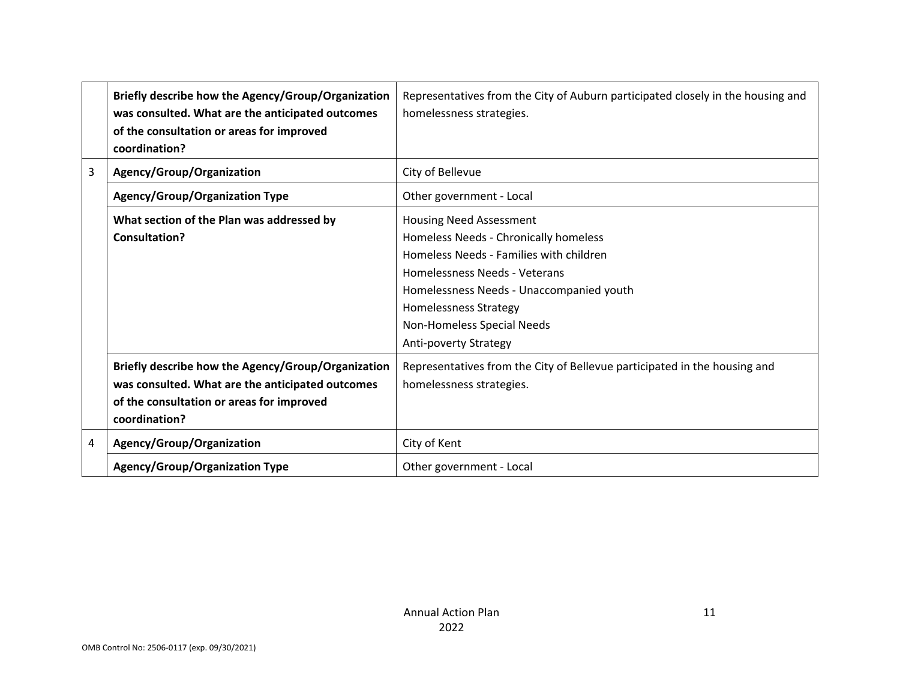| | | |
|---|---|---|
| | **Briefly describe how the Agency/Group/Organization was consulted. What are the anticipated outcomes of the consultation or areas for improved coordination?** | Representatives from the City of Auburn participated closely in the housing and homelessness strategies. |
| 3 | **Agency/Group/Organization** | City of Bellevue |
| | **Agency/Group/Organization Type** | Other government - Local |
| | **What section of the Plan was addressed by Consultation?** | Housing Need Assessment<br>Homeless Needs - Chronically homeless<br>Homeless Needs - Families with children<br>Homelessness Needs - Veterans<br>Homelessness Needs - Unaccompanied youth<br>Homelessness Strategy<br>Non-Homeless Special Needs<br>Anti-poverty Strategy |
| | **Briefly describe how the Agency/Group/Organization was consulted. What are the anticipated outcomes of the consultation or areas for improved coordination?** | Representatives from the City of Bellevue participated in the housing and homelessness strategies. |
| 4 | **Agency/Group/Organization** | City of Kent |
| | **Agency/Group/Organization Type** | Other government - Local |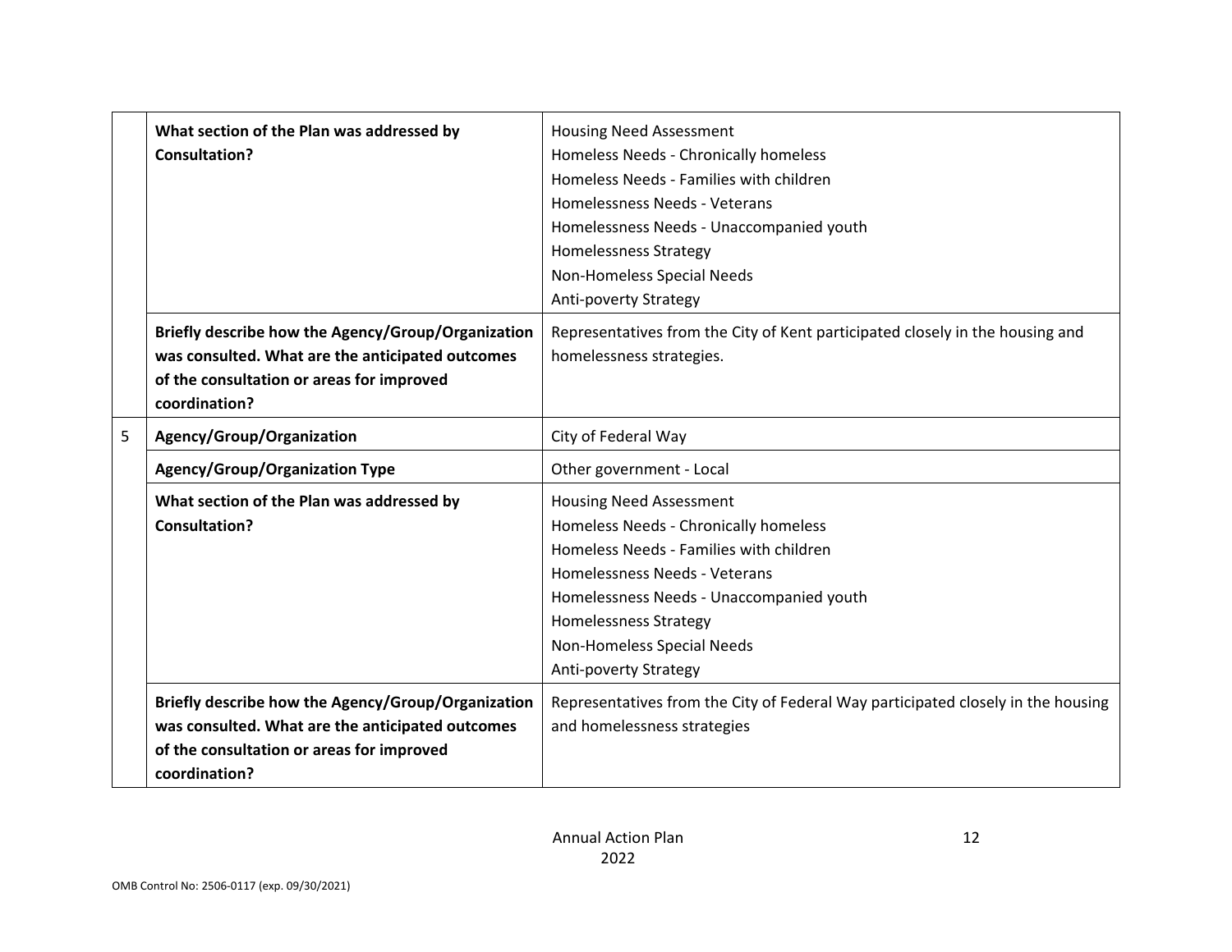| | | |
|---|---|---|
| | **What section of the Plan was addressed by Consultation?** | Housing Need Assessment<br>Homeless Needs - Chronically homeless<br>Homeless Needs - Families with children<br>Homelessness Needs - Veterans<br>Homelessness Needs - Unaccompanied youth<br>Homelessness Strategy<br>Non-Homeless Special Needs<br>Anti-poverty Strategy |
| | **Briefly describe how the Agency/Group/Organization was consulted. What are the anticipated outcomes of the consultation or areas for improved coordination?** | Representatives from the City of Kent participated closely in the housing and homelessness strategies. |
| 5 | **Agency/Group/Organization** | City of Federal Way |
| | **Agency/Group/Organization Type** | Other government - Local |
| | **What section of the Plan was addressed by Consultation?** | Housing Need Assessment<br>Homeless Needs - Chronically homeless<br>Homeless Needs - Families with children<br>Homelessness Needs - Veterans<br>Homelessness Needs - Unaccompanied youth<br>Homelessness Strategy<br>Non-Homeless Special Needs<br>Anti-poverty Strategy |
| | **Briefly describe how the Agency/Group/Organization was consulted. What are the anticipated outcomes of the consultation or areas for improved coordination?** | Representatives from the City of Federal Way participated closely in the housing and homelessness strategies |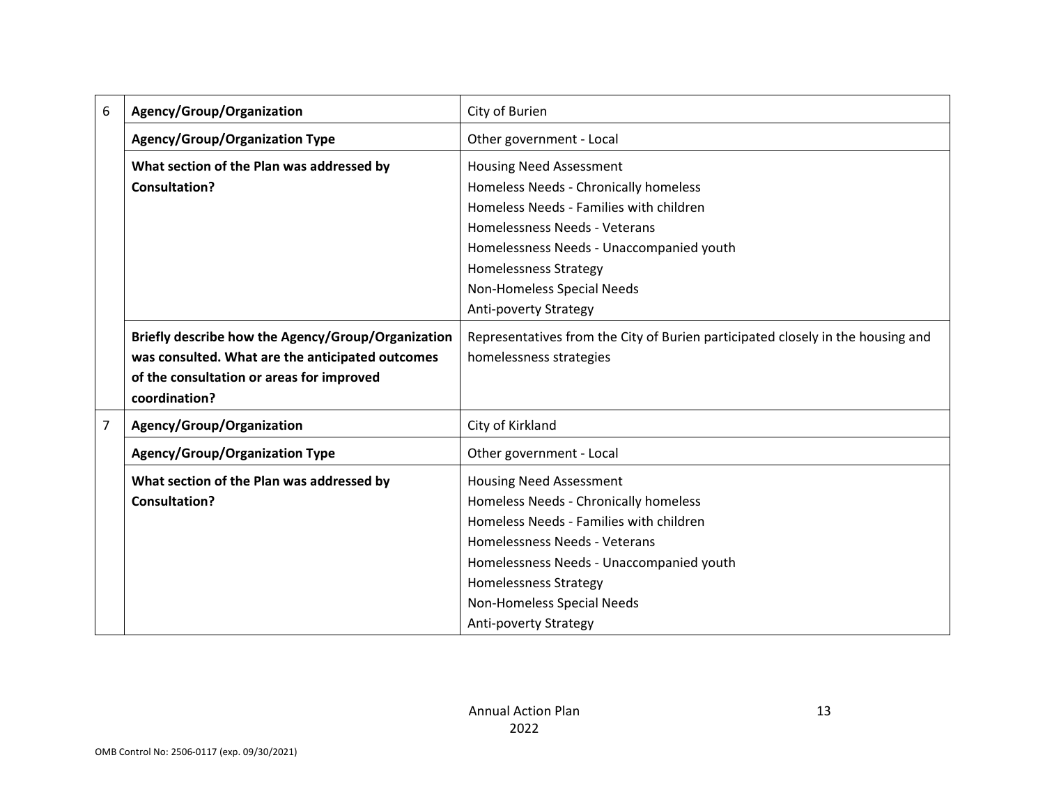| | | |
|---|---|---|
| 6 | **Agency/Group/Organization** | City of Burien |
| | **Agency/Group/Organization Type** | Other government - Local |
| | **What section of the Plan was addressed by Consultation?** | Housing Need Assessment<br>Homeless Needs - Chronically homeless<br>Homeless Needs - Families with children<br>Homelessness Needs - Veterans<br>Homelessness Needs - Unaccompanied youth<br>Homelessness Strategy<br>Non-Homeless Special Needs<br>Anti-poverty Strategy |
| | **Briefly describe how the Agency/Group/Organization was consulted. What are the anticipated outcomes of the consultation or areas for improved coordination?** | Representatives from the City of Burien participated closely in the housing and homelessness strategies |
| 7 | **Agency/Group/Organization** | City of Kirkland |
| | **Agency/Group/Organization Type** | Other government - Local |
| | **What section of the Plan was addressed by Consultation?** | Housing Need Assessment<br>Homeless Needs - Chronically homeless<br>Homeless Needs - Families with children<br>Homelessness Needs - Veterans<br>Homelessness Needs - Unaccompanied youth<br>Homelessness Strategy<br>Non-Homeless Special Needs<br>Anti-poverty Strategy |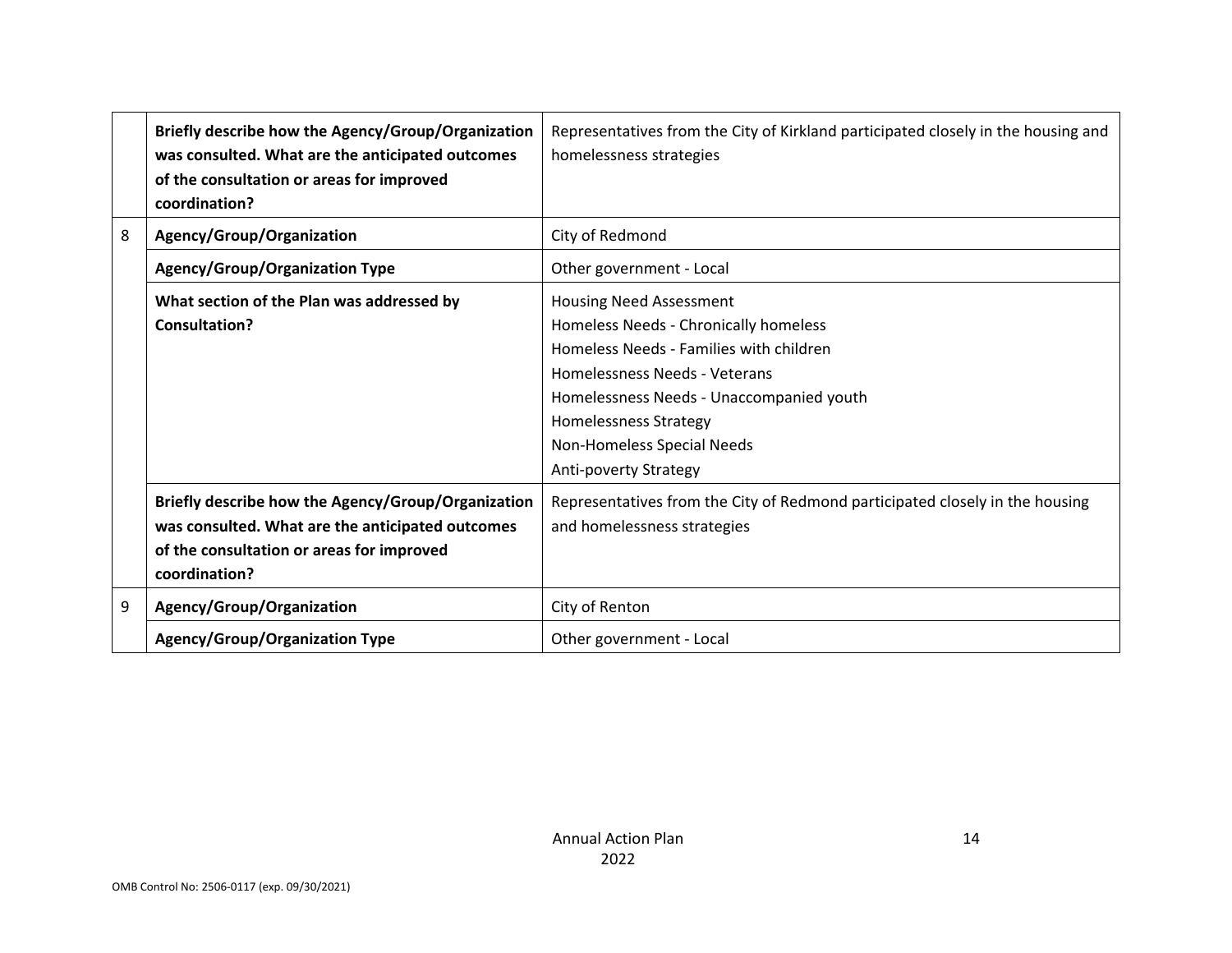| | | |
|---|---|---|
| | **Briefly describe how the Agency/Group/Organization was consulted. What are the anticipated outcomes of the consultation or areas for improved coordination?** | Representatives from the City of Kirkland participated closely in the housing and homelessness strategies |
| 8 | **Agency/Group/Organization** | City of Redmond |
| | **Agency/Group/Organization Type** | Other government - Local |
| | **What section of the Plan was addressed by Consultation?** | Housing Need Assessment<br>Homeless Needs - Chronically homeless<br>Homeless Needs - Families with children<br>Homelessness Needs - Veterans<br>Homelessness Needs - Unaccompanied youth<br>Homelessness Strategy<br>Non-Homeless Special Needs<br>Anti-poverty Strategy |
| | **Briefly describe how the Agency/Group/Organization was consulted. What are the anticipated outcomes of the consultation or areas for improved coordination?** | Representatives from the City of Redmond participated closely in the housing and homelessness strategies |
| 9 | **Agency/Group/Organization** | City of Renton |
| | **Agency/Group/Organization Type** | Other government - Local |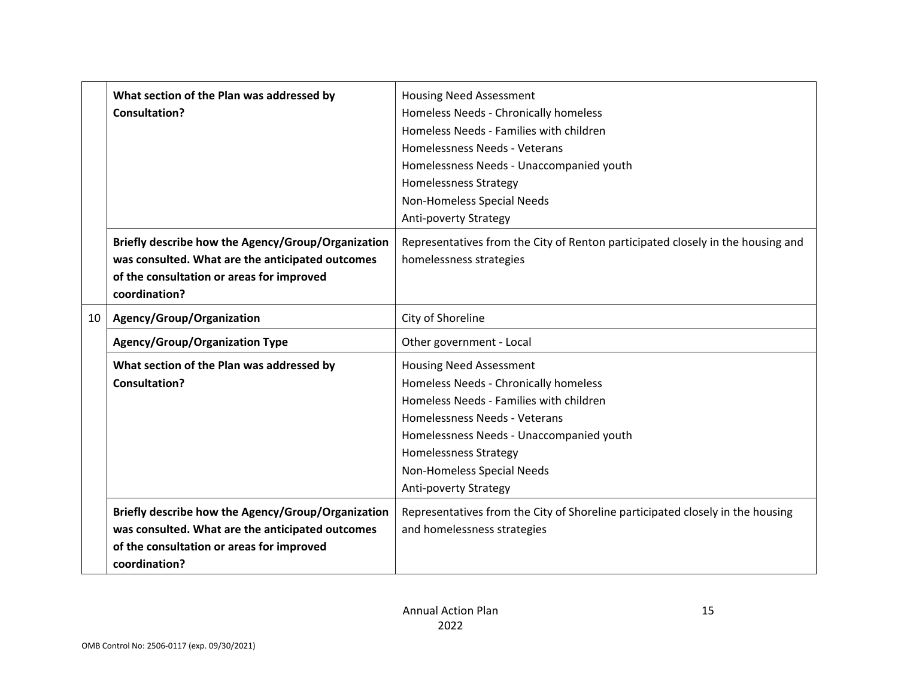| | | |
|---|---|---|
| | **What section of the Plan was addressed by Consultation?** | Housing Need Assessment<br>Homeless Needs - Chronically homeless<br>Homeless Needs - Families with children<br>Homelessness Needs - Veterans<br>Homelessness Needs - Unaccompanied youth<br>Homelessness Strategy<br>Non-Homeless Special Needs<br>Anti-poverty Strategy |
| | **Briefly describe how the Agency/Group/Organization was consulted. What are the anticipated outcomes of the consultation or areas for improved coordination?** | Representatives from the City of Renton participated closely in the housing and homelessness strategies |
| 10 | **Agency/Group/Organization** | City of Shoreline |
| | **Agency/Group/Organization Type** | Other government - Local |
| | **What section of the Plan was addressed by Consultation?** | Housing Need Assessment<br>Homeless Needs - Chronically homeless<br>Homeless Needs - Families with children<br>Homelessness Needs - Veterans<br>Homelessness Needs - Unaccompanied youth<br>Homelessness Strategy<br>Non-Homeless Special Needs<br>Anti-poverty Strategy |
| | **Briefly describe how the Agency/Group/Organization was consulted. What are the anticipated outcomes of the consultation or areas for improved coordination?** | Representatives from the City of Shoreline participated closely in the housing and homelessness strategies |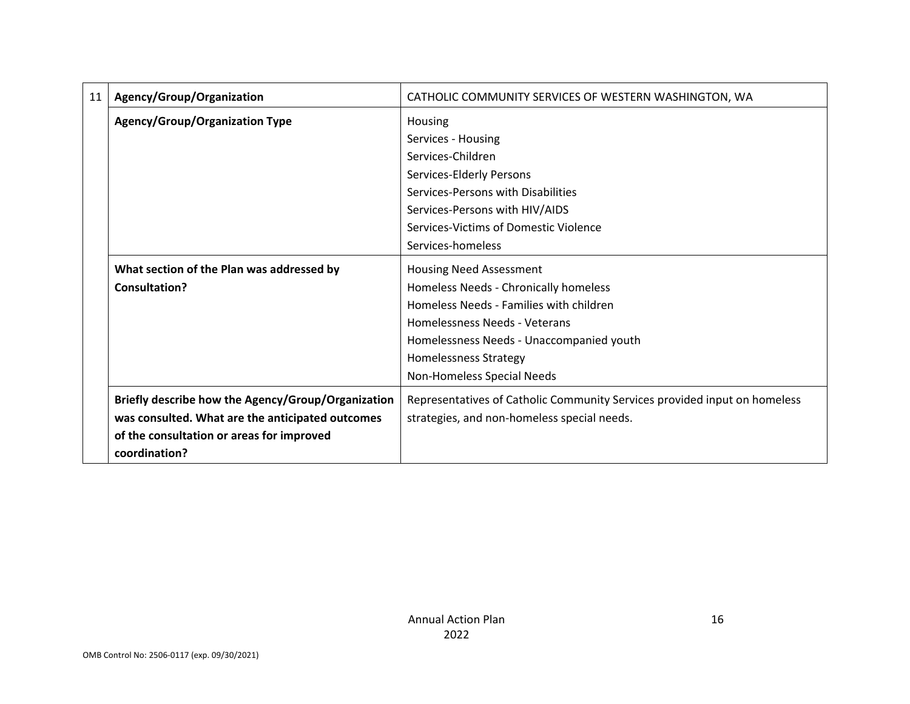| 11 | Agency/Group/Organization | CATHOLIC COMMUNITY SERVICES OF WESTERN WASHINGTON, WA |
|---|---|---|
| | **Agency/Group/Organization Type** | Housing<br>Services - Housing<br>Services-Children<br>Services-Elderly Persons<br>Services-Persons with Disabilities<br>Services-Persons with HIV/AIDS<br>Services-Victims of Domestic Violence<br>Services-homeless |
| | **What section of the Plan was addressed by Consultation?** | Housing Need Assessment<br>Homeless Needs - Chronically homeless<br>Homeless Needs - Families with children<br>Homelessness Needs - Veterans<br>Homelessness Needs - Unaccompanied youth<br>Homelessness Strategy<br>Non-Homeless Special Needs |
| | **Briefly describe how the Agency/Group/Organization was consulted. What are the anticipated outcomes of the consultation or areas for improved coordination?** | Representatives of Catholic Community Services provided input on homeless strategies, and non-homeless special needs. |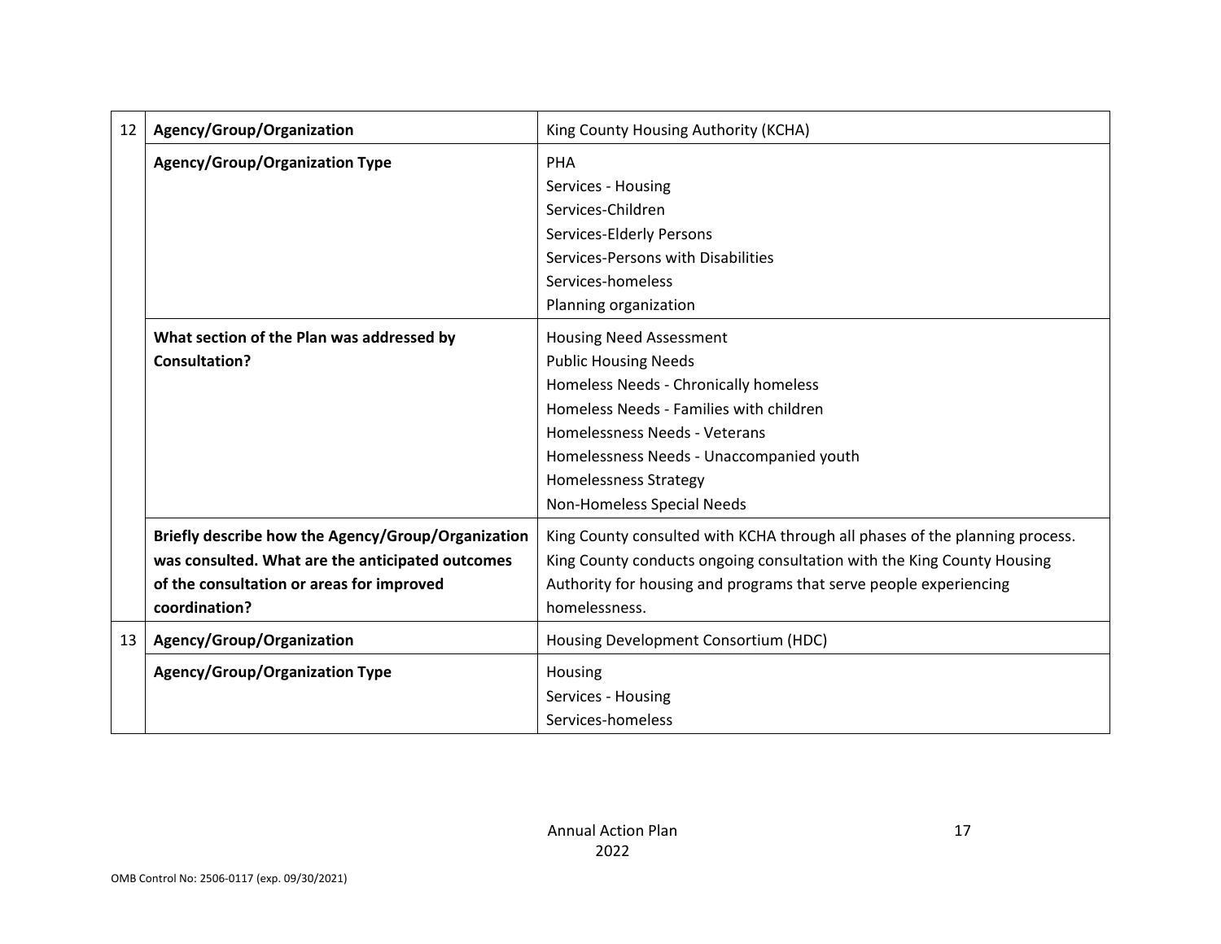| | | |
|---|---|---|
| 12 | **Agency/Group/Organization** | King County Housing Authority (KCHA) |
| | **Agency/Group/Organization Type** | PHA<br>Services - Housing<br>Services-Children<br>Services-Elderly Persons<br>Services-Persons with Disabilities<br>Services-homeless<br>Planning organization |
| | **What section of the Plan was addressed by Consultation?** | Housing Need Assessment<br>Public Housing Needs<br>Homeless Needs - Chronically homeless<br>Homeless Needs - Families with children<br>Homelessness Needs - Veterans<br>Homelessness Needs - Unaccompanied youth<br>Homelessness Strategy<br>Non-Homeless Special Needs |
| | **Briefly describe how the Agency/Group/Organization was consulted. What are the anticipated outcomes of the consultation or areas for improved coordination?** | King County consulted with KCHA through all phases of the planning process. King County conducts ongoing consultation with the King County Housing Authority for housing and programs that serve people experiencing homelessness. |
| 13 | **Agency/Group/Organization** | Housing Development Consortium (HDC) |
| | **Agency/Group/Organization Type** | Housing<br>Services - Housing<br>Services-homeless |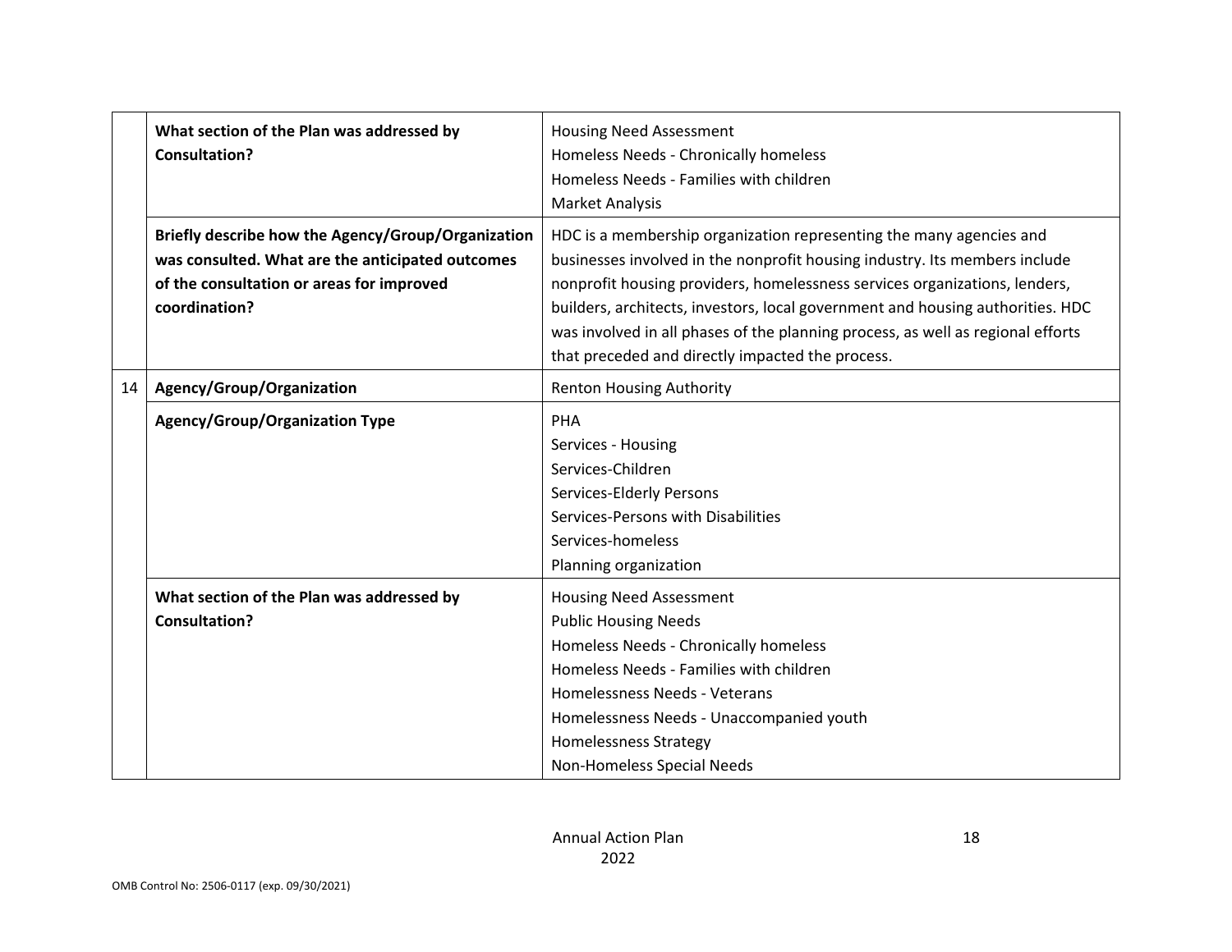| | | |
|---|---|---|
| | **What section of the Plan was addressed by Consultation?** | Housing Need Assessment<br>Homeless Needs - Chronically homeless<br>Homeless Needs - Families with children<br>Market Analysis |
| | **Briefly describe how the Agency/Group/Organization was consulted. What are the anticipated outcomes of the consultation or areas for improved coordination?** | HDC is a membership organization representing the many agencies and businesses involved in the nonprofit housing industry. Its members include nonprofit housing providers, homelessness services organizations, lenders, builders, architects, investors, local government and housing authorities. HDC was involved in all phases of the planning process, as well as regional efforts that preceded and directly impacted the process. |
| 14 | **Agency/Group/Organization** | Renton Housing Authority |
| | **Agency/Group/Organization Type** | PHA<br>Services - Housing<br>Services-Children<br>Services-Elderly Persons<br>Services-Persons with Disabilities<br>Services-homeless<br>Planning organization |
| | **What section of the Plan was addressed by Consultation?** | Housing Need Assessment<br>Public Housing Needs<br>Homeless Needs - Chronically homeless<br>Homeless Needs - Families with children<br>Homelessness Needs - Veterans<br>Homelessness Needs - Unaccompanied youth<br>Homelessness Strategy<br>Non-Homeless Special Needs |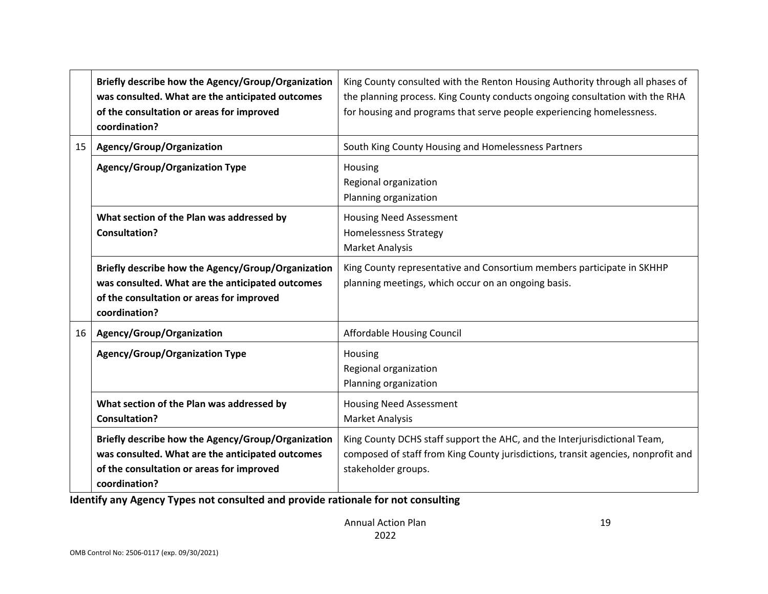| | | |
|---|---|---|
| | **Briefly describe how the Agency/Group/Organization was consulted. What are the anticipated outcomes of the consultation or areas for improved coordination?** | King County consulted with the Renton Housing Authority through all phases of the planning process. King County conducts ongoing consultation with the RHA for housing and programs that serve people experiencing homelessness. |
| 15 | **Agency/Group/Organization** | South King County Housing and Homelessness Partners |
| | **Agency/Group/Organization Type** | Housing<br>Regional organization<br>Planning organization |
| | **What section of the Plan was addressed by Consultation?** | Housing Need Assessment<br>Homelessness Strategy<br>Market Analysis |
| | **Briefly describe how the Agency/Group/Organization was consulted. What are the anticipated outcomes of the consultation or areas for improved coordination?** | King County representative and Consortium members participate in SKHHP planning meetings, which occur on an ongoing basis. |
| 16 | **Agency/Group/Organization** | Affordable Housing Council |
| | **Agency/Group/Organization Type** | Housing<br>Regional organization<br>Planning organization |
| | **What section of the Plan was addressed by Consultation?** | Housing Need Assessment<br>Market Analysis |
| | **Briefly describe how the Agency/Group/Organization was consulted. What are the anticipated outcomes of the consultation or areas for improved coordination?** | King County DCHS staff support the AHC, and the Interjurisdictional Team, composed of staff from King County jurisdictions, transit agencies, nonprofit and stakeholder groups. |

**Identify any Agency Types not consulted and provide rationale for not consulting**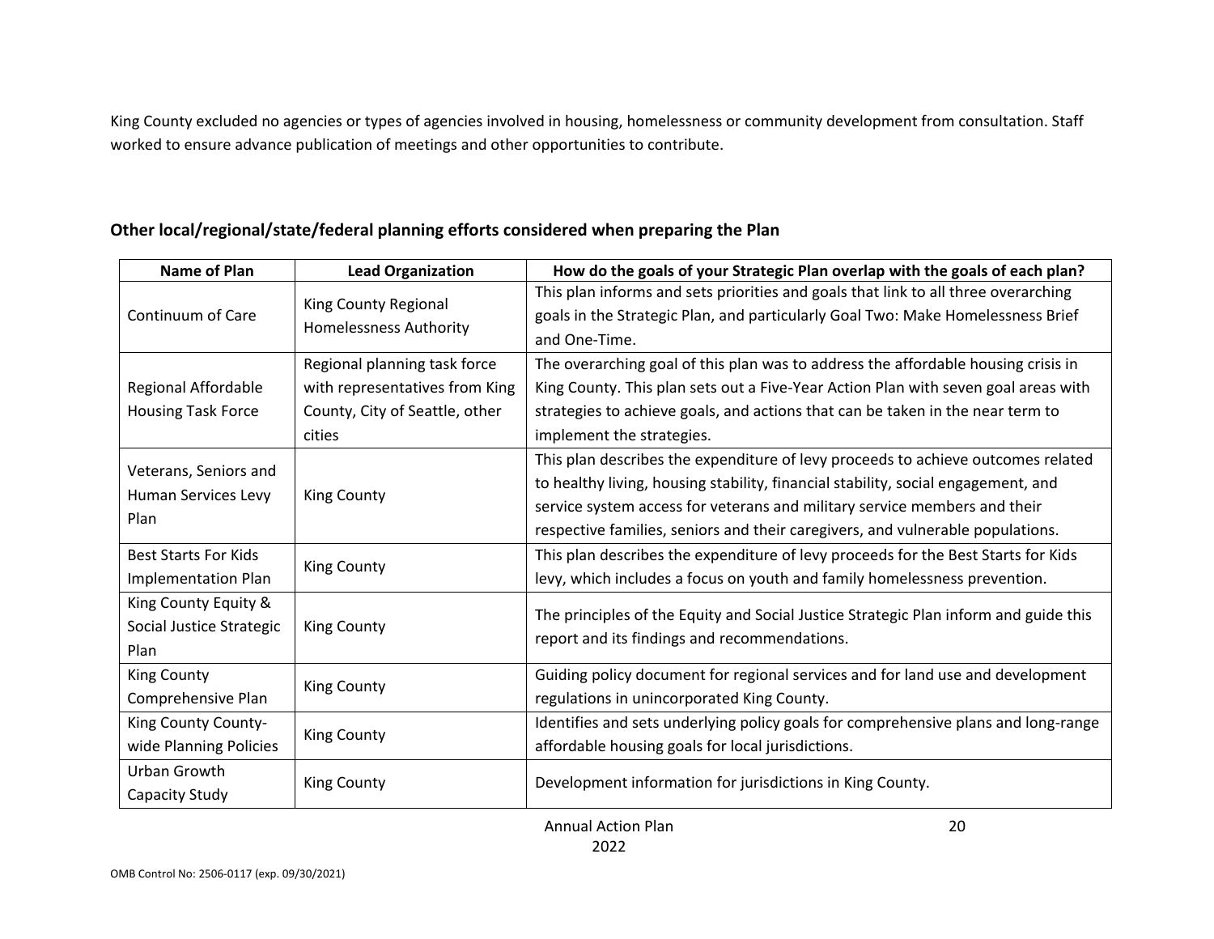King County excluded no agencies or types of agencies involved in housing, homelessness or community development from consultation. Staff worked to ensure advance publication of meetings and other opportunities to contribute.

**Other local/regional/state/federal planning efforts considered when preparing the Plan**

| Name of Plan | Lead Organization | How do the goals of your Strategic Plan overlap with the goals of each plan? |
|---|---|---|
| Continuum of Care | King County Regional Homelessness Authority | This plan informs and sets priorities and goals that link to all three overarching goals in the Strategic Plan, and particularly Goal Two: Make Homelessness Brief and One-Time. |
| Regional Affordable Housing Task Force | Regional planning task force with representatives from King County, City of Seattle, other cities | The overarching goal of this plan was to address the affordable housing crisis in King County. This plan sets out a Five-Year Action Plan with seven goal areas with strategies to achieve goals, and actions that can be taken in the near term to implement the strategies. |
| Veterans, Seniors and Human Services Levy Plan | King County | This plan describes the expenditure of levy proceeds to achieve outcomes related to healthy living, housing stability, financial stability, social engagement, and service system access for veterans and military service members and their respective families, seniors and their caregivers, and vulnerable populations. |
| Best Starts For Kids Implementation Plan | King County | This plan describes the expenditure of levy proceeds for the Best Starts for Kids levy, which includes a focus on youth and family homelessness prevention. |
| King County Equity & Social Justice Strategic Plan | King County | The principles of the Equity and Social Justice Strategic Plan inform and guide this report and its findings and recommendations. |
| King County Comprehensive Plan | King County | Guiding policy document for regional services and for land use and development regulations in unincorporated King County. |
| King County County-wide Planning Policies | King County | Identifies and sets underlying policy goals for comprehensive plans and long-range affordable housing goals for local jurisdictions. |
| Urban Growth Capacity Study | King County | Development information for jurisdictions in King County. |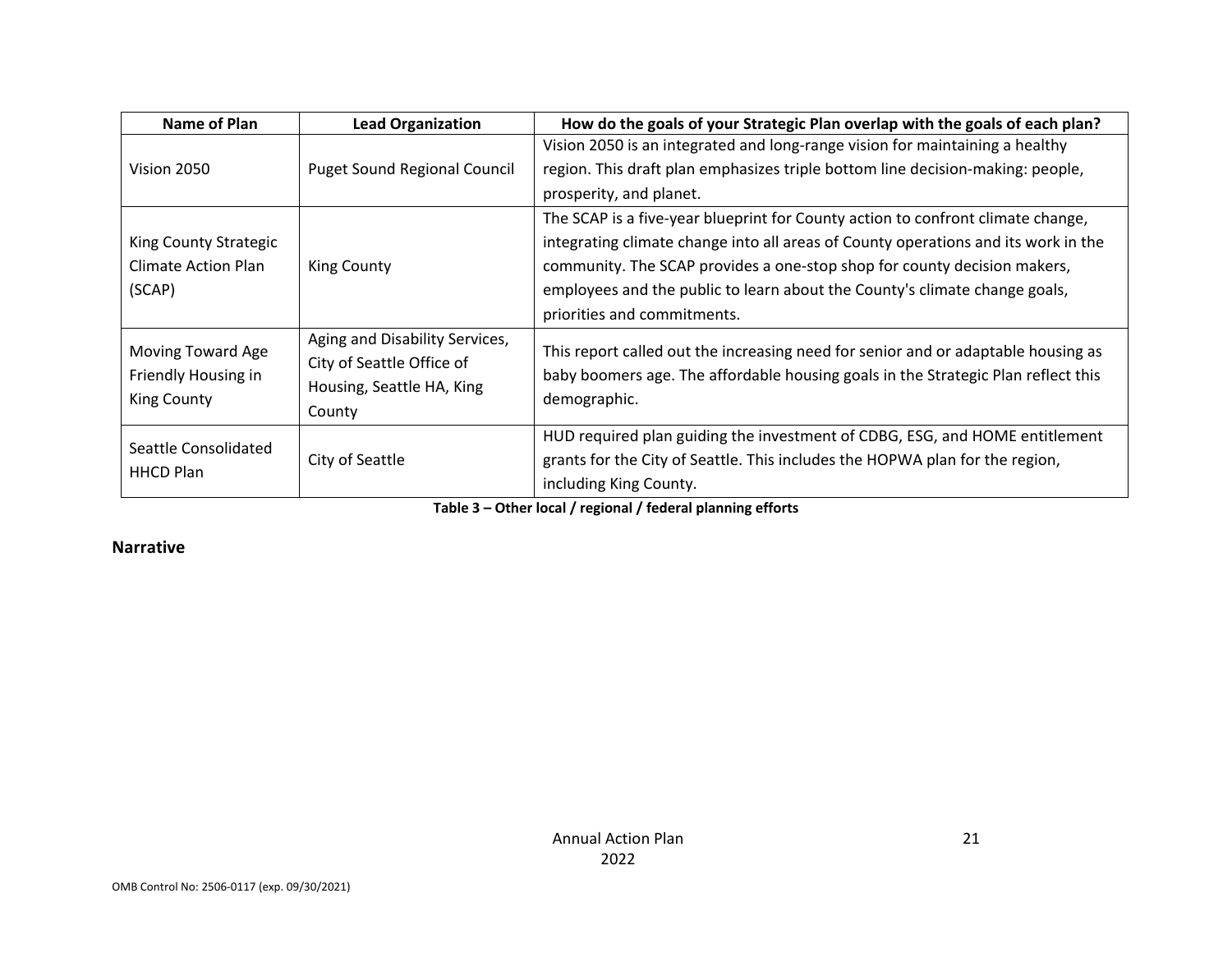| Name of Plan | Lead Organization | How do the goals of your Strategic Plan overlap with the goals of each plan? |
| --- | --- | --- |
| Vision 2050 | Puget Sound Regional Council | Vision 2050 is an integrated and long-range vision for maintaining a healthy region. This draft plan emphasizes triple bottom line decision-making: people, prosperity, and planet. |
| King County Strategic Climate Action Plan (SCAP) | King County | The SCAP is a five-year blueprint for County action to confront climate change, integrating climate change into all areas of County operations and its work in the community. The SCAP provides a one-stop shop for county decision makers, employees and the public to learn about the County's climate change goals, priorities and commitments. |
| Moving Toward Age Friendly Housing in King County | Aging and Disability Services, City of Seattle Office of Housing, Seattle HA, King County | This report called out the increasing need for senior and or adaptable housing as baby boomers age. The affordable housing goals in the Strategic Plan reflect this demographic. |
| Seattle Consolidated HHCD Plan | City of Seattle | HUD required plan guiding the investment of CDBG, ESG, and HOME entitlement grants for the City of Seattle. This includes the HOPWA plan for the region, including King County. |

**Table 3 – Other local / regional / federal planning efforts**

**Narrative**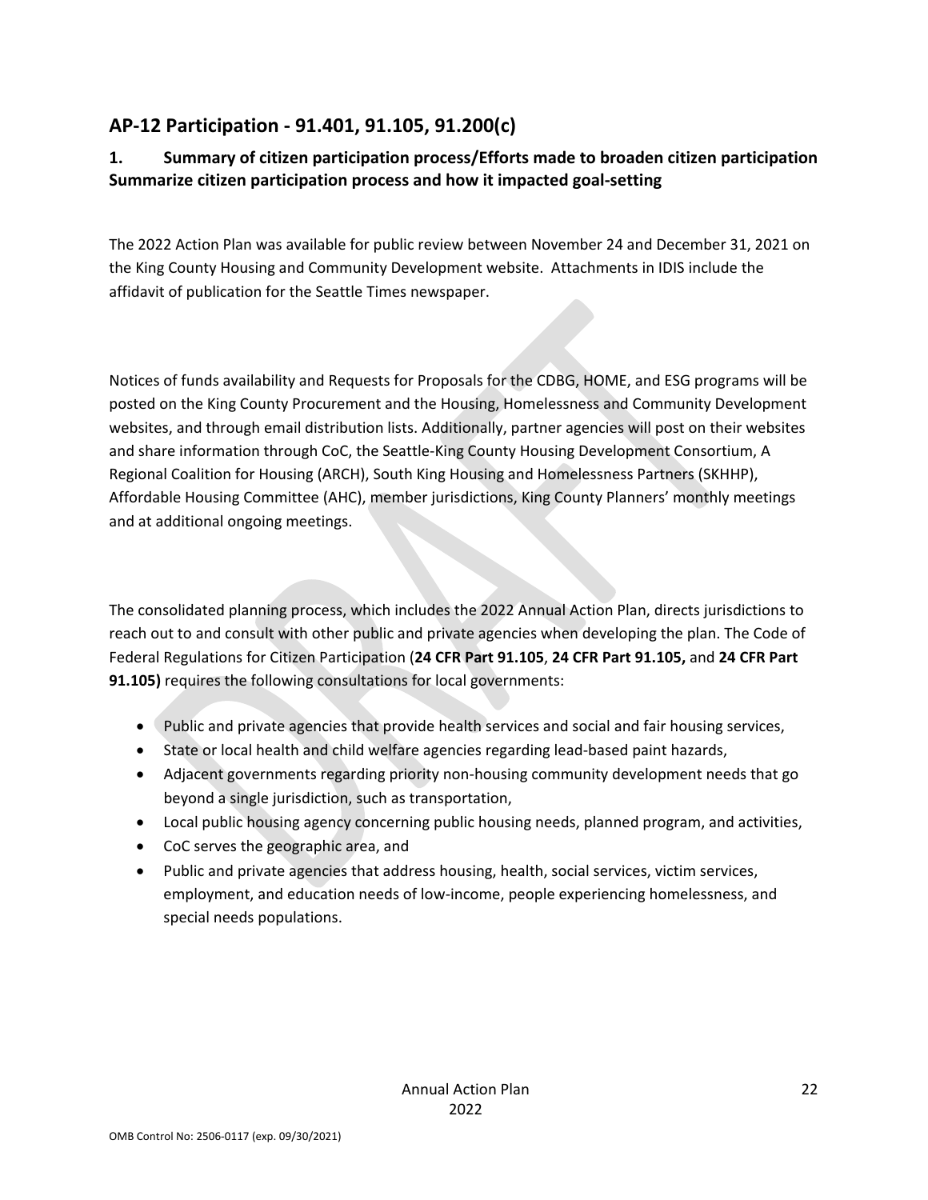## AP-12 Participation - 91.401, 91.105, 91.200(c)

### 1. Summary of citizen participation process/Efforts made to broaden citizen participation Summarize citizen participation process and how it impacted goal-setting

The 2022 Action Plan was available for public review between November 24 and December 31, 2021 on the King County Housing and Community Development website. Attachments in IDIS include the affidavit of publication for the Seattle Times newspaper.

Notices of funds availability and Requests for Proposals for the CDBG, HOME, and ESG programs will be posted on the King County Procurement and the Housing, Homelessness and Community Development websites, and through email distribution lists. Additionally, partner agencies will post on their websites and share information through CoC, the Seattle-King County Housing Development Consortium, A Regional Coalition for Housing (ARCH), South King Housing and Homelessness Partners (SKHHP), Affordable Housing Committee (AHC), member jurisdictions, King County Planners' monthly meetings and at additional ongoing meetings.

The consolidated planning process, which includes the 2022 Annual Action Plan, directs jurisdictions to reach out to and consult with other public and private agencies when developing the plan. The Code of Federal Regulations for Citizen Participation (**24 CFR Part 91.105**, **24 CFR Part 91.105,** and **24 CFR Part 91.105)** requires the following consultations for local governments:

- Public and private agencies that provide health services and social and fair housing services,
- State or local health and child welfare agencies regarding lead-based paint hazards,
- Adjacent governments regarding priority non-housing community development needs that go beyond a single jurisdiction, such as transportation,
- Local public housing agency concerning public housing needs, planned program, and activities,
- CoC serves the geographic area, and
- Public and private agencies that address housing, health, social services, victim services, employment, and education needs of low-income, people experiencing homelessness, and special needs populations.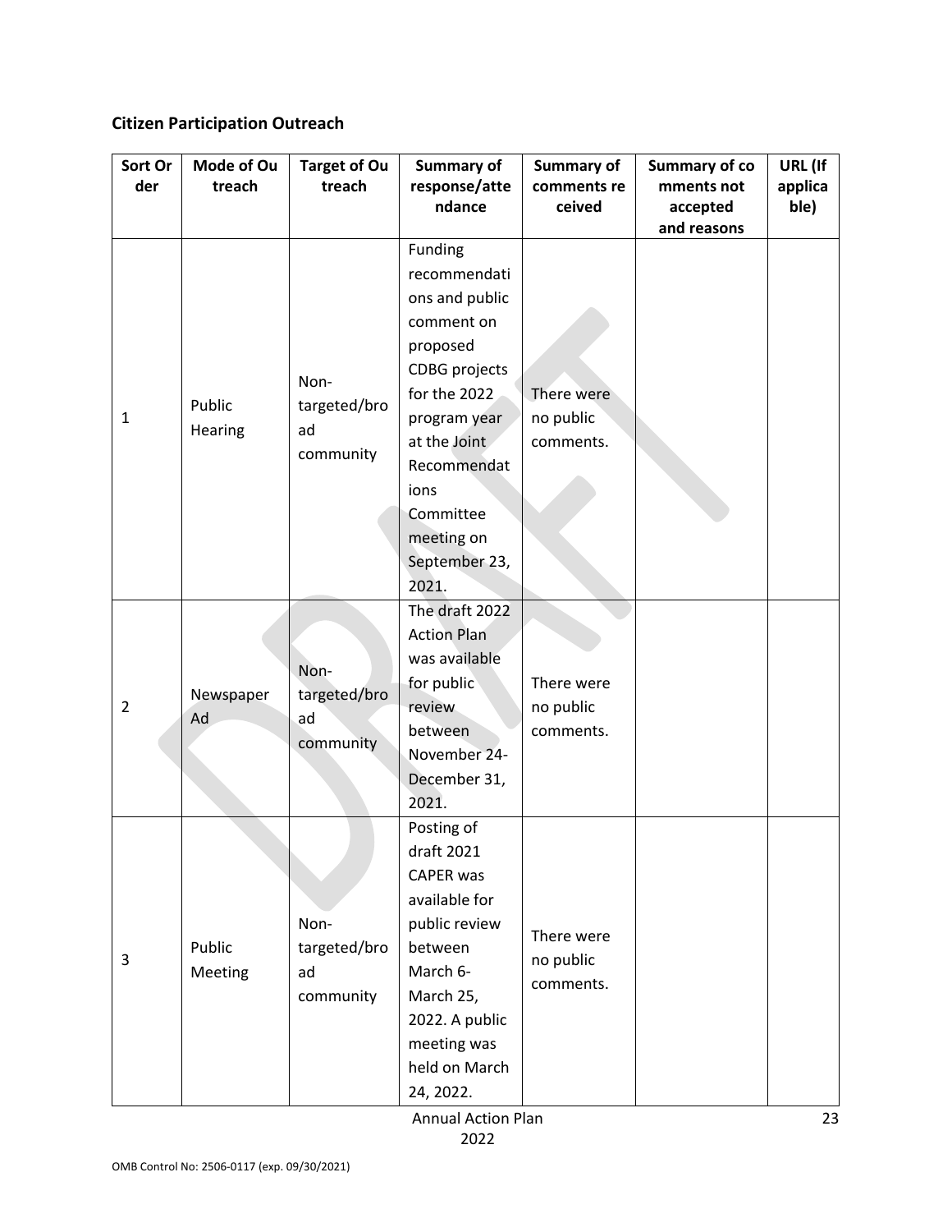## Citizen Participation Outreach

| Sort Order | Mode of Outreach | Target of Outreach | Summary of response/attendance | Summary of comments received | Summary of comments not accepted and reasons | URL (If applicable) |
|---|---|---|---|---|---|---|
| 1 | Public Hearing | Non-targeted/broad community | Funding recommendations and public comment on proposed CDBG projects for the 2022 program year at the Joint Recommendations Committee meeting on September 23, 2021. | There were no public comments. | | |
| 2 | Newspaper Ad | Non-targeted/broad community | The draft 2022 Action Plan was available for public review between November 24-December 31, 2021. | There were no public comments. | | |
| 3 | Public Meeting | Non-targeted/broad community | Posting of draft 2021 CAPER was available for public review between March 6-March 25, 2022. A public meeting was held on March 24, 2022. | There were no public comments. | | |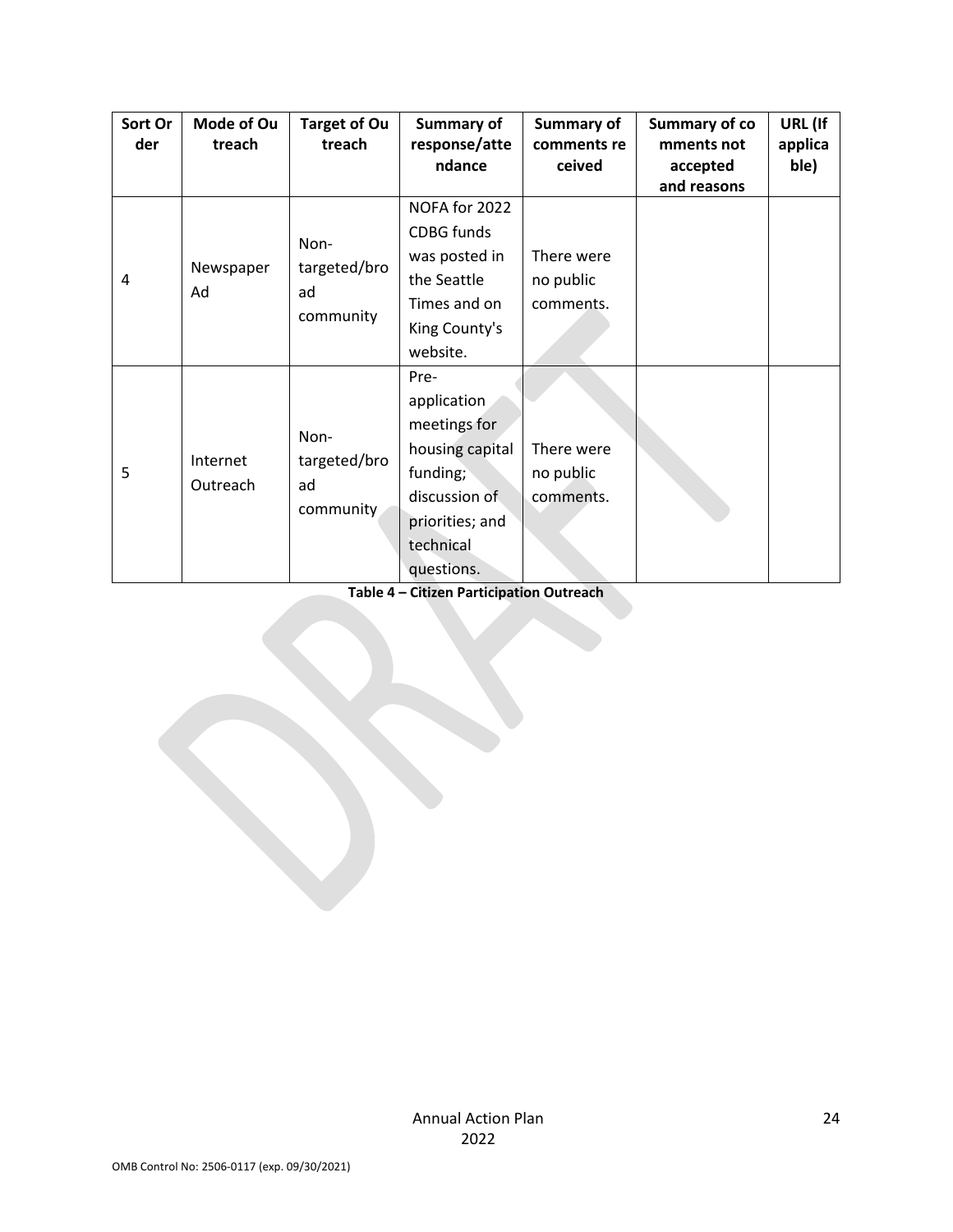| Sort Order | Mode of Outreach | Target of Outreach | Summary of response/attendance | Summary of comments received | Summary of comments not accepted and reasons | URL (If applicable) |
|---|---|---|---|---|---|---|
| 4 | Newspaper Ad | Non-targeted/broad community | NOFA for 2022 CDBG funds was posted in the Seattle Times and on King County's website. | There were no public comments. | | |
| 5 | Internet Outreach | Non-targeted/broad community | Pre-application meetings for housing capital funding; discussion of priorities; and technical questions. | There were no public comments. | | |

**Table 4 – Citizen Participation Outreach**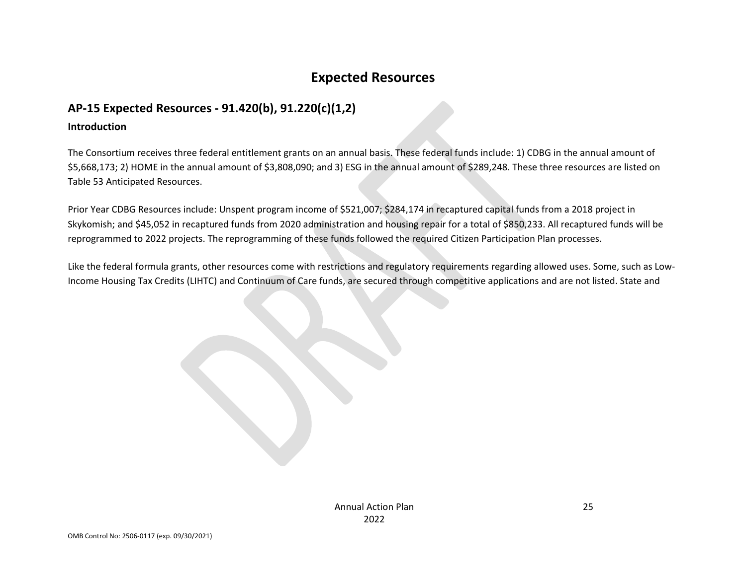# Expected Resources

## AP-15 Expected Resources - 91.420(b), 91.220(c)(1,2)

### Introduction

The Consortium receives three federal entitlement grants on an annual basis. These federal funds include: 1) CDBG in the annual amount of $5,668,173; 2) HOME in the annual amount of $3,808,090; and 3) ESG in the annual amount of $289,248. These three resources are listed on Table 53 Anticipated Resources.

Prior Year CDBG Resources include: Unspent program income of $521,007; $284,174 in recaptured capital funds from a 2018 project in Skykomish; and $45,052 in recaptured funds from 2020 administration and housing repair for a total of $850,233. All recaptured funds will be reprogrammed to 2022 projects. The reprogramming of these funds followed the required Citizen Participation Plan processes.

Like the federal formula grants, other resources come with restrictions and regulatory requirements regarding allowed uses. Some, such as Low-Income Housing Tax Credits (LIHTC) and Continuum of Care funds, are secured through competitive applications and are not listed. State and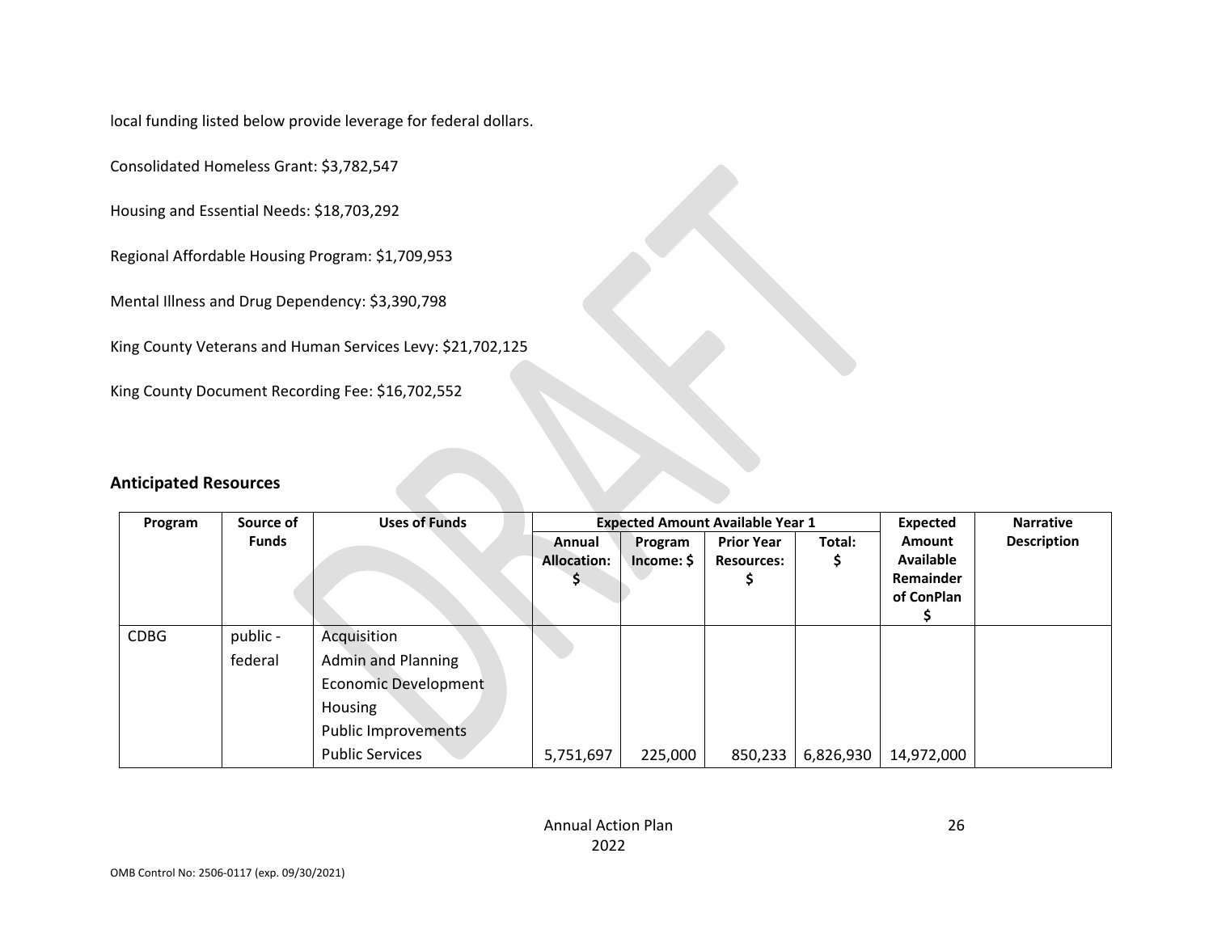local funding listed below provide leverage for federal dollars.

Consolidated Homeless Grant: $3,782,547

Housing and Essential Needs: $18,703,292

Regional Affordable Housing Program: $1,709,953

Mental Illness and Drug Dependency: $3,390,798

King County Veterans and Human Services Levy: $21,702,125

King County Document Recording Fee: $16,702,552

## Anticipated Resources

| Program | Source of Funds | Uses of Funds | Expected Amount Available Year 1 | | | | Expected Amount Available Remainder of ConPlan $ | Narrative Description |
|---|---|---|---|---|---|---|---|---|
| | | | Annual Allocation: $ | Program Income: $ | Prior Year Resources: $ | Total: $ | | |
| CDBG | public - federal | Acquisition<br>Admin and Planning<br>Economic Development<br>Housing<br>Public Improvements<br>Public Services | 5,751,697 | 225,000 | 850,233 | 6,826,930 | 14,972,000 | |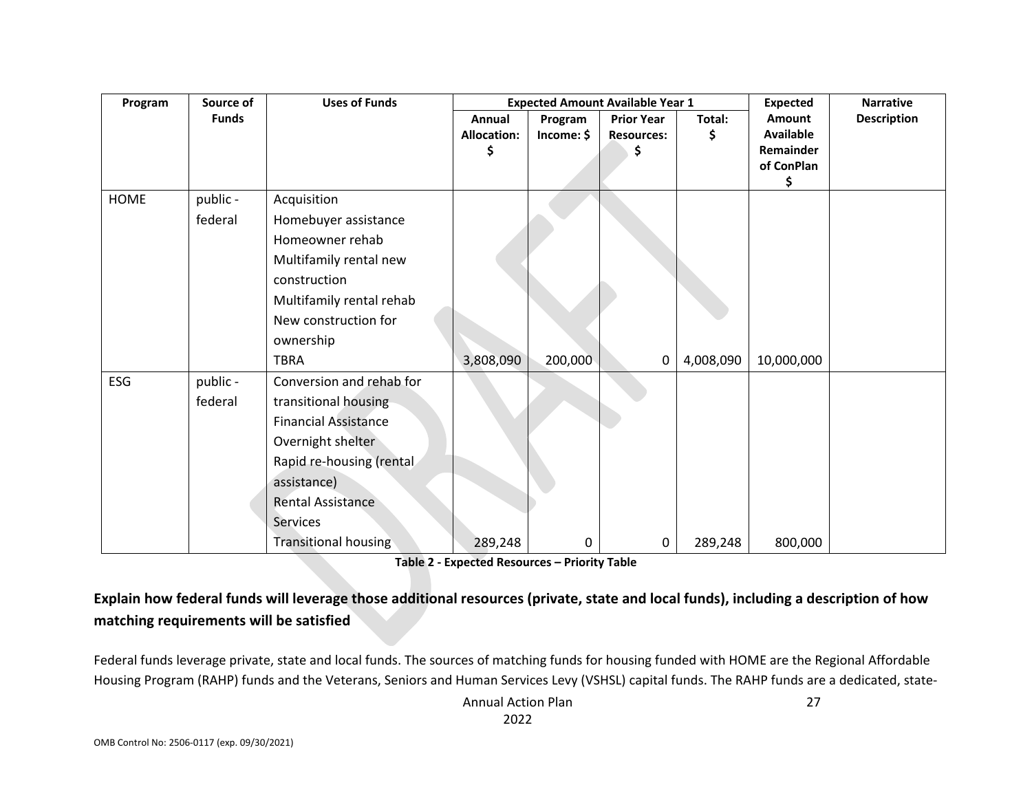| Program | Source of Funds | Uses of Funds | Expected Amount Available Year 1 | | | | Expected Amount Available Remainder of ConPlan $ | Narrative Description |
|---|---|---|---|---|---|---|---|---|
| | | | Annual Allocation: $ | Program Income: $ | Prior Year Resources: $ | Total: $ | | |
| HOME | public - federal | Acquisition<br>Homebuyer assistance<br>Homeowner rehab<br>Multifamily rental new construction<br>Multifamily rental rehab<br>New construction for ownership<br>TBRA | 3,808,090 | 200,000 | 0 | 4,008,090 | 10,000,000 | |
| ESG | public - federal | Conversion and rehab for transitional housing<br>Financial Assistance<br>Overnight shelter<br>Rapid re-housing (rental assistance)<br>Rental Assistance<br>Services<br>Transitional housing | 289,248 | 0 | 0 | 289,248 | 800,000 | |

**Table 2 - Expected Resources – Priority Table**

### Explain how federal funds will leverage those additional resources (private, state and local funds), including a description of how matching requirements will be satisfied

Federal funds leverage private, state and local funds. The sources of matching funds for housing funded with HOME are the Regional Affordable Housing Program (RAHP) funds and the Veterans, Seniors and Human Services Levy (VSHSL) capital funds. The RAHP funds are a dedicated, state-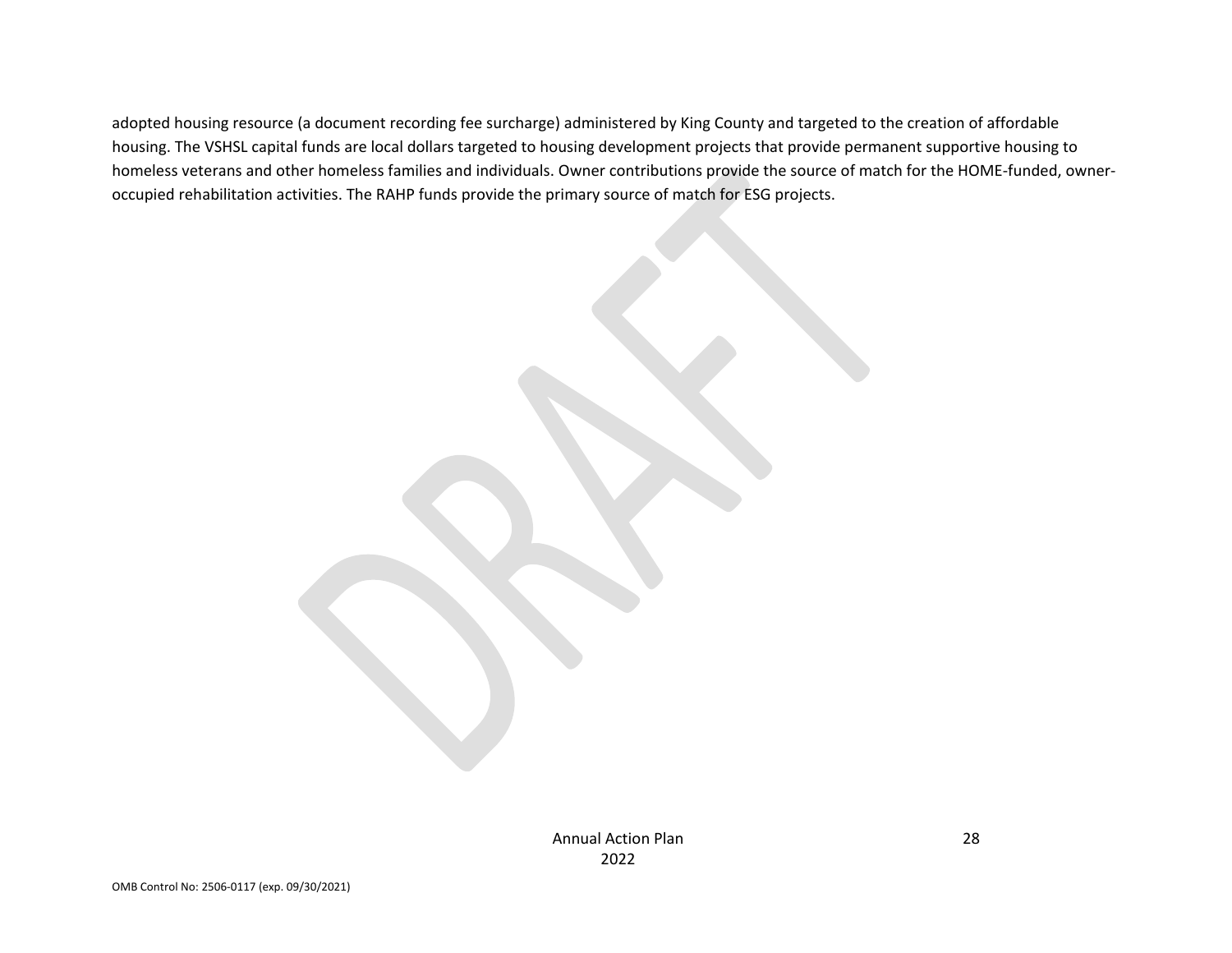adopted housing resource (a document recording fee surcharge) administered by King County and targeted to the creation of affordable housing. The VSHSL capital funds are local dollars targeted to housing development projects that provide permanent supportive housing to homeless veterans and other homeless families and individuals. Owner contributions provide the source of match for the HOME-funded, owner-occupied rehabilitation activities. The RAHP funds provide the primary source of match for ESG projects.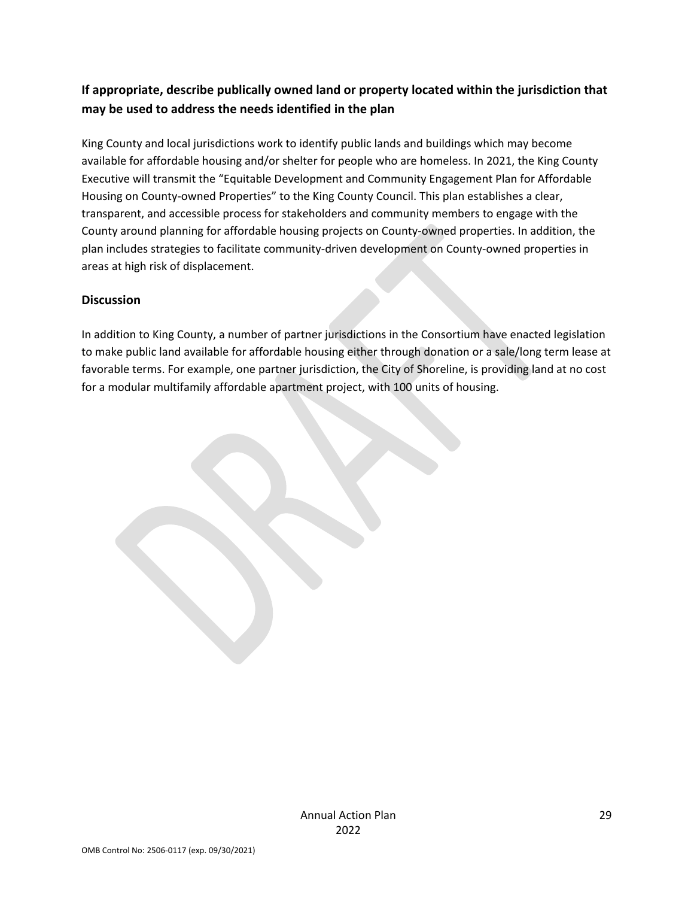## If appropriate, describe publically owned land or property located within the jurisdiction that may be used to address the needs identified in the plan

King County and local jurisdictions work to identify public lands and buildings which may become available for affordable housing and/or shelter for people who are homeless. In 2021, the King County Executive will transmit the "Equitable Development and Community Engagement Plan for Affordable Housing on County-owned Properties" to the King County Council. This plan establishes a clear, transparent, and accessible process for stakeholders and community members to engage with the County around planning for affordable housing projects on County-owned properties. In addition, the plan includes strategies to facilitate community-driven development on County-owned properties in areas at high risk of displacement.

## Discussion

In addition to King County, a number of partner jurisdictions in the Consortium have enacted legislation to make public land available for affordable housing either through donation or a sale/long term lease at favorable terms. For example, one partner jurisdiction, the City of Shoreline, is providing land at no cost for a modular multifamily affordable apartment project, with 100 units of housing.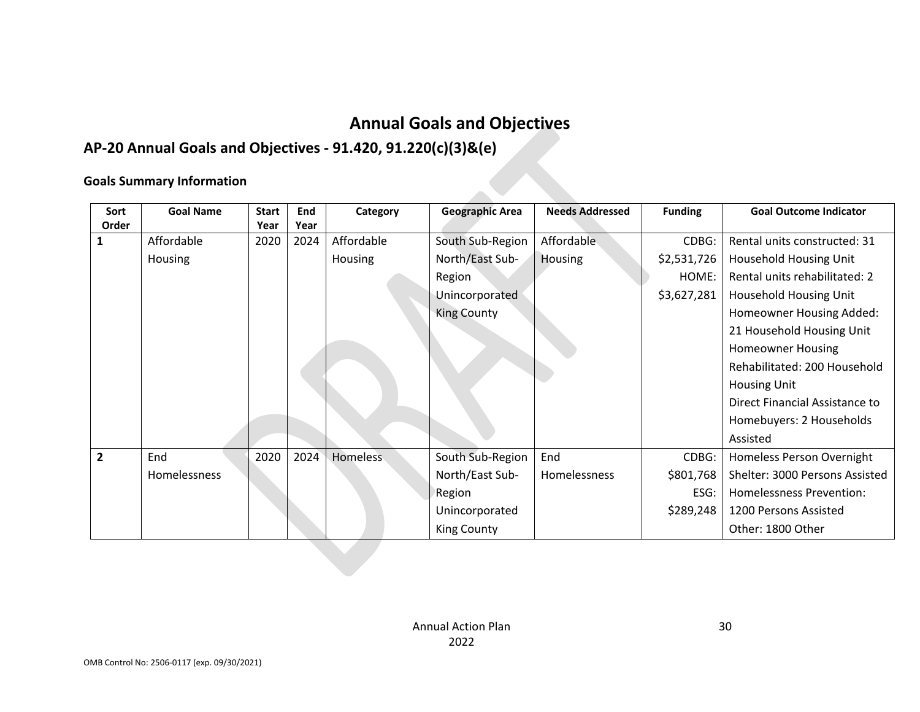# Annual Goals and Objectives

## AP-20 Annual Goals and Objectives - 91.420, 91.220(c)(3)&(e)

### Goals Summary Information

| Sort Order | Goal Name | Start Year | End Year | Category | Geographic Area | Needs Addressed | Funding | Goal Outcome Indicator |
|---|---|---|---|---|---|---|---|---|
| 1 | Affordable Housing | 2020 | 2024 | Affordable Housing | South Sub-Region<br>North/East Sub-Region<br>Unincorporated King County | Affordable Housing | CDBG: $2,531,726<br>HOME: $3,627,281 | Rental units constructed: 31 Household Housing Unit<br>Rental units rehabilitated: 2 Household Housing Unit<br>Homeowner Housing Added: 21 Household Housing Unit<br>Homeowner Housing Rehabilitated: 200 Household Housing Unit<br>Direct Financial Assistance to Homebuyers: 2 Households Assisted |
| 2 | End Homelessness | 2020 | 2024 | Homeless | South Sub-Region<br>North/East Sub-Region<br>Unincorporated King County | End Homelessness | CDBG: $801,768<br>ESG: $289,248 | Homeless Person Overnight Shelter: 3000 Persons Assisted<br>Homelessness Prevention: 1200 Persons Assisted<br>Other: 1800 Other |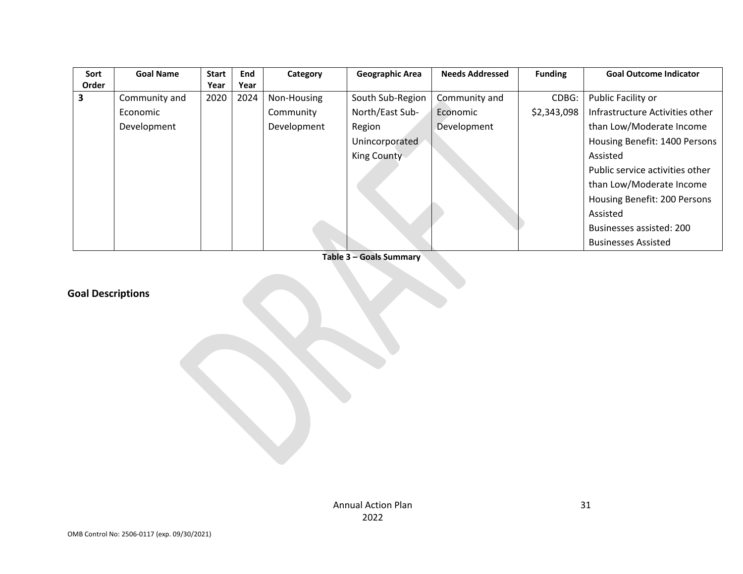| Sort Order | Goal Name | Start Year | End Year | Category | Geographic Area | Needs Addressed | Funding | Goal Outcome Indicator |
|---|---|---|---|---|---|---|---|---|
| **3** | Community and Economic Development | 2020 | 2024 | Non-Housing Community Development | South Sub-Region North/East Sub-Region Unincorporated King County | Community and Economic Development | CDBG: $2,343,098 | Public Facility or Infrastructure Activities other than Low/Moderate Income Housing Benefit: 1400 Persons Assisted<br>Public service activities other than Low/Moderate Income Housing Benefit: 200 Persons Assisted<br>Businesses assisted: 200 Businesses Assisted |

**Table 3 – Goals Summary**

## Goal Descriptions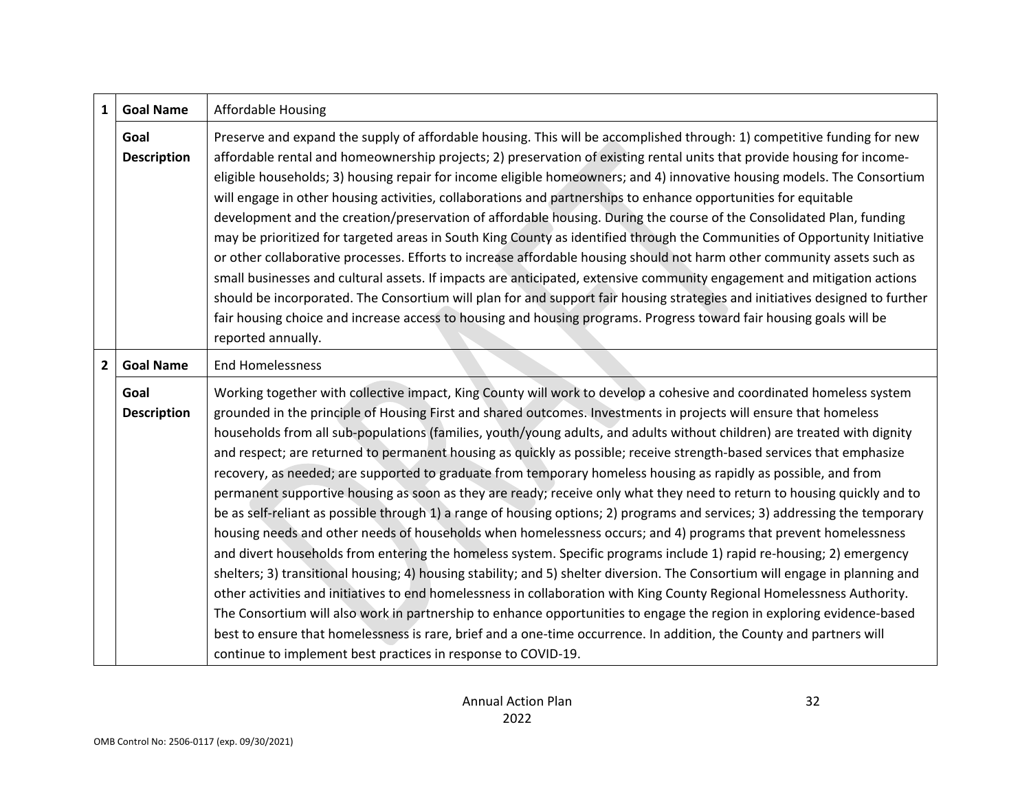| | | |
|---|---|---|
| **1** | **Goal Name** | Affordable Housing |
| | **Goal Description** | Preserve and expand the supply of affordable housing. This will be accomplished through: 1) competitive funding for new affordable rental and homeownership projects; 2) preservation of existing rental units that provide housing for income-eligible households; 3) housing repair for income eligible homeowners; and 4) innovative housing models. The Consortium will engage in other housing activities, collaborations and partnerships to enhance opportunities for equitable development and the creation/preservation of affordable housing. During the course of the Consolidated Plan, funding may be prioritized for targeted areas in South King County as identified through the Communities of Opportunity Initiative or other collaborative processes. Efforts to increase affordable housing should not harm other community assets such as small businesses and cultural assets. If impacts are anticipated, extensive community engagement and mitigation actions should be incorporated. The Consortium will plan for and support fair housing strategies and initiatives designed to further fair housing choice and increase access to housing and housing programs. Progress toward fair housing goals will be reported annually. |
| **2** | **Goal Name** | End Homelessness |
| | **Goal Description** | Working together with collective impact, King County will work to develop a cohesive and coordinated homeless system grounded in the principle of Housing First and shared outcomes. Investments in projects will ensure that homeless households from all sub-populations (families, youth/young adults, and adults without children) are treated with dignity and respect; are returned to permanent housing as quickly as possible; receive strength-based services that emphasize recovery, as needed; are supported to graduate from temporary homeless housing as rapidly as possible, and from permanent supportive housing as soon as they are ready; receive only what they need to return to housing quickly and to be as self-reliant as possible through 1) a range of housing options; 2) programs and services; 3) addressing the temporary housing needs and other needs of households when homelessness occurs; and 4) programs that prevent homelessness and divert households from entering the homeless system. Specific programs include 1) rapid re-housing; 2) emergency shelters; 3) transitional housing; 4) housing stability; and 5) shelter diversion. The Consortium will engage in planning and other activities and initiatives to end homelessness in collaboration with King County Regional Homelessness Authority. The Consortium will also work in partnership to enhance opportunities to engage the region in exploring evidence-based best to ensure that homelessness is rare, brief and a one-time occurrence. In addition, the County and partners will continue to implement best practices in response to COVID-19. |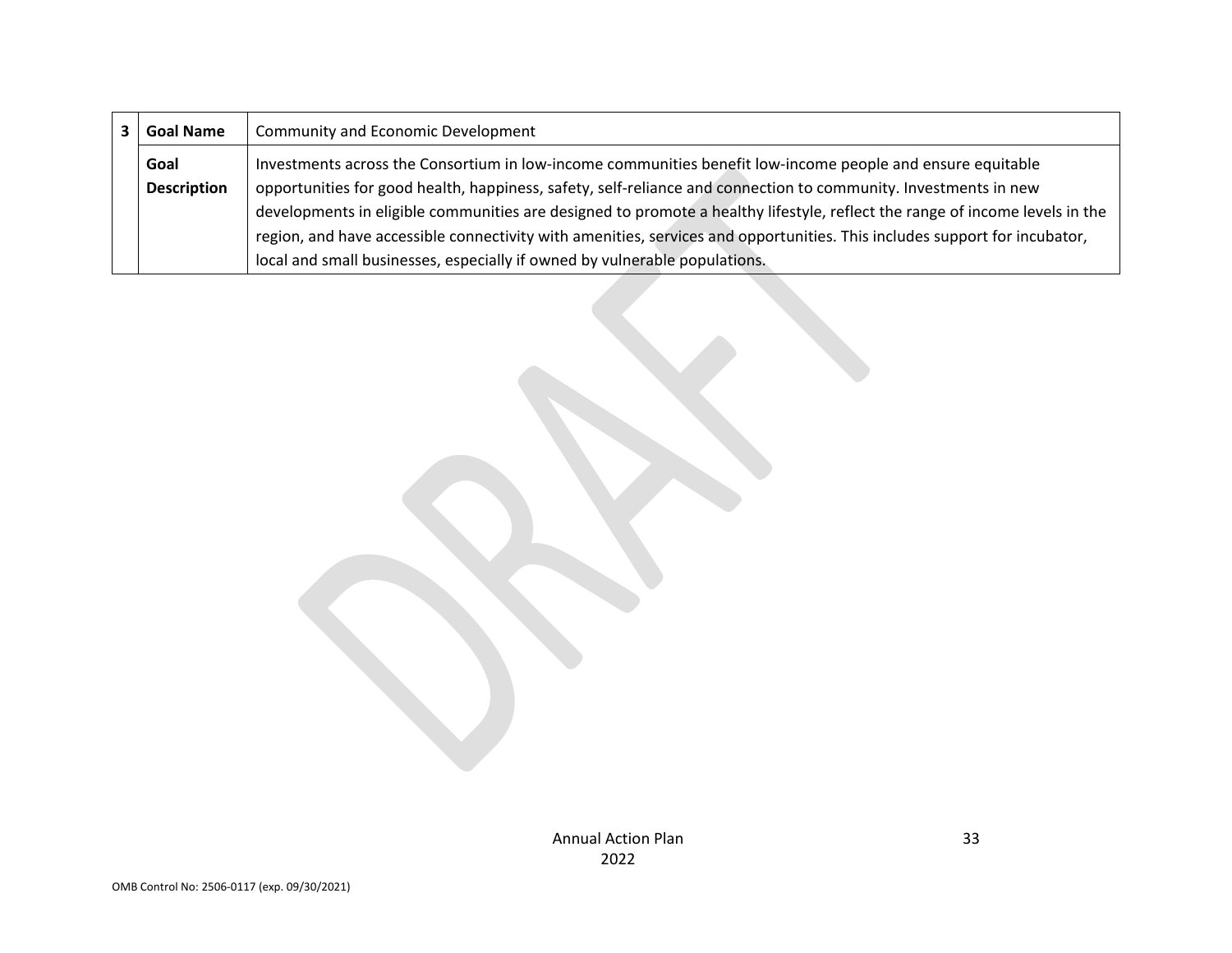| 3 | Goal Name | Community and Economic Development |
|---|---|---|
| | Goal Description | Investments across the Consortium in low-income communities benefit low-income people and ensure equitable opportunities for good health, happiness, safety, self-reliance and connection to community. Investments in new developments in eligible communities are designed to promote a healthy lifestyle, reflect the range of income levels in the region, and have accessible connectivity with amenities, services and opportunities. This includes support for incubator, local and small businesses, especially if owned by vulnerable populations. |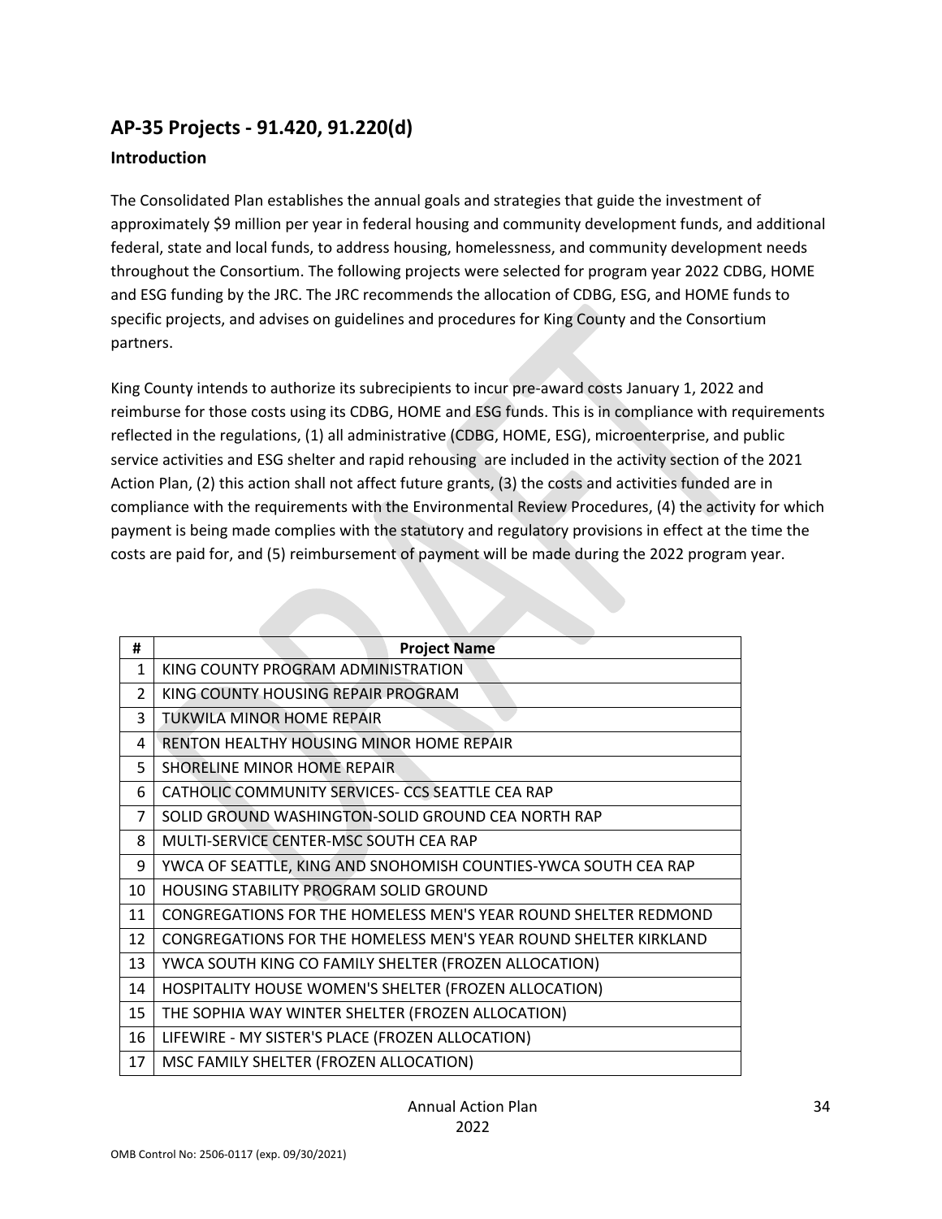## AP-35 Projects - 91.420, 91.220(d)

### Introduction

The Consolidated Plan establishes the annual goals and strategies that guide the investment of approximately $9 million per year in federal housing and community development funds, and additional federal, state and local funds, to address housing, homelessness, and community development needs throughout the Consortium. The following projects were selected for program year 2022 CDBG, HOME and ESG funding by the JRC. The JRC recommends the allocation of CDBG, ESG, and HOME funds to specific projects, and advises on guidelines and procedures for King County and the Consortium partners.

King County intends to authorize its subrecipients to incur pre-award costs January 1, 2022 and reimburse for those costs using its CDBG, HOME and ESG funds. This is in compliance with requirements reflected in the regulations, (1) all administrative (CDBG, HOME, ESG), microenterprise, and public service activities and ESG shelter and rapid rehousing are included in the activity section of the 2021 Action Plan, (2) this action shall not affect future grants, (3) the costs and activities funded are in compliance with the requirements with the Environmental Review Procedures, (4) the activity for which payment is being made complies with the statutory and regulatory provisions in effect at the time the costs are paid for, and (5) reimbursement of payment will be made during the 2022 program year.

| # | Project Name |
|---|---|
| 1 | KING COUNTY PROGRAM ADMINISTRATION |
| 2 | KING COUNTY HOUSING REPAIR PROGRAM |
| 3 | TUKWILA MINOR HOME REPAIR |
| 4 | RENTON HEALTHY HOUSING MINOR HOME REPAIR |
| 5 | SHORELINE MINOR HOME REPAIR |
| 6 | CATHOLIC COMMUNITY SERVICES- CCS SEATTLE CEA RAP |
| 7 | SOLID GROUND WASHINGTON-SOLID GROUND CEA NORTH RAP |
| 8 | MULTI-SERVICE CENTER-MSC SOUTH CEA RAP |
| 9 | YWCA OF SEATTLE, KING AND SNOHOMISH COUNTIES-YWCA SOUTH CEA RAP |
| 10 | HOUSING STABILITY PROGRAM SOLID GROUND |
| 11 | CONGREGATIONS FOR THE HOMELESS MEN'S YEAR ROUND SHELTER REDMOND |
| 12 | CONGREGATIONS FOR THE HOMELESS MEN'S YEAR ROUND SHELTER KIRKLAND |
| 13 | YWCA SOUTH KING CO FAMILY SHELTER (FROZEN ALLOCATION) |
| 14 | HOSPITALITY HOUSE WOMEN'S SHELTER (FROZEN ALLOCATION) |
| 15 | THE SOPHIA WAY WINTER SHELTER (FROZEN ALLOCATION) |
| 16 | LIFEWIRE - MY SISTER'S PLACE (FROZEN ALLOCATION) |
| 17 | MSC FAMILY SHELTER (FROZEN ALLOCATION) |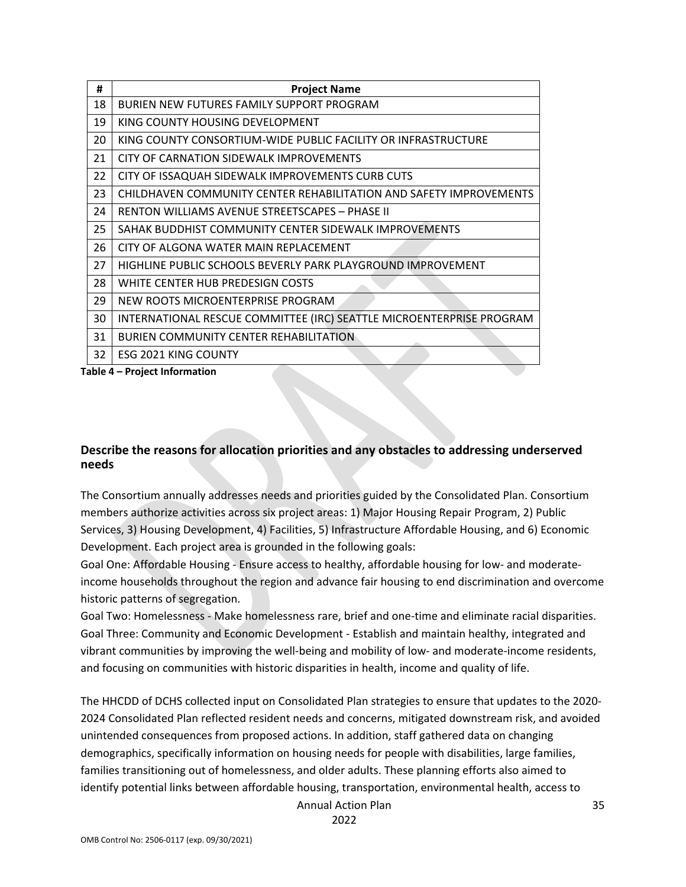| # | Project Name |
|---|---|
| 18 | BURIEN NEW FUTURES FAMILY SUPPORT PROGRAM |
| 19 | KING COUNTY HOUSING DEVELOPMENT |
| 20 | KING COUNTY CONSORTIUM-WIDE PUBLIC FACILITY OR INFRASTRUCTURE |
| 21 | CITY OF CARNATION SIDEWALK IMPROVEMENTS |
| 22 | CITY OF ISSAQUAH SIDEWALK IMPROVEMENTS CURB CUTS |
| 23 | CHILDHAVEN COMMUNITY CENTER REHABILITATION AND SAFETY IMPROVEMENTS |
| 24 | RENTON WILLIAMS AVENUE STREETSCAPES – PHASE II |
| 25 | SAHAK BUDDHIST COMMUNITY CENTER SIDEWALK IMPROVEMENTS |
| 26 | CITY OF ALGONA WATER MAIN REPLACEMENT |
| 27 | HIGHLINE PUBLIC SCHOOLS BEVERLY PARK PLAYGROUND IMPROVEMENT |
| 28 | WHITE CENTER HUB PREDESIGN COSTS |
| 29 | NEW ROOTS MICROENTERPRISE PROGRAM |
| 30 | INTERNATIONAL RESCUE COMMITTEE (IRC) SEATTLE MICROENTERPRISE PROGRAM |
| 31 | BURIEN COMMUNITY CENTER REHABILITATION |
| 32 | ESG 2021 KING COUNTY |

**Table 4 – Project Information**

## Describe the reasons for allocation priorities and any obstacles to addressing underserved needs

The Consortium annually addresses needs and priorities guided by the Consolidated Plan. Consortium members authorize activities across six project areas: 1) Major Housing Repair Program, 2) Public Services, 3) Housing Development, 4) Facilities, 5) Infrastructure Affordable Housing, and 6) Economic Development. Each project area is grounded in the following goals:

Goal One: Affordable Housing - Ensure access to healthy, affordable housing for low- and moderate-income households throughout the region and advance fair housing to end discrimination and overcome historic patterns of segregation.

Goal Two: Homelessness - Make homelessness rare, brief and one-time and eliminate racial disparities.

Goal Three: Community and Economic Development - Establish and maintain healthy, integrated and vibrant communities by improving the well-being and mobility of low- and moderate-income residents, and focusing on communities with historic disparities in health, income and quality of life.

The HHCDD of DCHS collected input on Consolidated Plan strategies to ensure that updates to the 2020-2024 Consolidated Plan reflected resident needs and concerns, mitigated downstream risk, and avoided unintended consequences from proposed actions. In addition, staff gathered data on changing demographics, specifically information on housing needs for people with disabilities, large families, families transitioning out of homelessness, and older adults. These planning efforts also aimed to identify potential links between affordable housing, transportation, environmental health, access to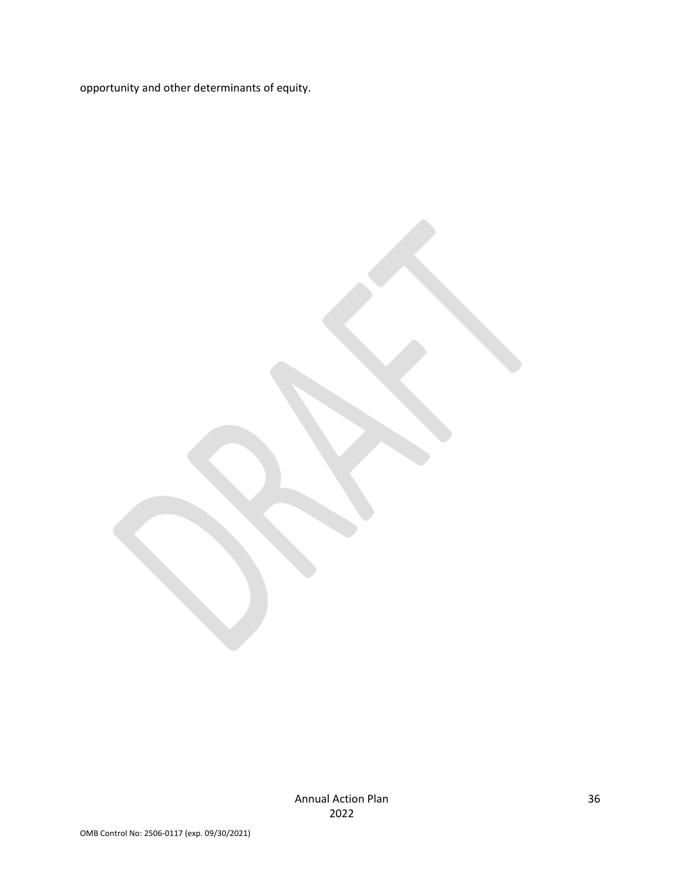opportunity and other determinants of equity.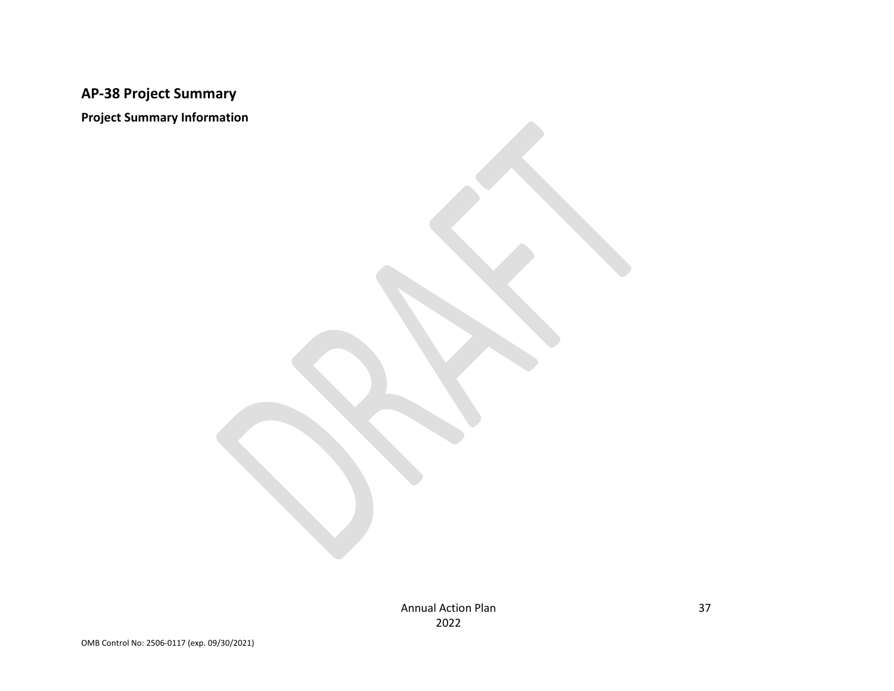## AP-38 Project Summary

### Project Summary Information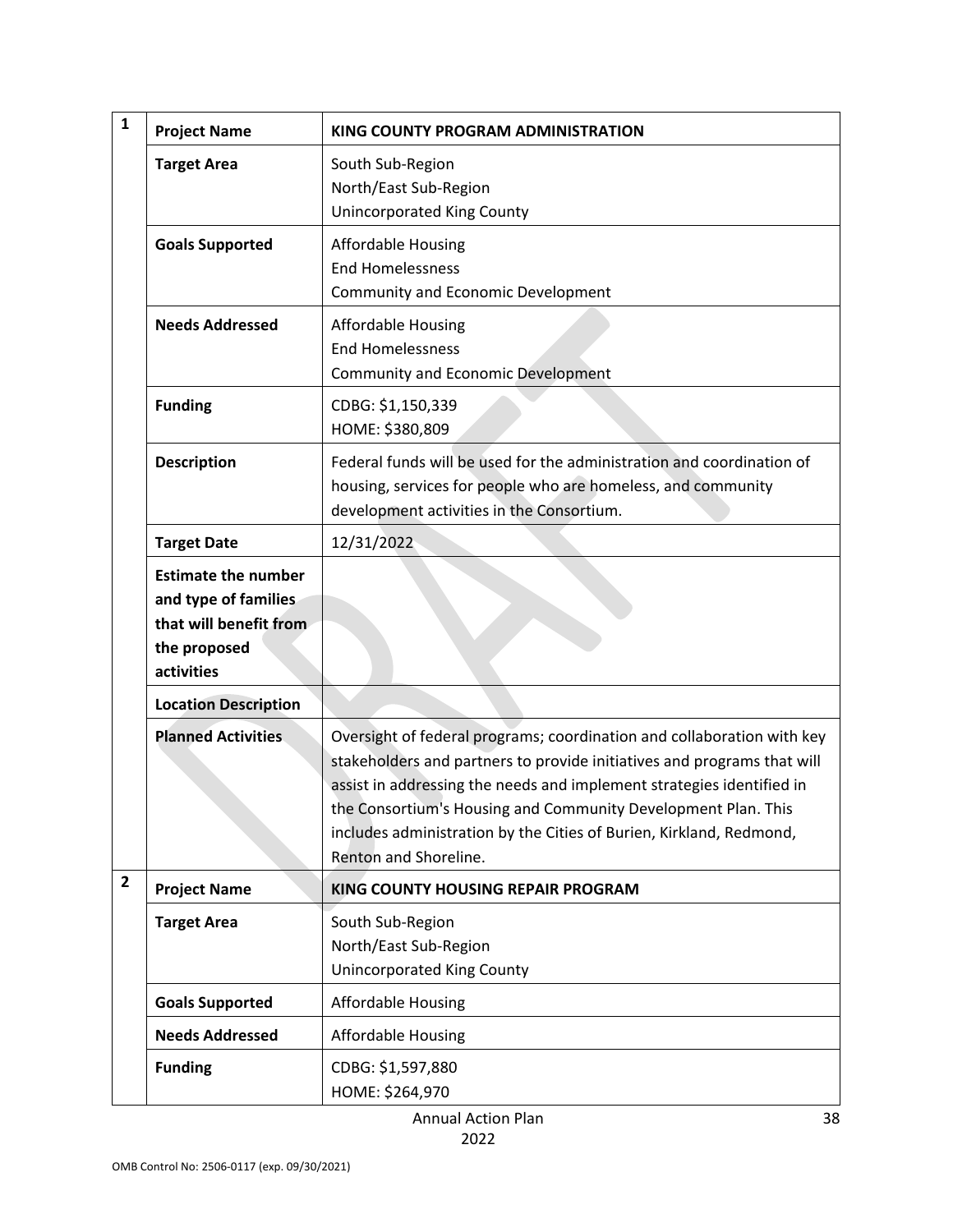| # | | |
|---|---|---|
| 1 | **Project Name** | **KING COUNTY PROGRAM ADMINISTRATION** |
| | **Target Area** | South Sub-Region<br>North/East Sub-Region<br>Unincorporated King County |
| | **Goals Supported** | Affordable Housing<br>End Homelessness<br>Community and Economic Development |
| | **Needs Addressed** | Affordable Housing<br>End Homelessness<br>Community and Economic Development |
| | **Funding** | CDBG: $1,150,339<br>HOME: $380,809 |
| | **Description** | Federal funds will be used for the administration and coordination of housing, services for people who are homeless, and community development activities in the Consortium. |
| | **Target Date** | 12/31/2022 |
| | **Estimate the number and type of families that will benefit from the proposed activities** | |
| | **Location Description** | |
| | **Planned Activities** | Oversight of federal programs; coordination and collaboration with key stakeholders and partners to provide initiatives and programs that will assist in addressing the needs and implement strategies identified in the Consortium's Housing and Community Development Plan. This includes administration by the Cities of Burien, Kirkland, Redmond, Renton and Shoreline. |
| 2 | **Project Name** | **KING COUNTY HOUSING REPAIR PROGRAM** |
| | **Target Area** | South Sub-Region<br>North/East Sub-Region<br>Unincorporated King County |
| | **Goals Supported** | Affordable Housing |
| | **Needs Addressed** | Affordable Housing |
| | **Funding** | CDBG: $1,597,880<br>HOME: $264,970 |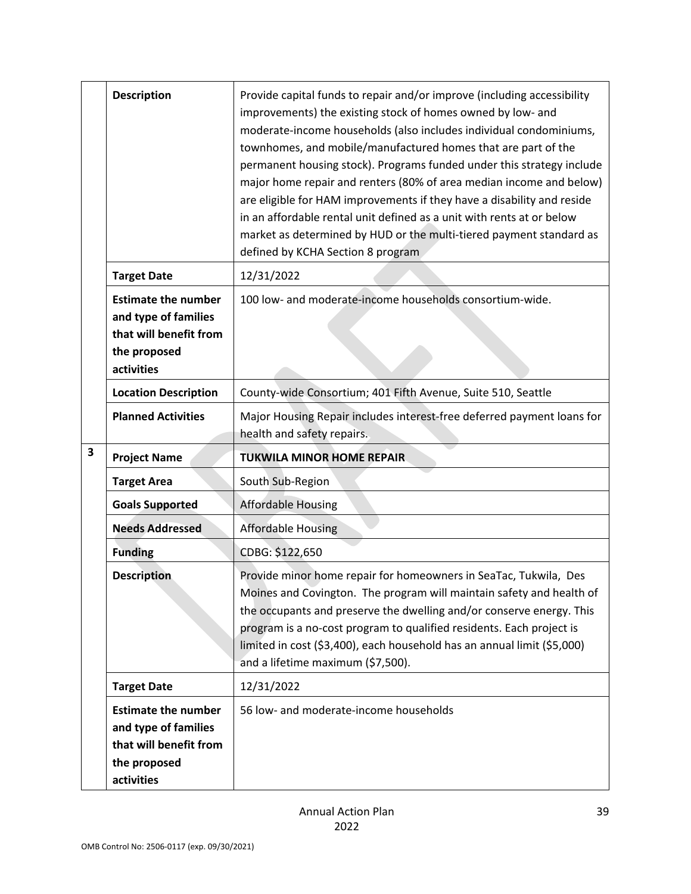| | | |
|---|---|---|
| | **Description** | Provide capital funds to repair and/or improve (including accessibility improvements) the existing stock of homes owned by low- and moderate-income households (also includes individual condominiums, townhomes, and mobile/manufactured homes that are part of the permanent housing stock). Programs funded under this strategy include major home repair and renters (80% of area median income and below) are eligible for HAM improvements if they have a disability and reside in an affordable rental unit defined as a unit with rents at or below market as determined by HUD or the multi-tiered payment standard as defined by KCHA Section 8 program |
| | **Target Date** | 12/31/2022 |
| | **Estimate the number and type of families that will benefit from the proposed activities** | 100 low- and moderate-income households consortium-wide. |
| | **Location Description** | County-wide Consortium; 401 Fifth Avenue, Suite 510, Seattle |
| | **Planned Activities** | Major Housing Repair includes interest-free deferred payment loans for health and safety repairs. |
| **3** | **Project Name** | **TUKWILA MINOR HOME REPAIR** |
| | **Target Area** | South Sub-Region |
| | **Goals Supported** | Affordable Housing |
| | **Needs Addressed** | Affordable Housing |
| | **Funding** | CDBG: $122,650 |
| | **Description** | Provide minor home repair for homeowners in SeaTac, Tukwila, Des Moines and Covington. The program will maintain safety and health of the occupants and preserve the dwelling and/or conserve energy. This program is a no-cost program to qualified residents. Each project is limited in cost ($3,400), each household has an annual limit ($5,000) and a lifetime maximum ($7,500). |
| | **Target Date** | 12/31/2022 |
| | **Estimate the number and type of families that will benefit from the proposed activities** | 56 low- and moderate-income households |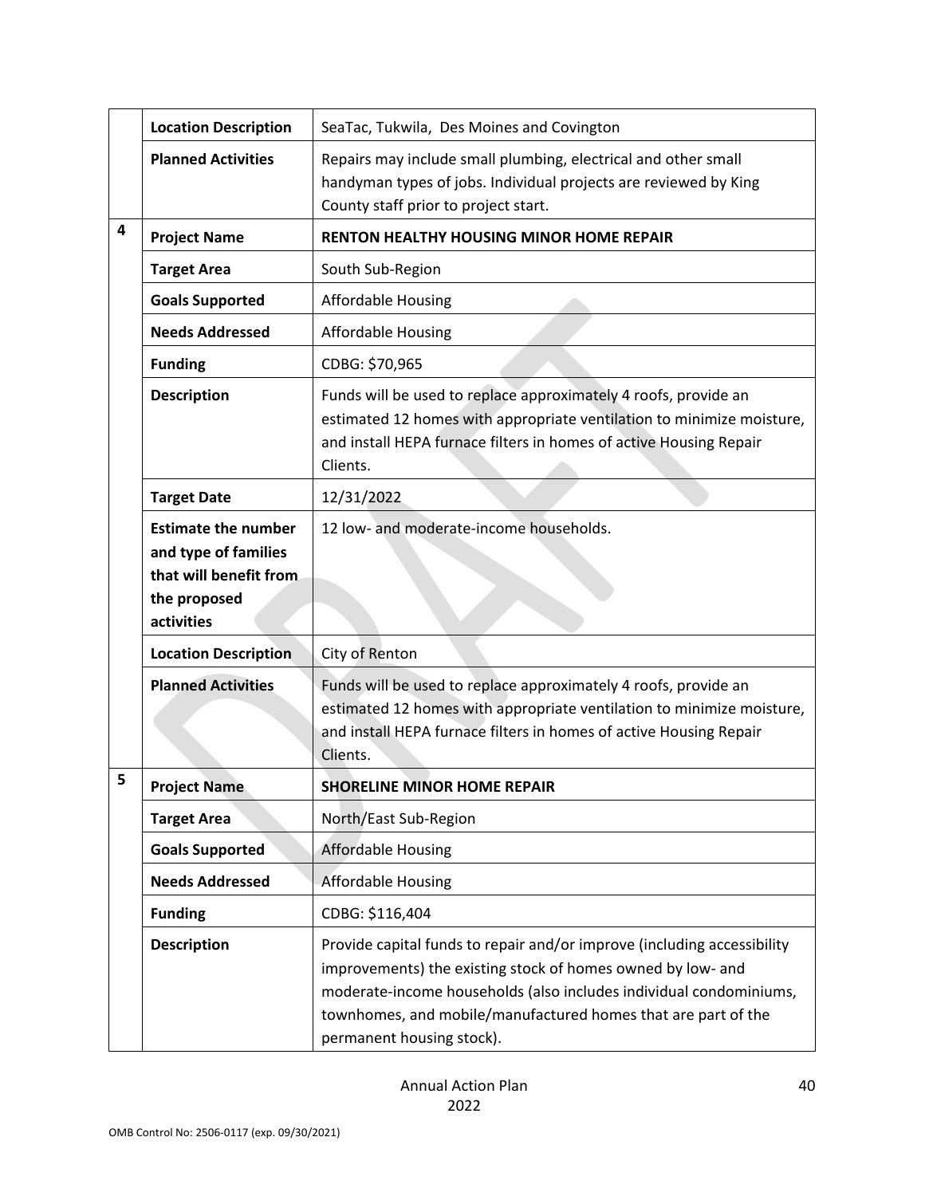| | | |
|---|---|---|
| | **Location Description** | SeaTac, Tukwila, Des Moines and Covington |
| | **Planned Activities** | Repairs may include small plumbing, electrical and other small handyman types of jobs. Individual projects are reviewed by King County staff prior to project start. |
| **4** | **Project Name** | **RENTON HEALTHY HOUSING MINOR HOME REPAIR** |
| | **Target Area** | South Sub-Region |
| | **Goals Supported** | Affordable Housing |
| | **Needs Addressed** | Affordable Housing |
| | **Funding** | CDBG: $70,965 |
| | **Description** | Funds will be used to replace approximately 4 roofs, provide an estimated 12 homes with appropriate ventilation to minimize moisture, and install HEPA furnace filters in homes of active Housing Repair Clients. |
| | **Target Date** | 12/31/2022 |
| | **Estimate the number and type of families that will benefit from the proposed activities** | 12 low- and moderate-income households. |
| | **Location Description** | City of Renton |
| | **Planned Activities** | Funds will be used to replace approximately 4 roofs, provide an estimated 12 homes with appropriate ventilation to minimize moisture, and install HEPA furnace filters in homes of active Housing Repair Clients. |
| **5** | **Project Name** | **SHORELINE MINOR HOME REPAIR** |
| | **Target Area** | North/East Sub-Region |
| | **Goals Supported** | Affordable Housing |
| | **Needs Addressed** | Affordable Housing |
| | **Funding** | CDBG: $116,404 |
| | **Description** | Provide capital funds to repair and/or improve (including accessibility improvements) the existing stock of homes owned by low- and moderate-income households (also includes individual condominiums, townhomes, and mobile/manufactured homes that are part of the permanent housing stock). |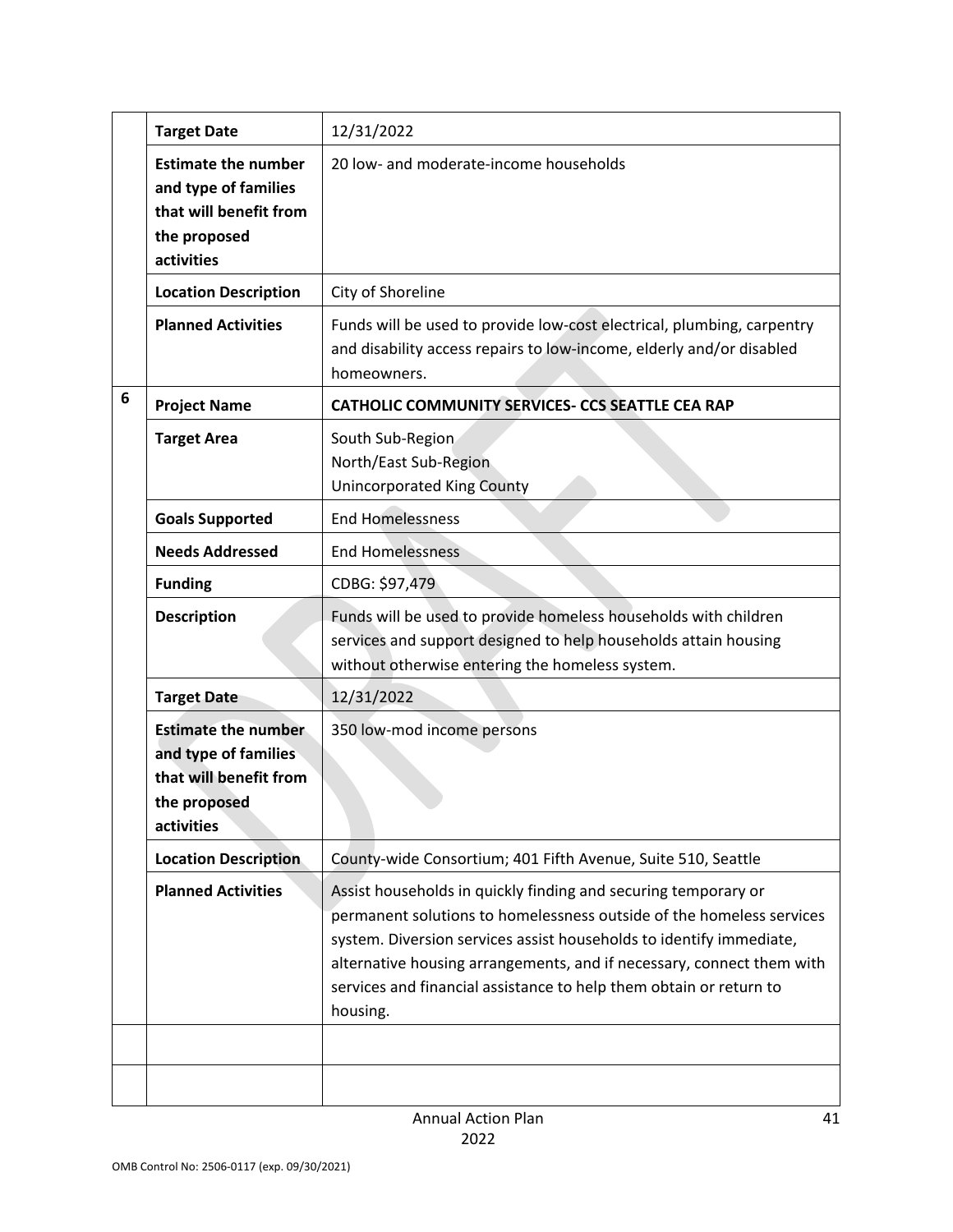| | | |
|---|---|---|
| | **Target Date** | 12/31/2022 |
| | **Estimate the number and type of families that will benefit from the proposed activities** | 20 low- and moderate-income households |
| | **Location Description** | City of Shoreline |
| | **Planned Activities** | Funds will be used to provide low-cost electrical, plumbing, carpentry and disability access repairs to low-income, elderly and/or disabled homeowners. |
| **6** | **Project Name** | **CATHOLIC COMMUNITY SERVICES- CCS SEATTLE CEA RAP** |
| | **Target Area** | South Sub-Region<br>North/East Sub-Region<br>Unincorporated King County |
| | **Goals Supported** | End Homelessness |
| | **Needs Addressed** | End Homelessness |
| | **Funding** | CDBG: $97,479 |
| | **Description** | Funds will be used to provide homeless households with children services and support designed to help households attain housing without otherwise entering the homeless system. |
| | **Target Date** | 12/31/2022 |
| | **Estimate the number and type of families that will benefit from the proposed activities** | 350 low-mod income persons |
| | **Location Description** | County-wide Consortium; 401 Fifth Avenue, Suite 510, Seattle |
| | **Planned Activities** | Assist households in quickly finding and securing temporary or permanent solutions to homelessness outside of the homeless services system. Diversion services assist households to identify immediate, alternative housing arrangements, and if necessary, connect them with services and financial assistance to help them obtain or return to housing. |
| | | |
| | | |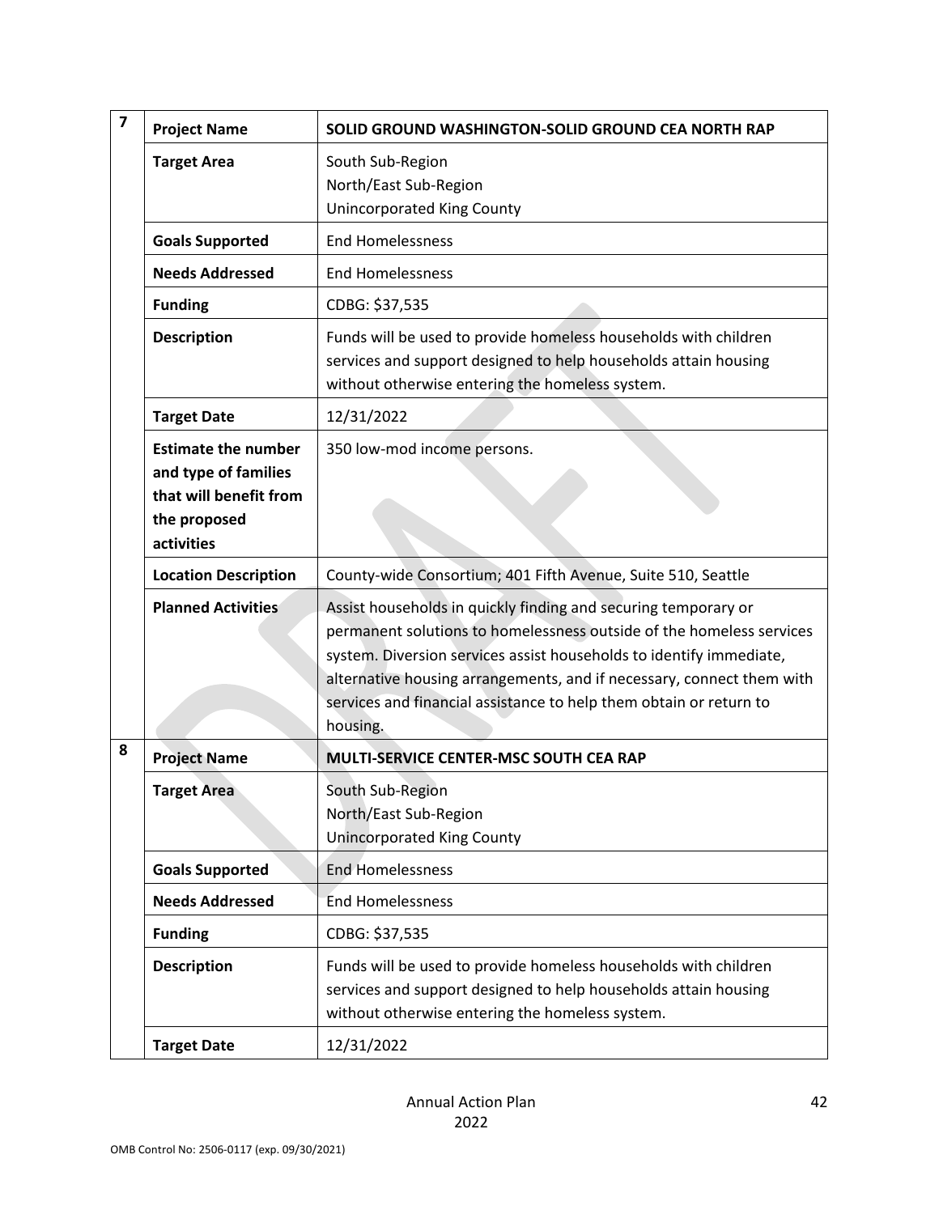| | | |
|---|---|---|
| 7 | **Project Name** | **SOLID GROUND WASHINGTON-SOLID GROUND CEA NORTH RAP** |
| | **Target Area** | South Sub-Region<br>North/East Sub-Region<br>Unincorporated King County |
| | **Goals Supported** | End Homelessness |
| | **Needs Addressed** | End Homelessness |
| | **Funding** | CDBG: $37,535 |
| | **Description** | Funds will be used to provide homeless households with children services and support designed to help households attain housing without otherwise entering the homeless system. |
| | **Target Date** | 12/31/2022 |
| | **Estimate the number and type of families that will benefit from the proposed activities** | 350 low-mod income persons. |
| | **Location Description** | County-wide Consortium; 401 Fifth Avenue, Suite 510, Seattle |
| | **Planned Activities** | Assist households in quickly finding and securing temporary or permanent solutions to homelessness outside of the homeless services system. Diversion services assist households to identify immediate, alternative housing arrangements, and if necessary, connect them with services and financial assistance to help them obtain or return to housing. |
| 8 | **Project Name** | **MULTI-SERVICE CENTER-MSC SOUTH CEA RAP** |
| | **Target Area** | South Sub-Region<br>North/East Sub-Region<br>Unincorporated King County |
| | **Goals Supported** | End Homelessness |
| | **Needs Addressed** | End Homelessness |
| | **Funding** | CDBG: $37,535 |
| | **Description** | Funds will be used to provide homeless households with children services and support designed to help households attain housing without otherwise entering the homeless system. |
| | **Target Date** | 12/31/2022 |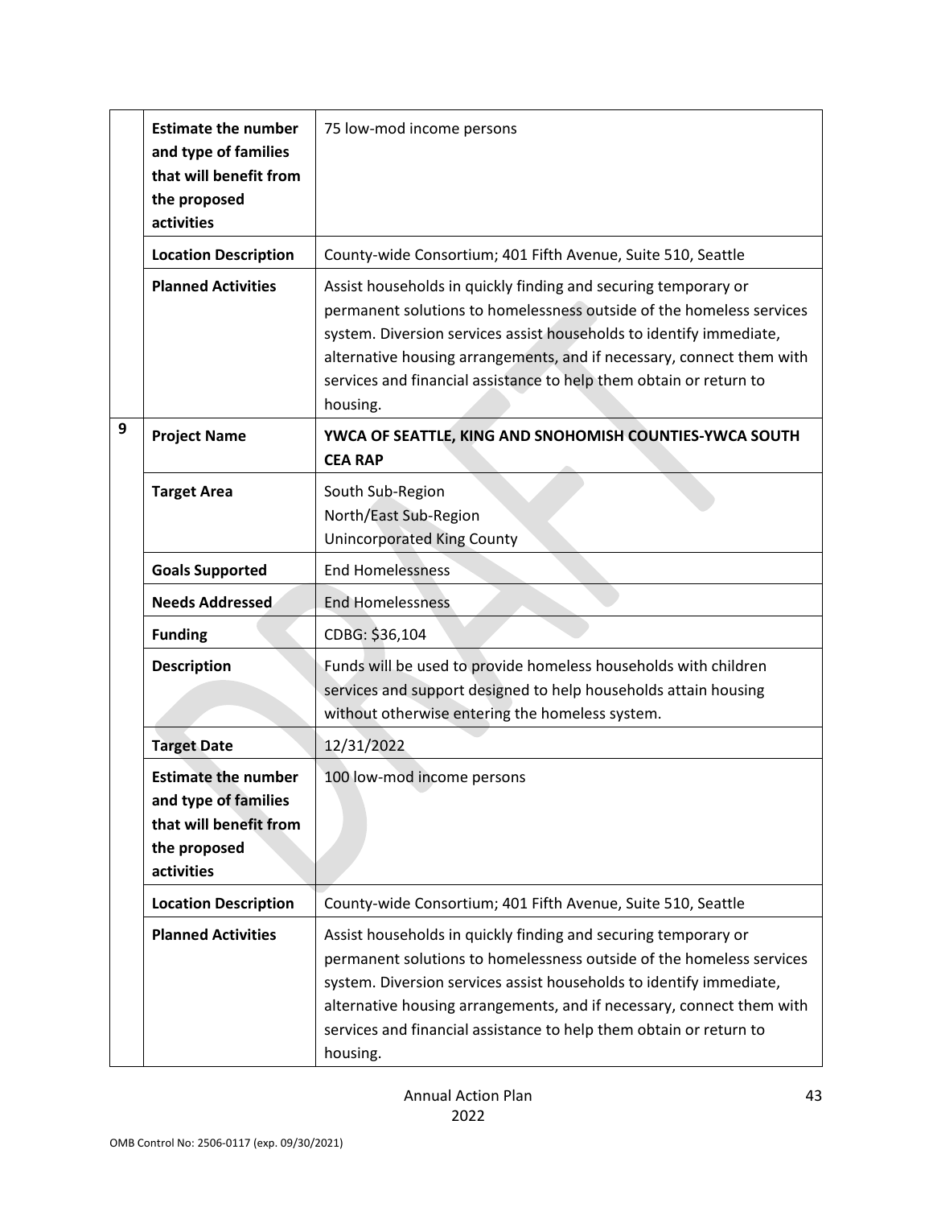| | | |
|---|---|---|
| | **Estimate the number and type of families that will benefit from the proposed activities** | 75 low-mod income persons |
| | **Location Description** | County-wide Consortium; 401 Fifth Avenue, Suite 510, Seattle |
| | **Planned Activities** | Assist households in quickly finding and securing temporary or permanent solutions to homelessness outside of the homeless services system. Diversion services assist households to identify immediate, alternative housing arrangements, and if necessary, connect them with services and financial assistance to help them obtain or return to housing. |
| 9 | **Project Name** | **YWCA OF SEATTLE, KING AND SNOHOMISH COUNTIES-YWCA SOUTH CEA RAP** |
| | **Target Area** | South Sub-Region<br>North/East Sub-Region<br>Unincorporated King County |
| | **Goals Supported** | End Homelessness |
| | **Needs Addressed** | End Homelessness |
| | **Funding** | CDBG: $36,104 |
| | **Description** | Funds will be used to provide homeless households with children services and support designed to help households attain housing without otherwise entering the homeless system. |
| | **Target Date** | 12/31/2022 |
| | **Estimate the number and type of families that will benefit from the proposed activities** | 100 low-mod income persons |
| | **Location Description** | County-wide Consortium; 401 Fifth Avenue, Suite 510, Seattle |
| | **Planned Activities** | Assist households in quickly finding and securing temporary or permanent solutions to homelessness outside of the homeless services system. Diversion services assist households to identify immediate, alternative housing arrangements, and if necessary, connect them with services and financial assistance to help them obtain or return to housing. |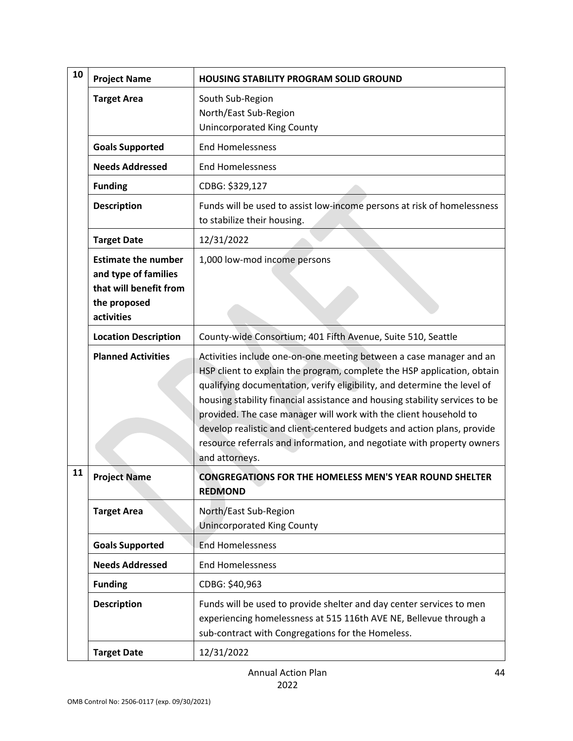| | | |
|---|---|---|
| 10 | **Project Name** | **HOUSING STABILITY PROGRAM SOLID GROUND** |
| | **Target Area** | South Sub-Region<br>North/East Sub-Region<br>Unincorporated King County |
| | **Goals Supported** | End Homelessness |
| | **Needs Addressed** | End Homelessness |
| | **Funding** | CDBG: $329,127 |
| | **Description** | Funds will be used to assist low-income persons at risk of homelessness to stabilize their housing. |
| | **Target Date** | 12/31/2022 |
| | **Estimate the number and type of families that will benefit from the proposed activities** | 1,000 low-mod income persons |
| | **Location Description** | County-wide Consortium; 401 Fifth Avenue, Suite 510, Seattle |
| | **Planned Activities** | Activities include one-on-one meeting between a case manager and an HSP client to explain the program, complete the HSP application, obtain qualifying documentation, verify eligibility, and determine the level of housing stability financial assistance and housing stability services to be provided. The case manager will work with the client household to develop realistic and client-centered budgets and action plans, provide resource referrals and information, and negotiate with property owners and attorneys. |
| 11 | **Project Name** | **CONGREGATIONS FOR THE HOMELESS MEN'S YEAR ROUND SHELTER REDMOND** |
| | **Target Area** | North/East Sub-Region<br>Unincorporated King County |
| | **Goals Supported** | End Homelessness |
| | **Needs Addressed** | End Homelessness |
| | **Funding** | CDBG: $40,963 |
| | **Description** | Funds will be used to provide shelter and day center services to men experiencing homelessness at 515 116th AVE NE, Bellevue through a sub-contract with Congregations for the Homeless. |
| | **Target Date** | 12/31/2022 |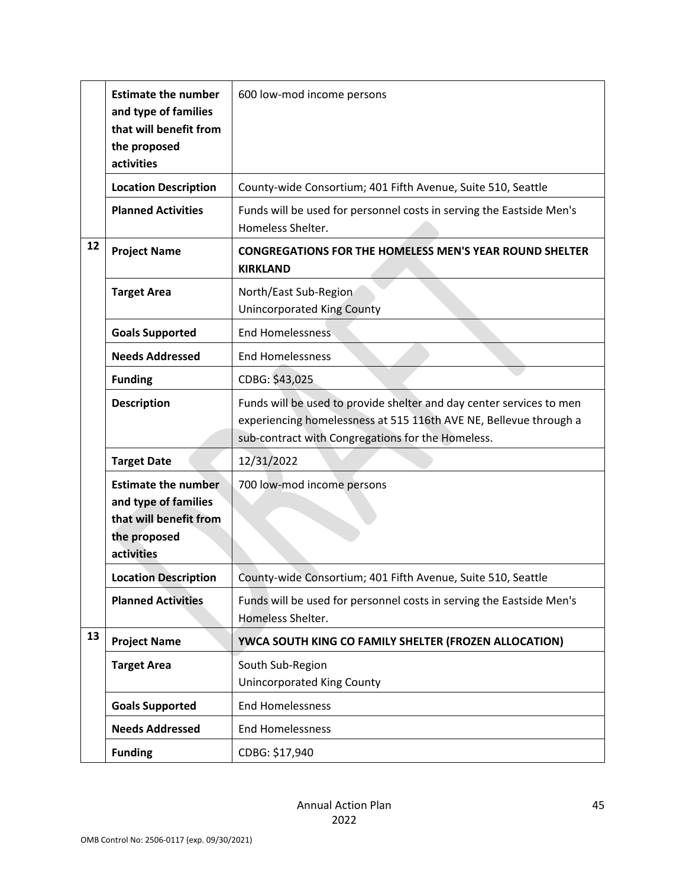| | | |
|---|---|---|
| | **Estimate the number and type of families that will benefit from the proposed activities** | 600 low-mod income persons |
| | **Location Description** | County-wide Consortium; 401 Fifth Avenue, Suite 510, Seattle |
| | **Planned Activities** | Funds will be used for personnel costs in serving the Eastside Men's Homeless Shelter. |
| 12 | **Project Name** | **CONGREGATIONS FOR THE HOMELESS MEN'S YEAR ROUND SHELTER KIRKLAND** |
| | **Target Area** | North/East Sub-Region<br>Unincorporated King County |
| | **Goals Supported** | End Homelessness |
| | **Needs Addressed** | End Homelessness |
| | **Funding** | CDBG: $43,025 |
| | **Description** | Funds will be used to provide shelter and day center services to men experiencing homelessness at 515 116th AVE NE, Bellevue through a sub-contract with Congregations for the Homeless. |
| | **Target Date** | 12/31/2022 |
| | **Estimate the number and type of families that will benefit from the proposed activities** | 700 low-mod income persons |
| | **Location Description** | County-wide Consortium; 401 Fifth Avenue, Suite 510, Seattle |
| | **Planned Activities** | Funds will be used for personnel costs in serving the Eastside Men's Homeless Shelter. |
| 13 | **Project Name** | **YWCA SOUTH KING CO FAMILY SHELTER (FROZEN ALLOCATION)** |
| | **Target Area** | South Sub-Region<br>Unincorporated King County |
| | **Goals Supported** | End Homelessness |
| | **Needs Addressed** | End Homelessness |
| | **Funding** | CDBG: $17,940 |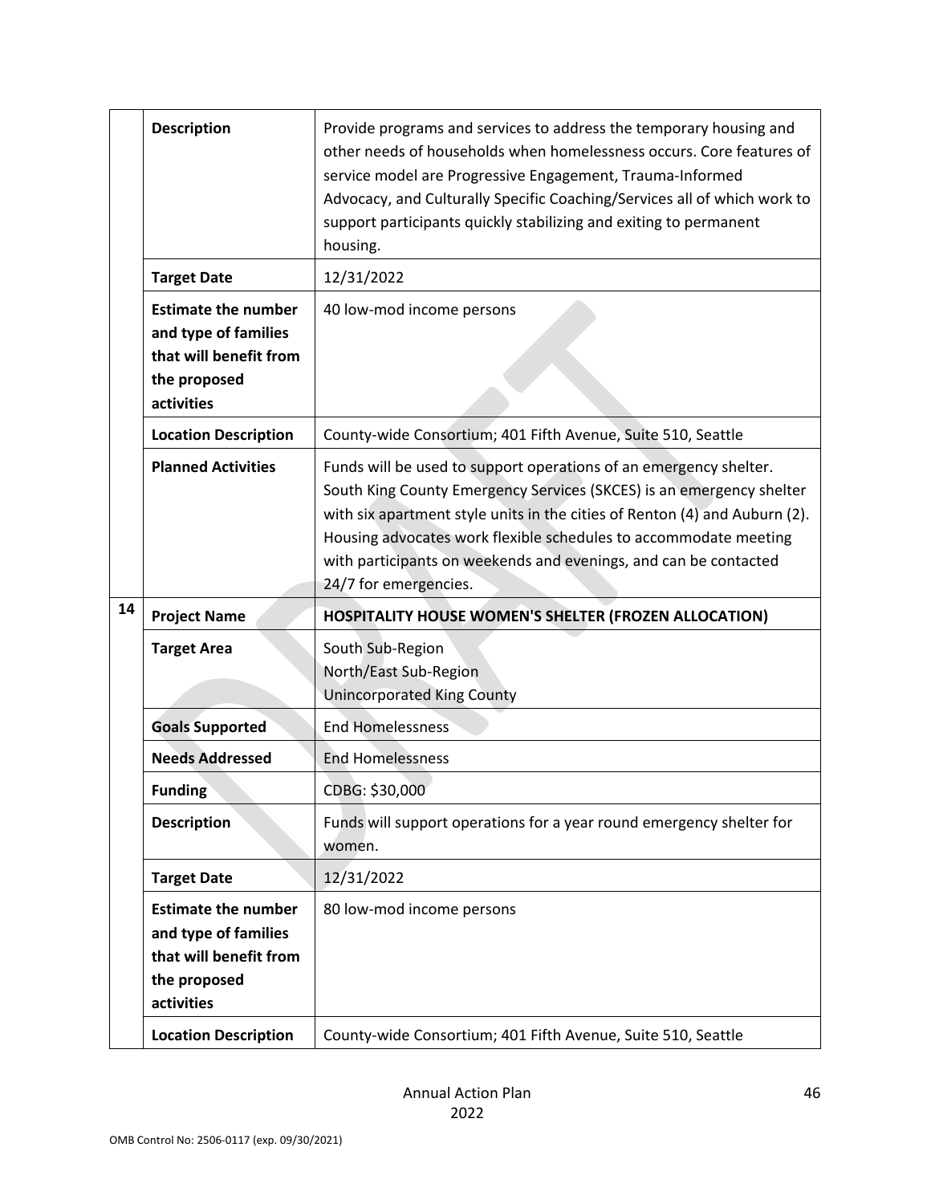| | | |
|---|---|---|
| | **Description** | Provide programs and services to address the temporary housing and other needs of households when homelessness occurs. Core features of service model are Progressive Engagement, Trauma-Informed Advocacy, and Culturally Specific Coaching/Services all of which work to support participants quickly stabilizing and exiting to permanent housing. |
| | **Target Date** | 12/31/2022 |
| | **Estimate the number and type of families that will benefit from the proposed activities** | 40 low-mod income persons |
| | **Location Description** | County-wide Consortium; 401 Fifth Avenue, Suite 510, Seattle |
| | **Planned Activities** | Funds will be used to support operations of an emergency shelter. South King County Emergency Services (SKCES) is an emergency shelter with six apartment style units in the cities of Renton (4) and Auburn (2). Housing advocates work flexible schedules to accommodate meeting with participants on weekends and evenings, and can be contacted 24/7 for emergencies. |
| **14** | **Project Name** | **HOSPITALITY HOUSE WOMEN'S SHELTER (FROZEN ALLOCATION)** |
| | **Target Area** | South Sub-Region<br>North/East Sub-Region<br>Unincorporated King County |
| | **Goals Supported** | End Homelessness |
| | **Needs Addressed** | End Homelessness |
| | **Funding** | CDBG: $30,000 |
| | **Description** | Funds will support operations for a year round emergency shelter for women. |
| | **Target Date** | 12/31/2022 |
| | **Estimate the number and type of families that will benefit from the proposed activities** | 80 low-mod income persons |
| | **Location Description** | County-wide Consortium; 401 Fifth Avenue, Suite 510, Seattle |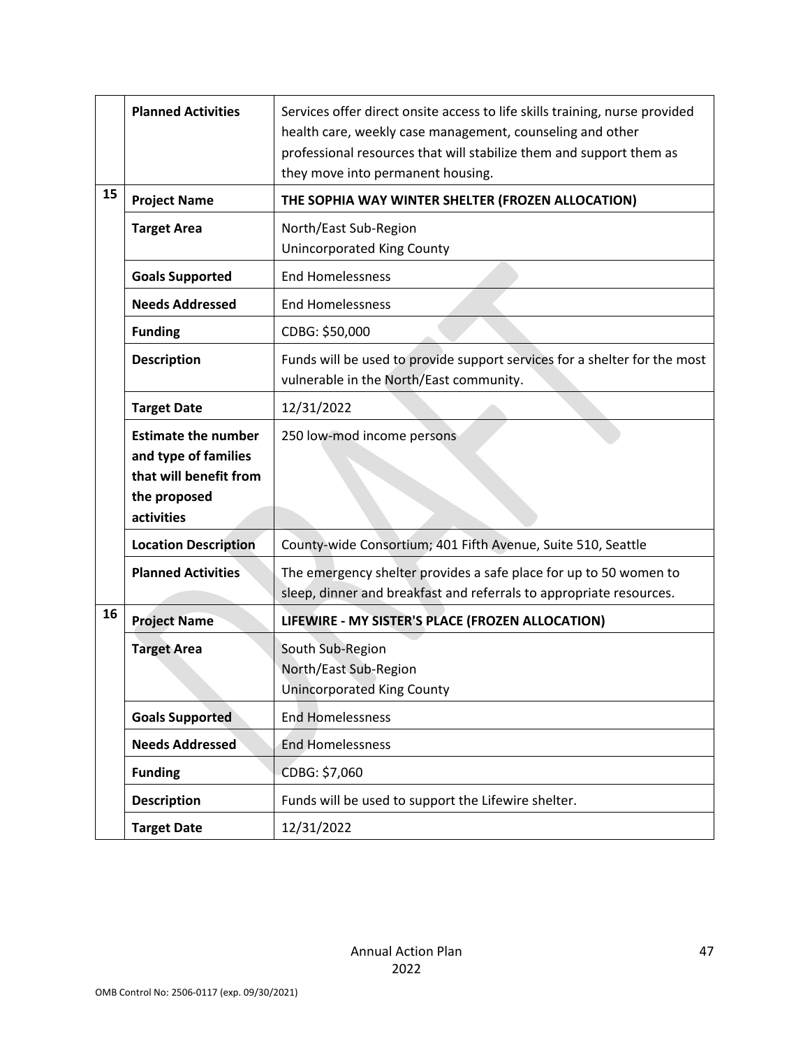| | | |
|---|---|---|
| | **Planned Activities** | Services offer direct onsite access to life skills training, nurse provided health care, weekly case management, counseling and other professional resources that will stabilize them and support them as they move into permanent housing. |
| 15 | **Project Name** | **THE SOPHIA WAY WINTER SHELTER (FROZEN ALLOCATION)** |
| | **Target Area** | North/East Sub-Region<br>Unincorporated King County |
| | **Goals Supported** | End Homelessness |
| | **Needs Addressed** | End Homelessness |
| | **Funding** | CDBG: $50,000 |
| | **Description** | Funds will be used to provide support services for a shelter for the most vulnerable in the North/East community. |
| | **Target Date** | 12/31/2022 |
| | **Estimate the number and type of families that will benefit from the proposed activities** | 250 low-mod income persons |
| | **Location Description** | County-wide Consortium; 401 Fifth Avenue, Suite 510, Seattle |
| | **Planned Activities** | The emergency shelter provides a safe place for up to 50 women to sleep, dinner and breakfast and referrals to appropriate resources. |
| 16 | **Project Name** | **LIFEWIRE - MY SISTER'S PLACE (FROZEN ALLOCATION)** |
| | **Target Area** | South Sub-Region<br>North/East Sub-Region<br>Unincorporated King County |
| | **Goals Supported** | End Homelessness |
| | **Needs Addressed** | End Homelessness |
| | **Funding** | CDBG: $7,060 |
| | **Description** | Funds will be used to support the Lifewire shelter. |
| | **Target Date** | 12/31/2022 |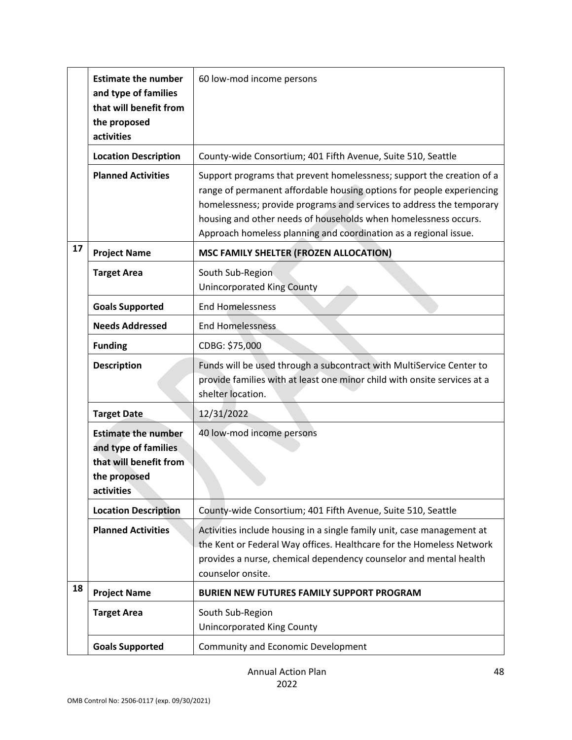| | | |
|---|---|---|
| | **Estimate the number and type of families that will benefit from the proposed activities** | 60 low-mod income persons |
| | **Location Description** | County-wide Consortium; 401 Fifth Avenue, Suite 510, Seattle |
| | **Planned Activities** | Support programs that prevent homelessness; support the creation of a range of permanent affordable housing options for people experiencing homelessness; provide programs and services to address the temporary housing and other needs of households when homelessness occurs. Approach homeless planning and coordination as a regional issue. |
| **17** | **Project Name** | **MSC FAMILY SHELTER (FROZEN ALLOCATION)** |
| | **Target Area** | South Sub-Region<br>Unincorporated King County |
| | **Goals Supported** | End Homelessness |
| | **Needs Addressed** | End Homelessness |
| | **Funding** | CDBG: $75,000 |
| | **Description** | Funds will be used through a subcontract with MultiService Center to provide families with at least one minor child with onsite services at a shelter location. |
| | **Target Date** | 12/31/2022 |
| | **Estimate the number and type of families that will benefit from the proposed activities** | 40 low-mod income persons |
| | **Location Description** | County-wide Consortium; 401 Fifth Avenue, Suite 510, Seattle |
| | **Planned Activities** | Activities include housing in a single family unit, case management at the Kent or Federal Way offices. Healthcare for the Homeless Network provides a nurse, chemical dependency counselor and mental health counselor onsite. |
| **18** | **Project Name** | **BURIEN NEW FUTURES FAMILY SUPPORT PROGRAM** |
| | **Target Area** | South Sub-Region<br>Unincorporated King County |
| | **Goals Supported** | Community and Economic Development |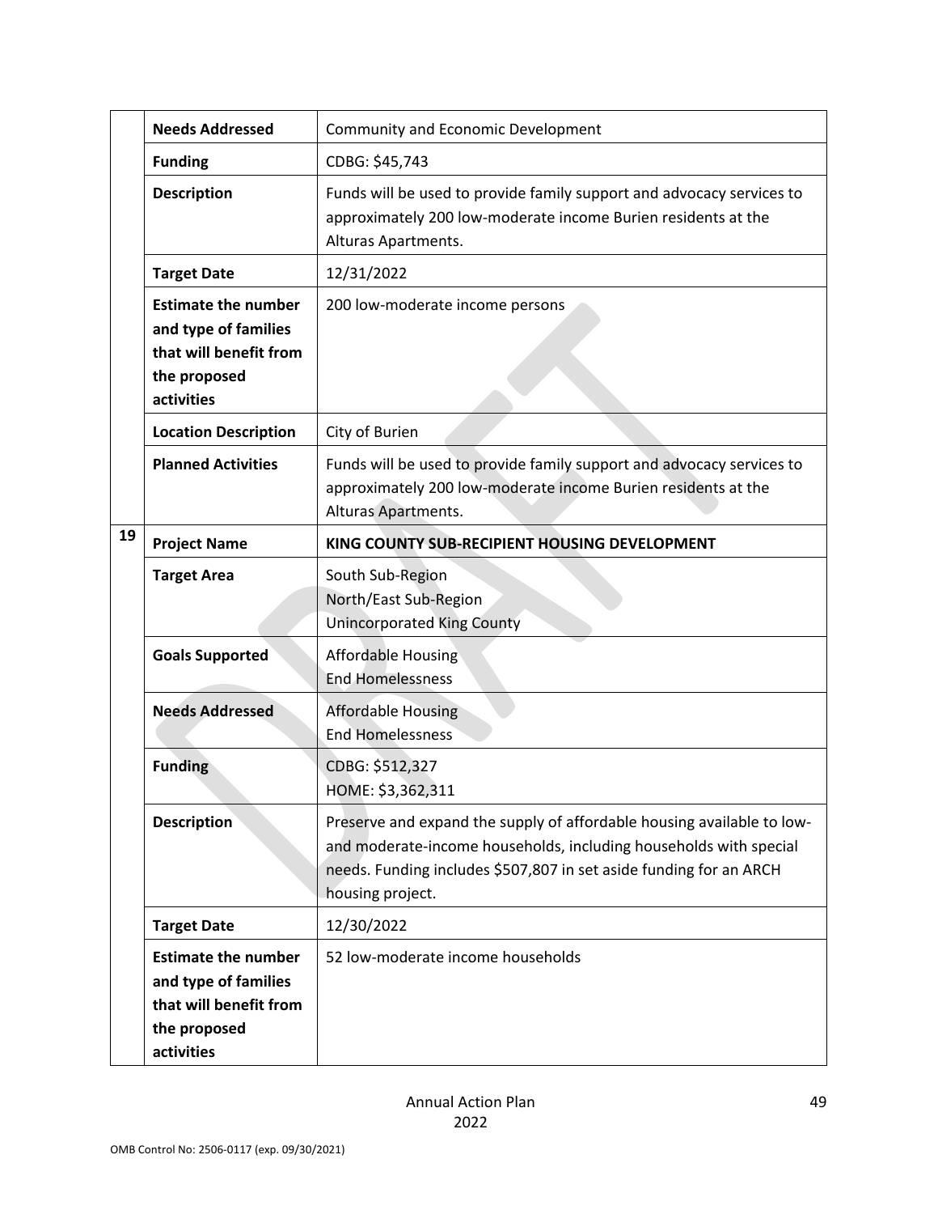| | | |
|---|---|---|
| | **Needs Addressed** | Community and Economic Development |
| | **Funding** | CDBG: $45,743 |
| | **Description** | Funds will be used to provide family support and advocacy services to approximately 200 low-moderate income Burien residents at the Alturas Apartments. |
| | **Target Date** | 12/31/2022 |
| | **Estimate the number and type of families that will benefit from the proposed activities** | 200 low-moderate income persons |
| | **Location Description** | City of Burien |
| | **Planned Activities** | Funds will be used to provide family support and advocacy services to approximately 200 low-moderate income Burien residents at the Alturas Apartments. |
| 19 | **Project Name** | **KING COUNTY SUB-RECIPIENT HOUSING DEVELOPMENT** |
| | **Target Area** | South Sub-Region<br>North/East Sub-Region<br>Unincorporated King County |
| | **Goals Supported** | Affordable Housing<br>End Homelessness |
| | **Needs Addressed** | Affordable Housing<br>End Homelessness |
| | **Funding** | CDBG: $512,327<br>HOME: $3,362,311 |
| | **Description** | Preserve and expand the supply of affordable housing available to low- and moderate-income households, including households with special needs. Funding includes $507,807 in set aside funding for an ARCH housing project. |
| | **Target Date** | 12/30/2022 |
| | **Estimate the number and type of families that will benefit from the proposed activities** | 52 low-moderate income households |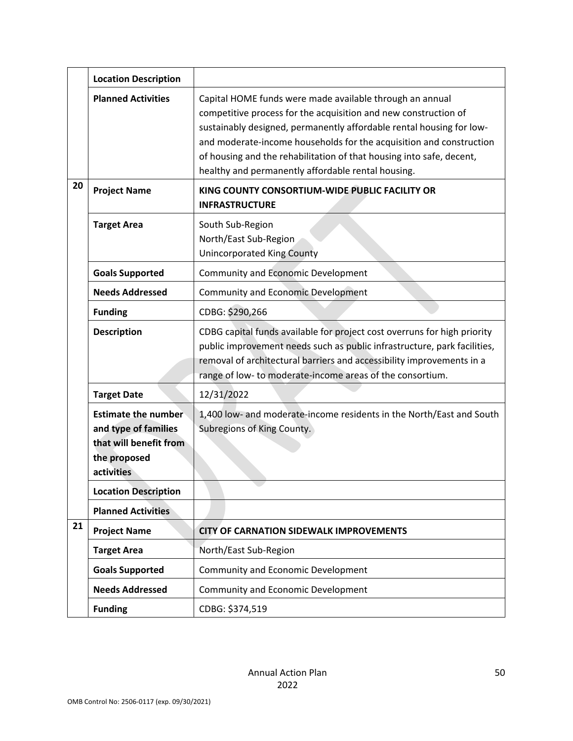| | | |
|---|---|---|
| | **Location Description** | |
| | **Planned Activities** | Capital HOME funds were made available through an annual competitive process for the acquisition and new construction of sustainably designed, permanently affordable rental housing for low- and moderate-income households for the acquisition and construction of housing and the rehabilitation of that housing into safe, decent, healthy and permanently affordable rental housing. |
| **20** | **Project Name** | **KING COUNTY CONSORTIUM-WIDE PUBLIC FACILITY OR INFRASTRUCTURE** |
| | **Target Area** | South Sub-Region<br>North/East Sub-Region<br>Unincorporated King County |
| | **Goals Supported** | Community and Economic Development |
| | **Needs Addressed** | Community and Economic Development |
| | **Funding** | CDBG: $290,266 |
| | **Description** | CDBG capital funds available for project cost overruns for high priority public improvement needs such as public infrastructure, park facilities, removal of architectural barriers and accessibility improvements in a range of low- to moderate-income areas of the consortium. |
| | **Target Date** | 12/31/2022 |
| | **Estimate the number and type of families that will benefit from the proposed activities** | 1,400 low- and moderate-income residents in the North/East and South Subregions of King County. |
| | **Location Description** | |
| | **Planned Activities** | |
| **21** | **Project Name** | **CITY OF CARNATION SIDEWALK IMPROVEMENTS** |
| | **Target Area** | North/East Sub-Region |
| | **Goals Supported** | Community and Economic Development |
| | **Needs Addressed** | Community and Economic Development |
| | **Funding** | CDBG: $374,519 |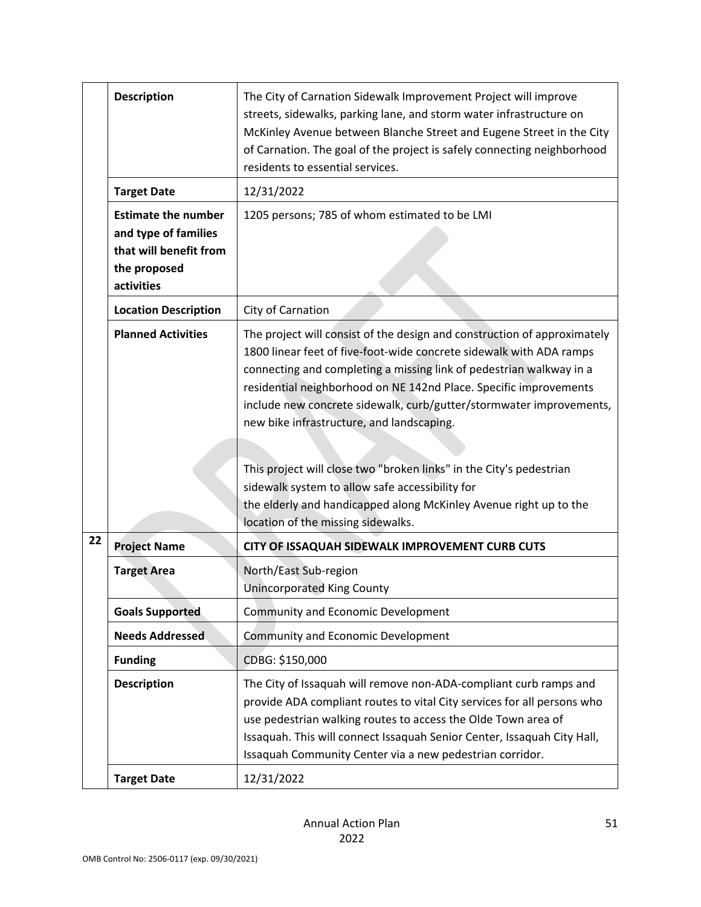| | | |
|---|---|---|
| | **Description** | The City of Carnation Sidewalk Improvement Project will improve streets, sidewalks, parking lane, and storm water infrastructure on McKinley Avenue between Blanche Street and Eugene Street in the City of Carnation. The goal of the project is safely connecting neighborhood residents to essential services. |
| | **Target Date** | 12/31/2022 |
| | **Estimate the number and type of families that will benefit from the proposed activities** | 1205 persons; 785 of whom estimated to be LMI |
| | **Location Description** | City of Carnation |
| | **Planned Activities** | The project will consist of the design and construction of approximately 1800 linear feet of five-foot-wide concrete sidewalk with ADA ramps connecting and completing a missing link of pedestrian walkway in a residential neighborhood on NE 142nd Place. Specific improvements include new concrete sidewalk, curb/gutter/stormwater improvements, new bike infrastructure, and landscaping.<br><br>This project will close two "broken links" in the City's pedestrian sidewalk system to allow safe accessibility for the elderly and handicapped along McKinley Avenue right up to the location of the missing sidewalks. |
| **22** | **Project Name** | **CITY OF ISSAQUAH SIDEWALK IMPROVEMENT CURB CUTS** |
| | **Target Area** | North/East Sub-region<br>Unincorporated King County |
| | **Goals Supported** | Community and Economic Development |
| | **Needs Addressed** | Community and Economic Development |
| | **Funding** | CDBG: $150,000 |
| | **Description** | The City of Issaquah will remove non-ADA-compliant curb ramps and provide ADA compliant routes to vital City services for all persons who use pedestrian walking routes to access the Olde Town area of Issaquah. This will connect Issaquah Senior Center, Issaquah City Hall, Issaquah Community Center via a new pedestrian corridor. |
| | **Target Date** | 12/31/2022 |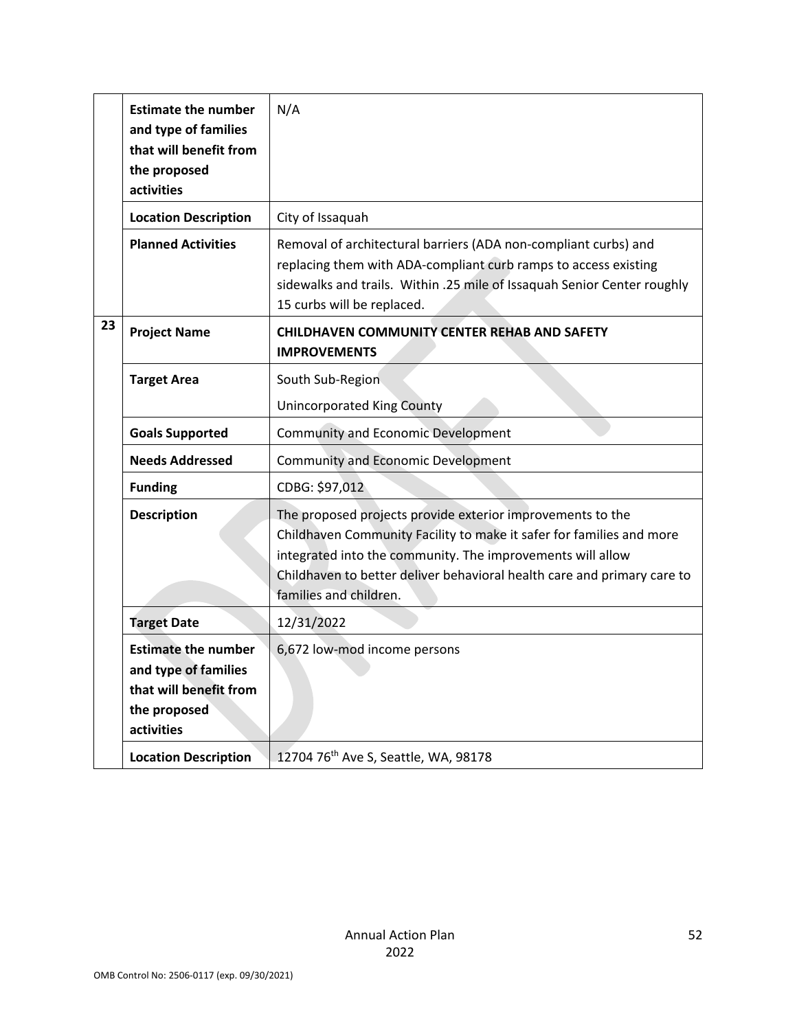| | | |
|---|---|---|
| | **Estimate the number and type of families that will benefit from the proposed activities** | N/A |
| | **Location Description** | City of Issaquah |
| | **Planned Activities** | Removal of architectural barriers (ADA non-compliant curbs) and replacing them with ADA-compliant curb ramps to access existing sidewalks and trails. Within .25 mile of Issaquah Senior Center roughly 15 curbs will be replaced. |
| 23 | **Project Name** | **CHILDHAVEN COMMUNITY CENTER REHAB AND SAFETY IMPROVEMENTS** |
| | **Target Area** | South Sub-Region<br>Unincorporated King County |
| | **Goals Supported** | Community and Economic Development |
| | **Needs Addressed** | Community and Economic Development |
| | **Funding** | CDBG: $97,012 |
| | **Description** | The proposed projects provide exterior improvements to the Childhaven Community Facility to make it safer for families and more integrated into the community. The improvements will allow Childhaven to better deliver behavioral health care and primary care to families and children. |
| | **Target Date** | 12/31/2022 |
| | **Estimate the number and type of families that will benefit from the proposed activities** | 6,672 low-mod income persons |
| | **Location Description** | 12704 76th Ave S, Seattle, WA, 98178 |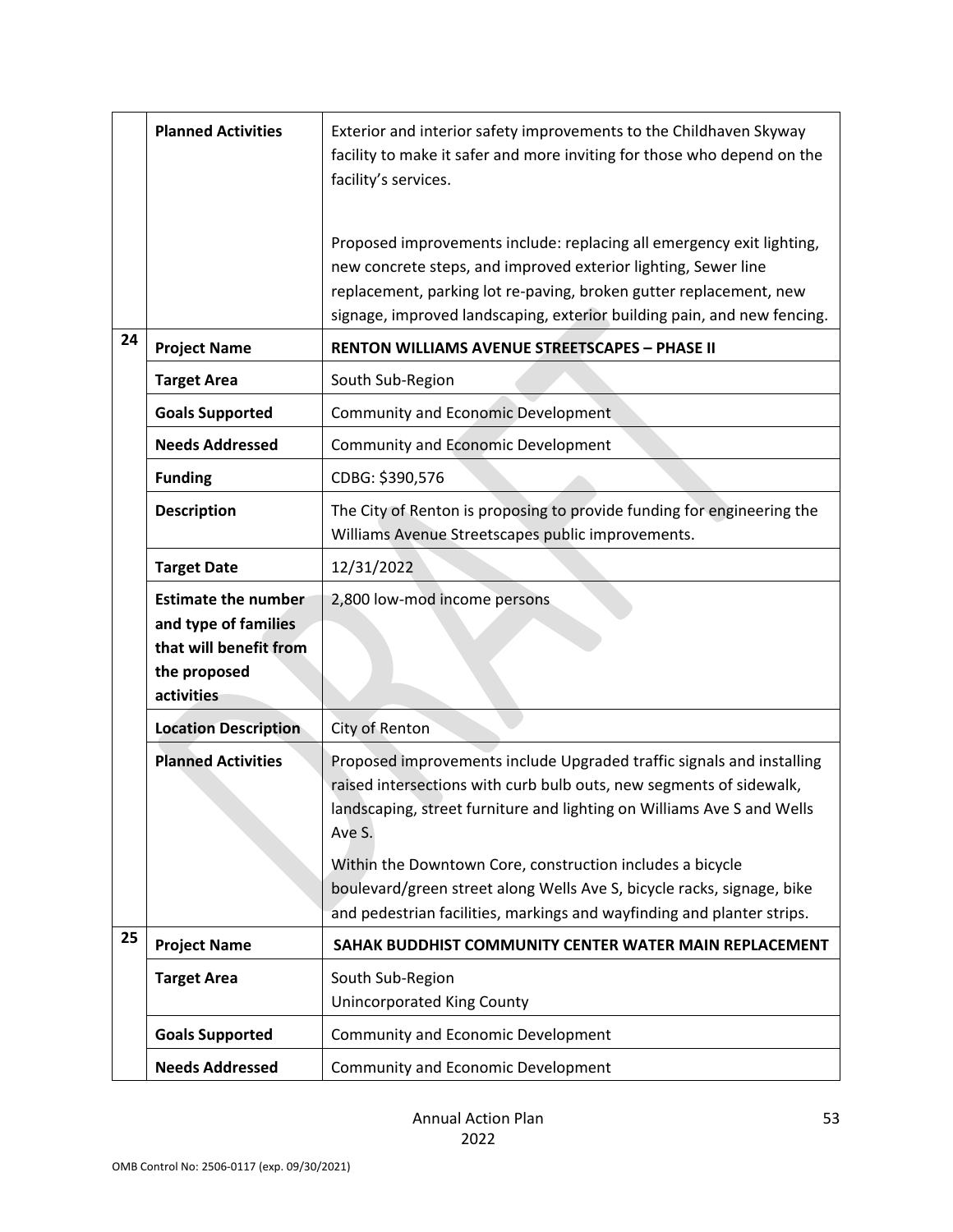| | | |
|---|---|---|
| | **Planned Activities** | Exterior and interior safety improvements to the Childhaven Skyway facility to make it safer and more inviting for those who depend on the facility's services.<br><br>Proposed improvements include: replacing all emergency exit lighting, new concrete steps, and improved exterior lighting, Sewer line replacement, parking lot re-paving, broken gutter replacement, new signage, improved landscaping, exterior building pain, and new fencing. |
| **24** | **Project Name** | **RENTON WILLIAMS AVENUE STREETSCAPES – PHASE II** |
| | **Target Area** | South Sub-Region |
| | **Goals Supported** | Community and Economic Development |
| | **Needs Addressed** | Community and Economic Development |
| | **Funding** | CDBG: $390,576 |
| | **Description** | The City of Renton is proposing to provide funding for engineering the Williams Avenue Streetscapes public improvements. |
| | **Target Date** | 12/31/2022 |
| | **Estimate the number and type of families that will benefit from the proposed activities** | 2,800 low-mod income persons |
| | **Location Description** | City of Renton |
| | **Planned Activities** | Proposed improvements include Upgraded traffic signals and installing raised intersections with curb bulb outs, new segments of sidewalk, landscaping, street furniture and lighting on Williams Ave S and Wells Ave S.<br><br>Within the Downtown Core, construction includes a bicycle boulevard/green street along Wells Ave S, bicycle racks, signage, bike and pedestrian facilities, markings and wayfinding and planter strips. |
| **25** | **Project Name** | **SAHAK BUDDHIST COMMUNITY CENTER WATER MAIN REPLACEMENT** |
| | **Target Area** | South Sub-Region<br>Unincorporated King County |
| | **Goals Supported** | Community and Economic Development |
| | **Needs Addressed** | Community and Economic Development |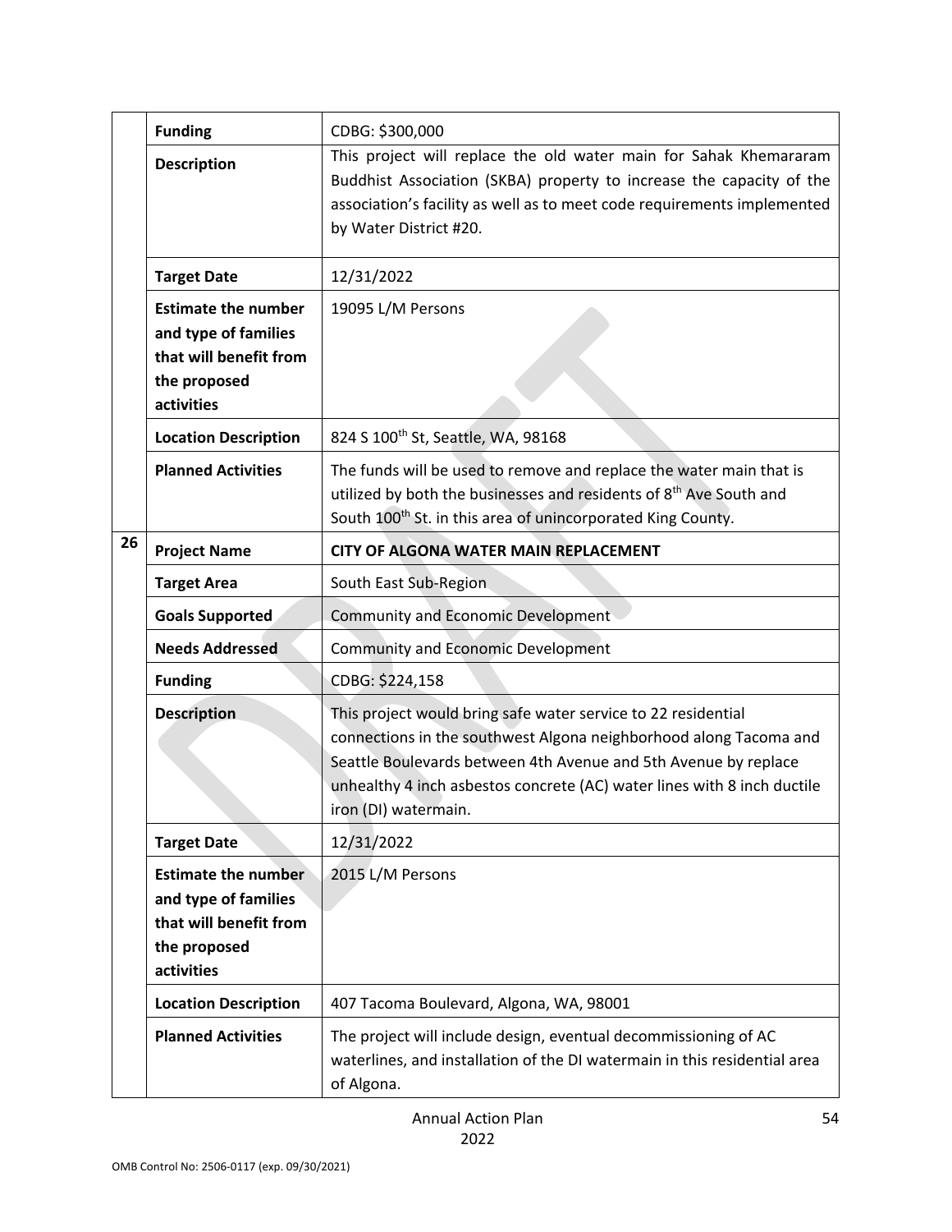| | | |
|---|---|---|
| | **Funding** | CDBG: $300,000 |
| | **Description** | This project will replace the old water main for Sahak Khemararam Buddhist Association (SKBA) property to increase the capacity of the association's facility as well as to meet code requirements implemented by Water District #20. |
| | **Target Date** | 12/31/2022 |
| | **Estimate the number and type of families that will benefit from the proposed activities** | 19095 L/M Persons |
| | **Location Description** | 824 S 100th St, Seattle, WA, 98168 |
| | **Planned Activities** | The funds will be used to remove and replace the water main that is utilized by both the businesses and residents of 8th Ave South and South 100th St. in this area of unincorporated King County. |
| 26 | **Project Name** | **CITY OF ALGONA WATER MAIN REPLACEMENT** |
| | **Target Area** | South East Sub-Region |
| | **Goals Supported** | Community and Economic Development |
| | **Needs Addressed** | Community and Economic Development |
| | **Funding** | CDBG: $224,158 |
| | **Description** | This project would bring safe water service to 22 residential connections in the southwest Algona neighborhood along Tacoma and Seattle Boulevards between 4th Avenue and 5th Avenue by replace unhealthy 4 inch asbestos concrete (AC) water lines with 8 inch ductile iron (DI) watermain. |
| | **Target Date** | 12/31/2022 |
| | **Estimate the number and type of families that will benefit from the proposed activities** | 2015 L/M Persons |
| | **Location Description** | 407 Tacoma Boulevard, Algona, WA, 98001 |
| | **Planned Activities** | The project will include design, eventual decommissioning of AC waterlines, and installation of the DI watermain in this residential area of Algona. |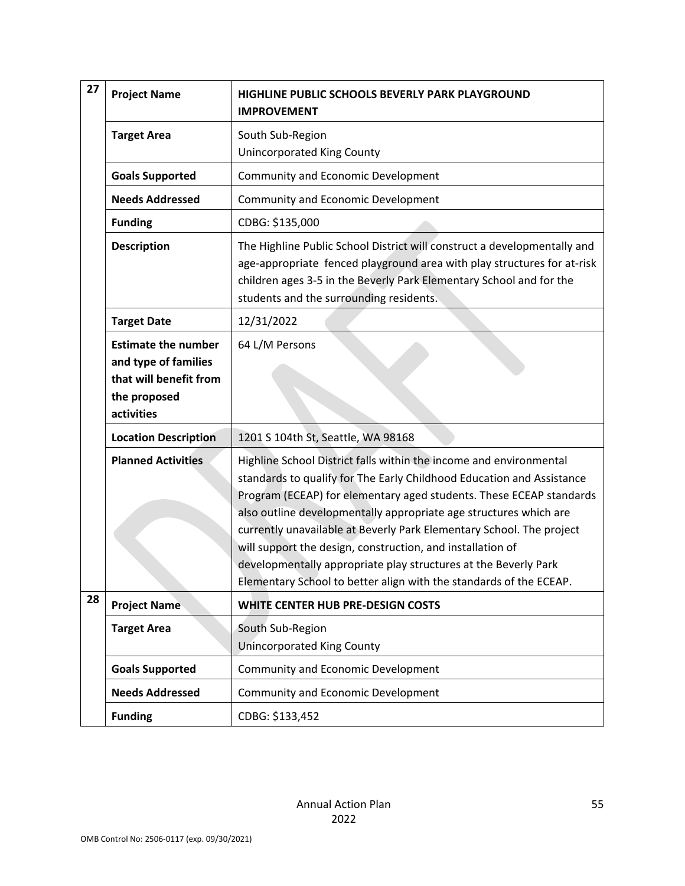| | | |
|---|---|---|
| 27 | **Project Name** | **HIGHLINE PUBLIC SCHOOLS BEVERLY PARK PLAYGROUND IMPROVEMENT** |
| | **Target Area** | South Sub-Region<br>Unincorporated King County |
| | **Goals Supported** | Community and Economic Development |
| | **Needs Addressed** | Community and Economic Development |
| | **Funding** | CDBG: $135,000 |
| | **Description** | The Highline Public School District will construct a developmentally and age-appropriate fenced playground area with play structures for at-risk children ages 3-5 in the Beverly Park Elementary School and for the students and the surrounding residents. |
| | **Target Date** | 12/31/2022 |
| | **Estimate the number and type of families that will benefit from the proposed activities** | 64 L/M Persons |
| | **Location Description** | 1201 S 104th St, Seattle, WA 98168 |
| | **Planned Activities** | Highline School District falls within the income and environmental standards to qualify for The Early Childhood Education and Assistance Program (ECEAP) for elementary aged students. These ECEAP standards also outline developmentally appropriate age structures which are currently unavailable at Beverly Park Elementary School. The project will support the design, construction, and installation of developmentally appropriate play structures at the Beverly Park Elementary School to better align with the standards of the ECEAP. |
| 28 | **Project Name** | **WHITE CENTER HUB PRE-DESIGN COSTS** |
| | **Target Area** | South Sub-Region<br>Unincorporated King County |
| | **Goals Supported** | Community and Economic Development |
| | **Needs Addressed** | Community and Economic Development |
| | **Funding** | CDBG: $133,452 |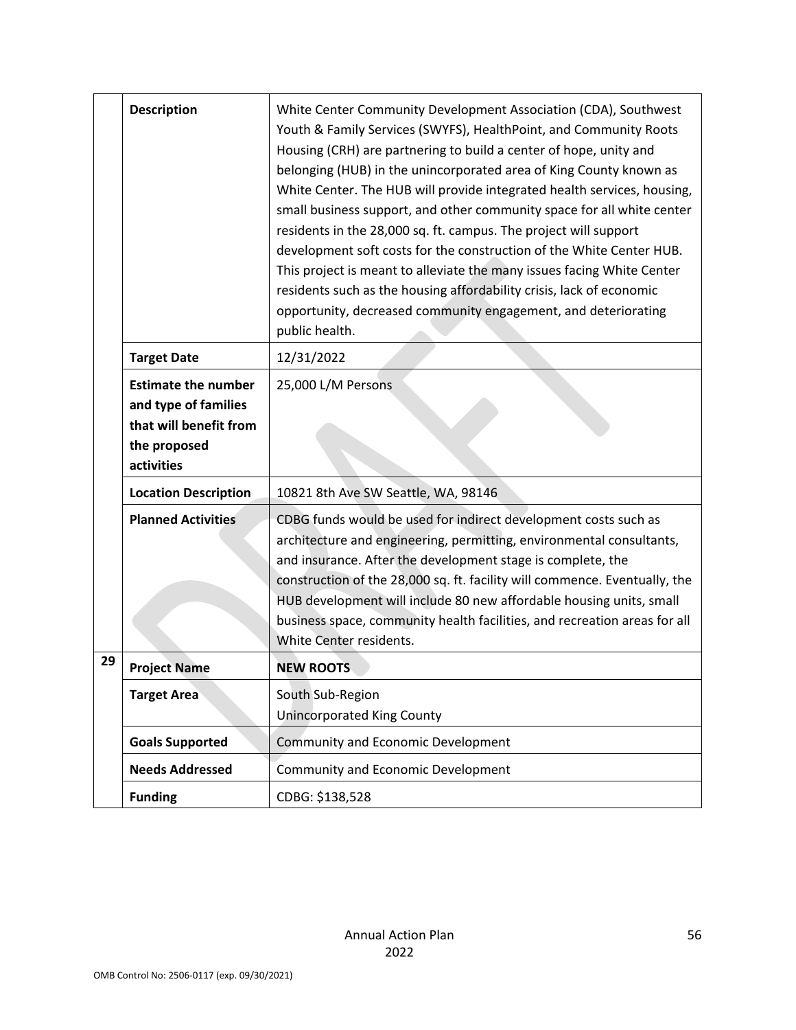| | | |
|---|---|---|
| | **Description** | White Center Community Development Association (CDA), Southwest Youth & Family Services (SWYFS), HealthPoint, and Community Roots Housing (CRH) are partnering to build a center of hope, unity and belonging (HUB) in the unincorporated area of King County known as White Center. The HUB will provide integrated health services, housing, small business support, and other community space for all white center residents in the 28,000 sq. ft. campus. The project will support development soft costs for the construction of the White Center HUB. This project is meant to alleviate the many issues facing White Center residents such as the housing affordability crisis, lack of economic opportunity, decreased community engagement, and deteriorating public health. |
| | **Target Date** | 12/31/2022 |
| | **Estimate the number and type of families that will benefit from the proposed activities** | 25,000 L/M Persons |
| | **Location Description** | 10821 8th Ave SW Seattle, WA, 98146 |
| | **Planned Activities** | CDBG funds would be used for indirect development costs such as architecture and engineering, permitting, environmental consultants, and insurance. After the development stage is complete, the construction of the 28,000 sq. ft. facility will commence. Eventually, the HUB development will include 80 new affordable housing units, small business space, community health facilities, and recreation areas for all White Center residents. |
| **29** | **Project Name** | **NEW ROOTS** |
| | **Target Area** | South Sub-Region<br>Unincorporated King County |
| | **Goals Supported** | Community and Economic Development |
| | **Needs Addressed** | Community and Economic Development |
| | **Funding** | CDBG: $138,528 |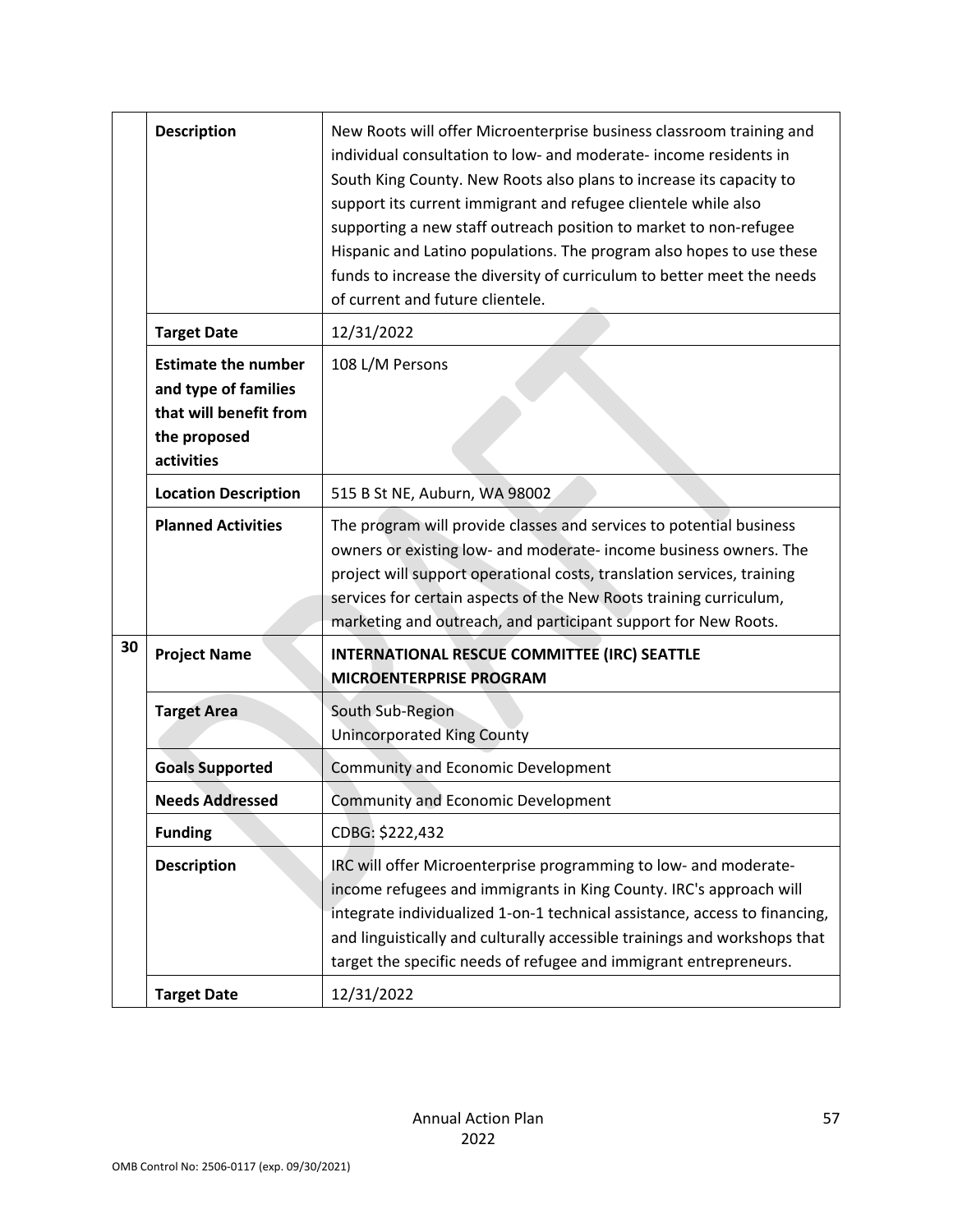| | | |
|---|---|---|
| | **Description** | New Roots will offer Microenterprise business classroom training and individual consultation to low- and moderate- income residents in South King County. New Roots also plans to increase its capacity to support its current immigrant and refugee clientele while also supporting a new staff outreach position to market to non-refugee Hispanic and Latino populations. The program also hopes to use these funds to increase the diversity of curriculum to better meet the needs of current and future clientele. |
| | **Target Date** | 12/31/2022 |
| | **Estimate the number and type of families that will benefit from the proposed activities** | 108 L/M Persons |
| | **Location Description** | 515 B St NE, Auburn, WA 98002 |
| | **Planned Activities** | The program will provide classes and services to potential business owners or existing low- and moderate- income business owners. The project will support operational costs, translation services, training services for certain aspects of the New Roots training curriculum, marketing and outreach, and participant support for New Roots. |
| **30** | **Project Name** | **INTERNATIONAL RESCUE COMMITTEE (IRC) SEATTLE MICROENTERPRISE PROGRAM** |
| | **Target Area** | South Sub-Region<br>Unincorporated King County |
| | **Goals Supported** | Community and Economic Development |
| | **Needs Addressed** | Community and Economic Development |
| | **Funding** | CDBG: $222,432 |
| | **Description** | IRC will offer Microenterprise programming to low- and moderate-income refugees and immigrants in King County. IRC's approach will integrate individualized 1-on-1 technical assistance, access to financing, and linguistically and culturally accessible trainings and workshops that target the specific needs of refugee and immigrant entrepreneurs. |
| | **Target Date** | 12/31/2022 |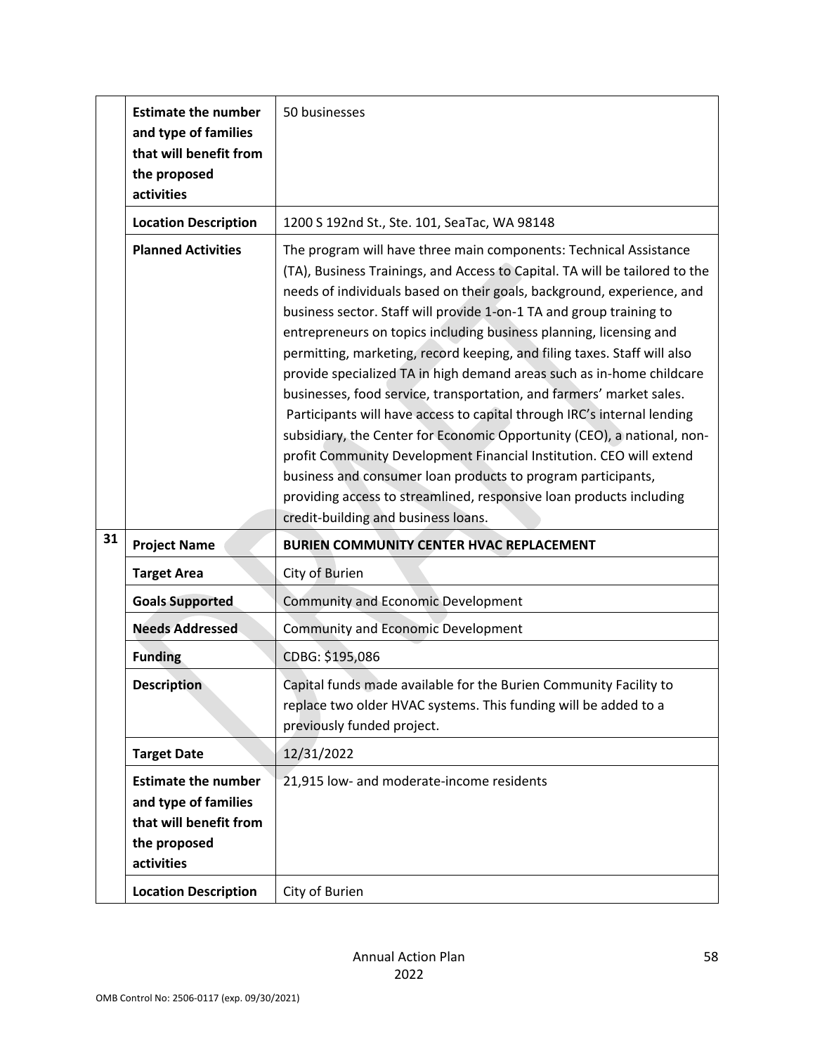| | | |
|---|---|---|
| | **Estimate the number and type of families that will benefit from the proposed activities** | 50 businesses |
| | **Location Description** | 1200 S 192nd St., Ste. 101, SeaTac, WA 98148 |
| | **Planned Activities** | The program will have three main components: Technical Assistance (TA), Business Trainings, and Access to Capital. TA will be tailored to the needs of individuals based on their goals, background, experience, and business sector. Staff will provide 1-on-1 TA and group training to entrepreneurs on topics including business planning, licensing and permitting, marketing, record keeping, and filing taxes. Staff will also provide specialized TA in high demand areas such as in-home childcare businesses, food service, transportation, and farmers' market sales. Participants will have access to capital through IRC's internal lending subsidiary, the Center for Economic Opportunity (CEO), a national, non-profit Community Development Financial Institution. CEO will extend business and consumer loan products to program participants, providing access to streamlined, responsive loan products including credit-building and business loans. |
| **31** | **Project Name** | **BURIEN COMMUNITY CENTER HVAC REPLACEMENT** |
| | **Target Area** | City of Burien |
| | **Goals Supported** | Community and Economic Development |
| | **Needs Addressed** | Community and Economic Development |
| | **Funding** | CDBG: $195,086 |
| | **Description** | Capital funds made available for the Burien Community Facility to replace two older HVAC systems. This funding will be added to a previously funded project. |
| | **Target Date** | 12/31/2022 |
| | **Estimate the number and type of families that will benefit from the proposed activities** | 21,915 low- and moderate-income residents |
| | **Location Description** | City of Burien |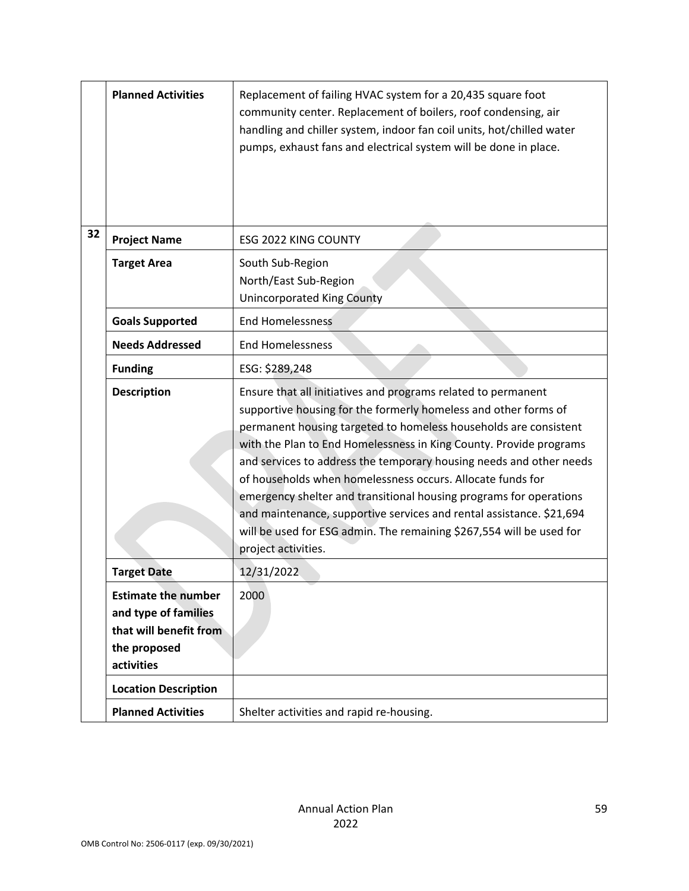| | | |
|---|---|---|
| | **Planned Activities** | Replacement of failing HVAC system for a 20,435 square foot community center. Replacement of boilers, roof condensing, air handling and chiller system, indoor fan coil units, hot/chilled water pumps, exhaust fans and electrical system will be done in place. |
| 32 | **Project Name** | ESG 2022 KING COUNTY |
| | **Target Area** | South Sub-Region<br>North/East Sub-Region<br>Unincorporated King County |
| | **Goals Supported** | End Homelessness |
| | **Needs Addressed** | End Homelessness |
| | **Funding** | ESG: $289,248 |
| | **Description** | Ensure that all initiatives and programs related to permanent supportive housing for the formerly homeless and other forms of permanent housing targeted to homeless households are consistent with the Plan to End Homelessness in King County. Provide programs and services to address the temporary housing needs and other needs of households when homelessness occurs. Allocate funds for emergency shelter and transitional housing programs for operations and maintenance, supportive services and rental assistance. $21,694 will be used for ESG admin. The remaining $267,554 will be used for project activities. |
| | **Target Date** | 12/31/2022 |
| | **Estimate the number and type of families that will benefit from the proposed activities** | 2000 |
| | **Location Description** | |
| | **Planned Activities** | Shelter activities and rapid re-housing. |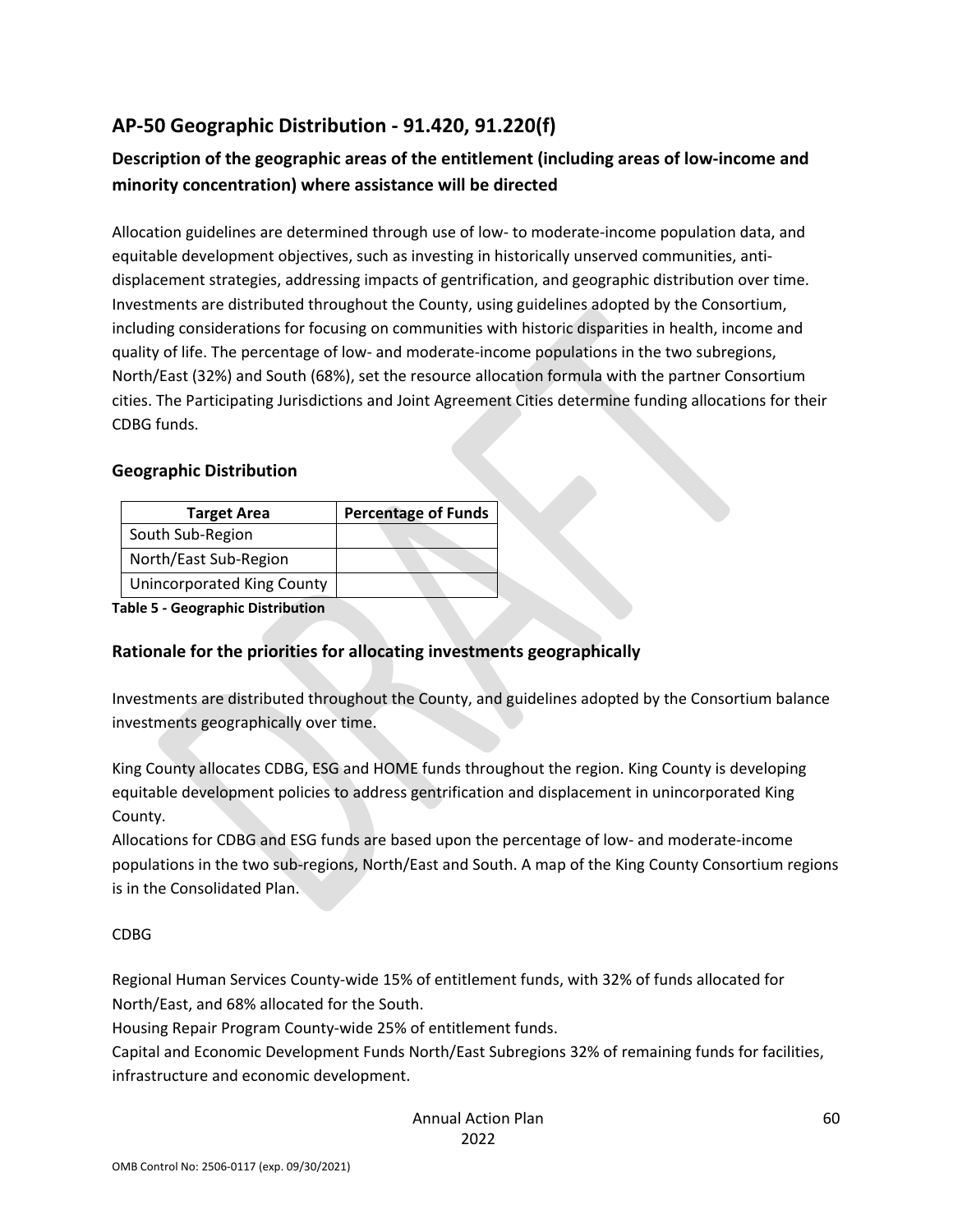## AP-50 Geographic Distribution - 91.420, 91.220(f)

### Description of the geographic areas of the entitlement (including areas of low-income and minority concentration) where assistance will be directed

Allocation guidelines are determined through use of low- to moderate-income population data, and equitable development objectives, such as investing in historically unserved communities, anti-displacement strategies, addressing impacts of gentrification, and geographic distribution over time. Investments are distributed throughout the County, using guidelines adopted by the Consortium, including considerations for focusing on communities with historic disparities in health, income and quality of life. The percentage of low- and moderate-income populations in the two subregions, North/East (32%) and South (68%), set the resource allocation formula with the partner Consortium cities. The Participating Jurisdictions and Joint Agreement Cities determine funding allocations for their CDBG funds.

### Geographic Distribution

| Target Area | Percentage of Funds |
|---|---|
| South Sub-Region | |
| North/East Sub-Region | |
| Unincorporated King County | |

**Table 5 - Geographic Distribution**

### Rationale for the priorities for allocating investments geographically

Investments are distributed throughout the County, and guidelines adopted by the Consortium balance investments geographically over time.

King County allocates CDBG, ESG and HOME funds throughout the region. King County is developing equitable development policies to address gentrification and displacement in unincorporated King County.

Allocations for CDBG and ESG funds are based upon the percentage of low- and moderate-income populations in the two sub-regions, North/East and South. A map of the King County Consortium regions is in the Consolidated Plan.

CDBG

Regional Human Services County-wide 15% of entitlement funds, with 32% of funds allocated for North/East, and 68% allocated for the South.

Housing Repair Program County-wide 25% of entitlement funds.

Capital and Economic Development Funds North/East Subregions 32% of remaining funds for facilities, infrastructure and economic development.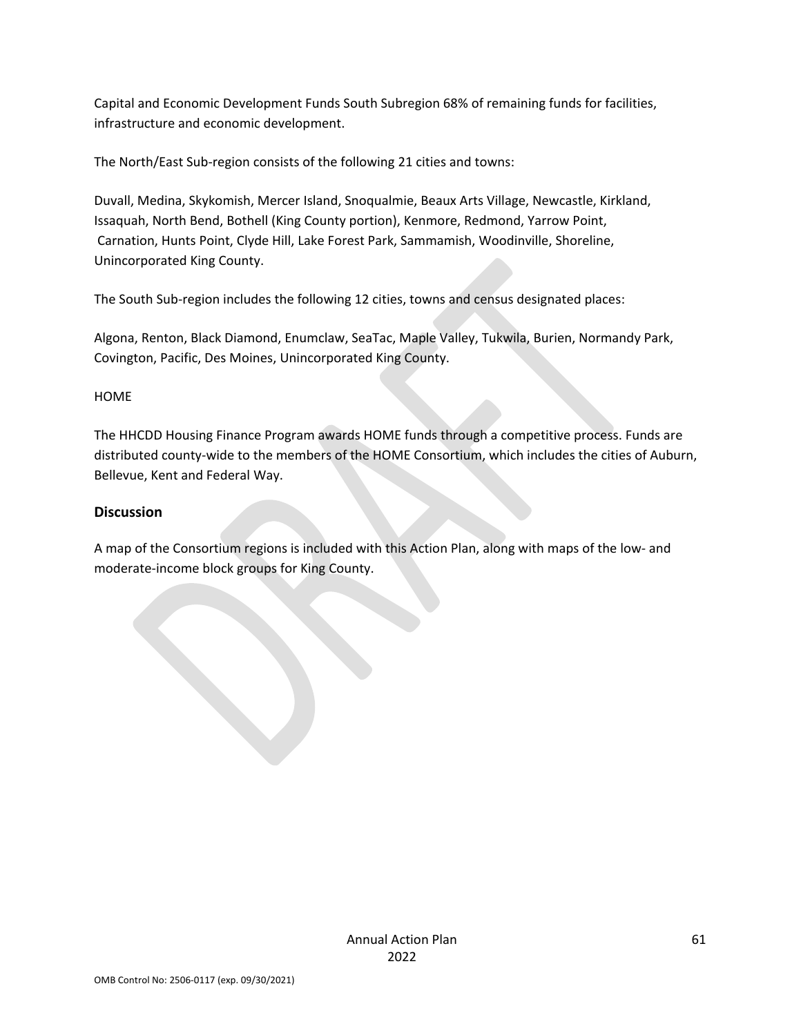Capital and Economic Development Funds South Subregion 68% of remaining funds for facilities, infrastructure and economic development.

The North/East Sub-region consists of the following 21 cities and towns:

Duvall, Medina, Skykomish, Mercer Island, Snoqualmie, Beaux Arts Village, Newcastle, Kirkland, Issaquah, North Bend, Bothell (King County portion), Kenmore, Redmond, Yarrow Point, Carnation, Hunts Point, Clyde Hill, Lake Forest Park, Sammamish, Woodinville, Shoreline, Unincorporated King County.

The South Sub-region includes the following 12 cities, towns and census designated places:

Algona, Renton, Black Diamond, Enumclaw, SeaTac, Maple Valley, Tukwila, Burien, Normandy Park, Covington, Pacific, Des Moines, Unincorporated King County.

HOME

The HHCDD Housing Finance Program awards HOME funds through a competitive process. Funds are distributed county-wide to the members of the HOME Consortium, which includes the cities of Auburn, Bellevue, Kent and Federal Way.

## Discussion

A map of the Consortium regions is included with this Action Plan, along with maps of the low- and moderate-income block groups for King County.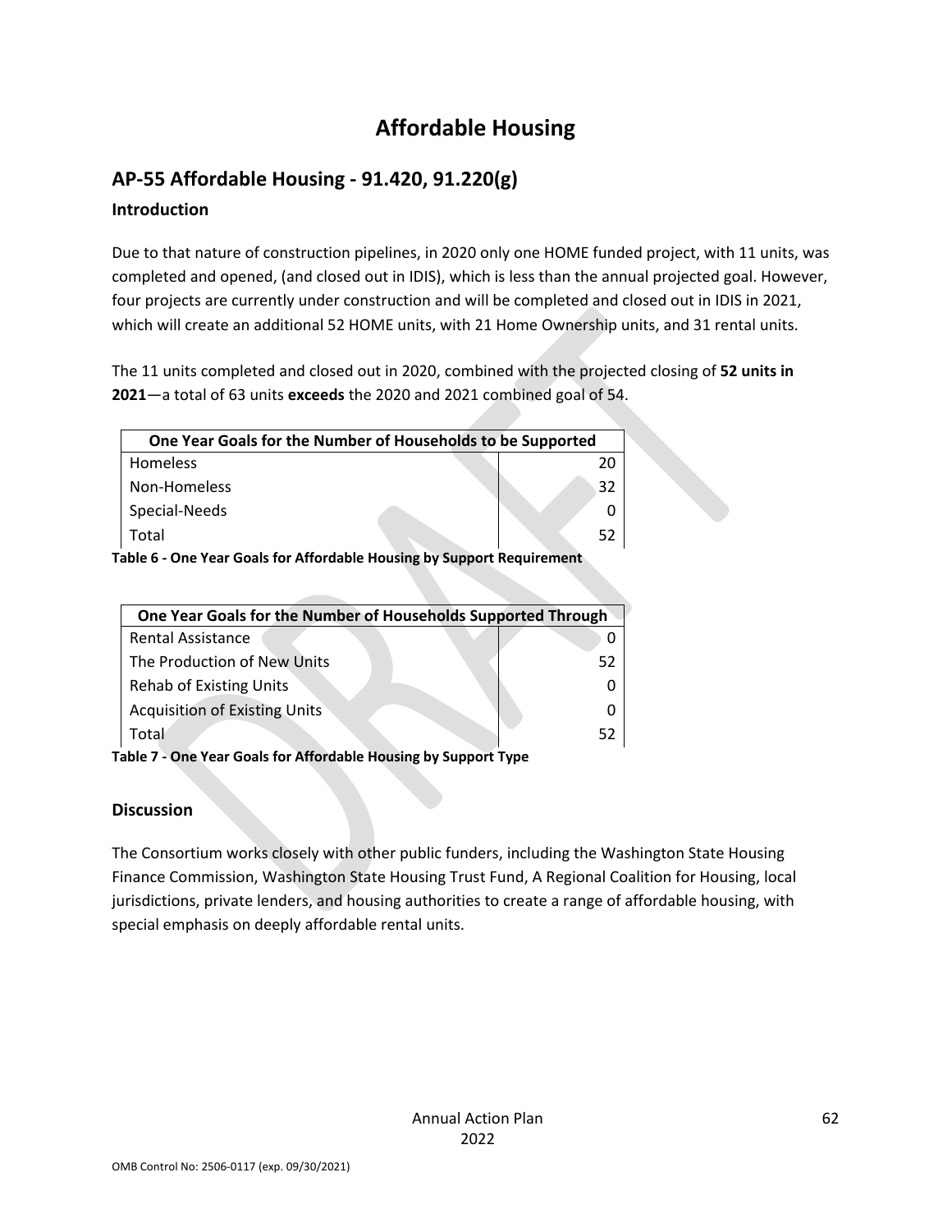# Affordable Housing

## AP-55 Affordable Housing - 91.420, 91.220(g)

### Introduction

Due to that nature of construction pipelines, in 2020 only one HOME funded project, with 11 units, was completed and opened, (and closed out in IDIS), which is less than the annual projected goal. However, four projects are currently under construction and will be completed and closed out in IDIS in 2021, which will create an additional 52 HOME units, with 21 Home Ownership units, and 31 rental units.

The 11 units completed and closed out in 2020, combined with the projected closing of **52 units in 2021**—a total of 63 units **exceeds** the 2020 and 2021 combined goal of 54.

| One Year Goals for the Number of Households to be Supported | |
|---|---|
| Homeless | 20 |
| Non-Homeless | 32 |
| Special-Needs | 0 |
| Total | 52 |

**Table 6 - One Year Goals for Affordable Housing by Support Requirement**

| One Year Goals for the Number of Households Supported Through | |
|---|---|
| Rental Assistance | 0 |
| The Production of New Units | 52 |
| Rehab of Existing Units | 0 |
| Acquisition of Existing Units | 0 |
| Total | 52 |

**Table 7 - One Year Goals for Affordable Housing by Support Type**

### Discussion

The Consortium works closely with other public funders, including the Washington State Housing Finance Commission, Washington State Housing Trust Fund, A Regional Coalition for Housing, local jurisdictions, private lenders, and housing authorities to create a range of affordable housing, with special emphasis on deeply affordable rental units.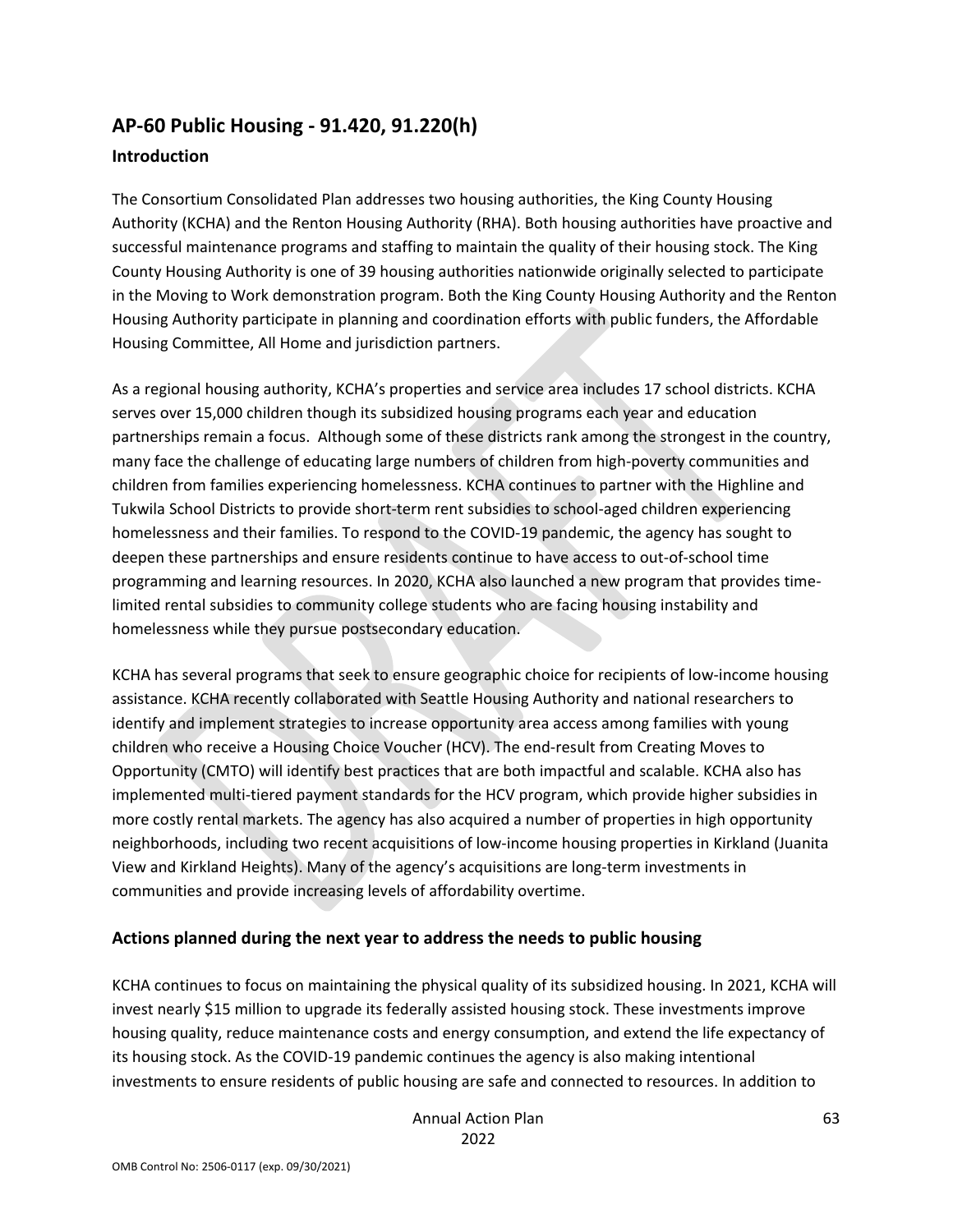## AP-60 Public Housing - 91.420, 91.220(h)

### Introduction

The Consortium Consolidated Plan addresses two housing authorities, the King County Housing Authority (KCHA) and the Renton Housing Authority (RHA). Both housing authorities have proactive and successful maintenance programs and staffing to maintain the quality of their housing stock. The King County Housing Authority is one of 39 housing authorities nationwide originally selected to participate in the Moving to Work demonstration program. Both the King County Housing Authority and the Renton Housing Authority participate in planning and coordination efforts with public funders, the Affordable Housing Committee, All Home and jurisdiction partners.

As a regional housing authority, KCHA's properties and service area includes 17 school districts. KCHA serves over 15,000 children though its subsidized housing programs each year and education partnerships remain a focus. Although some of these districts rank among the strongest in the country, many face the challenge of educating large numbers of children from high-poverty communities and children from families experiencing homelessness. KCHA continues to partner with the Highline and Tukwila School Districts to provide short-term rent subsidies to school-aged children experiencing homelessness and their families. To respond to the COVID-19 pandemic, the agency has sought to deepen these partnerships and ensure residents continue to have access to out-of-school time programming and learning resources. In 2020, KCHA also launched a new program that provides time-limited rental subsidies to community college students who are facing housing instability and homelessness while they pursue postsecondary education.

KCHA has several programs that seek to ensure geographic choice for recipients of low-income housing assistance. KCHA recently collaborated with Seattle Housing Authority and national researchers to identify and implement strategies to increase opportunity area access among families with young children who receive a Housing Choice Voucher (HCV). The end-result from Creating Moves to Opportunity (CMTO) will identify best practices that are both impactful and scalable. KCHA also has implemented multi-tiered payment standards for the HCV program, which provide higher subsidies in more costly rental markets. The agency has also acquired a number of properties in high opportunity neighborhoods, including two recent acquisitions of low-income housing properties in Kirkland (Juanita View and Kirkland Heights). Many of the agency's acquisitions are long-term investments in communities and provide increasing levels of affordability overtime.

### Actions planned during the next year to address the needs to public housing

KCHA continues to focus on maintaining the physical quality of its subsidized housing. In 2021, KCHA will invest nearly $15 million to upgrade its federally assisted housing stock. These investments improve housing quality, reduce maintenance costs and energy consumption, and extend the life expectancy of its housing stock. As the COVID-19 pandemic continues the agency is also making intentional investments to ensure residents of public housing are safe and connected to resources. In addition to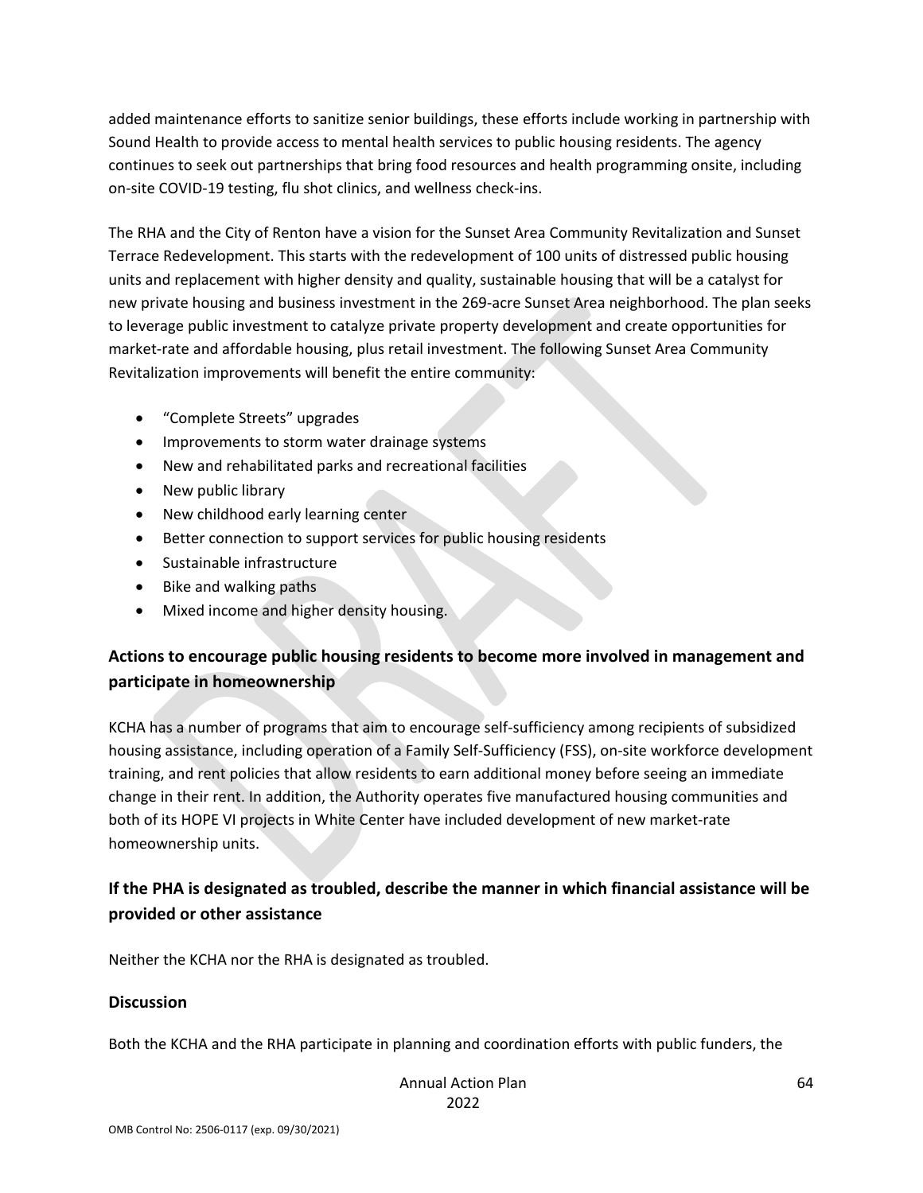added maintenance efforts to sanitize senior buildings, these efforts include working in partnership with Sound Health to provide access to mental health services to public housing residents. The agency continues to seek out partnerships that bring food resources and health programming onsite, including on-site COVID-19 testing, flu shot clinics, and wellness check-ins.

The RHA and the City of Renton have a vision for the Sunset Area Community Revitalization and Sunset Terrace Redevelopment. This starts with the redevelopment of 100 units of distressed public housing units and replacement with higher density and quality, sustainable housing that will be a catalyst for new private housing and business investment in the 269-acre Sunset Area neighborhood. The plan seeks to leverage public investment to catalyze private property development and create opportunities for market-rate and affordable housing, plus retail investment. The following Sunset Area Community Revitalization improvements will benefit the entire community:

- "Complete Streets" upgrades
- Improvements to storm water drainage systems
- New and rehabilitated parks and recreational facilities
- New public library
- New childhood early learning center
- Better connection to support services for public housing residents
- Sustainable infrastructure
- Bike and walking paths
- Mixed income and higher density housing.

## Actions to encourage public housing residents to become more involved in management and participate in homeownership

KCHA has a number of programs that aim to encourage self-sufficiency among recipients of subsidized housing assistance, including operation of a Family Self-Sufficiency (FSS), on-site workforce development training, and rent policies that allow residents to earn additional money before seeing an immediate change in their rent. In addition, the Authority operates five manufactured housing communities and both of its HOPE VI projects in White Center have included development of new market-rate homeownership units.

## If the PHA is designated as troubled, describe the manner in which financial assistance will be provided or other assistance

Neither the KCHA nor the RHA is designated as troubled.

### Discussion

Both the KCHA and the RHA participate in planning and coordination efforts with public funders, the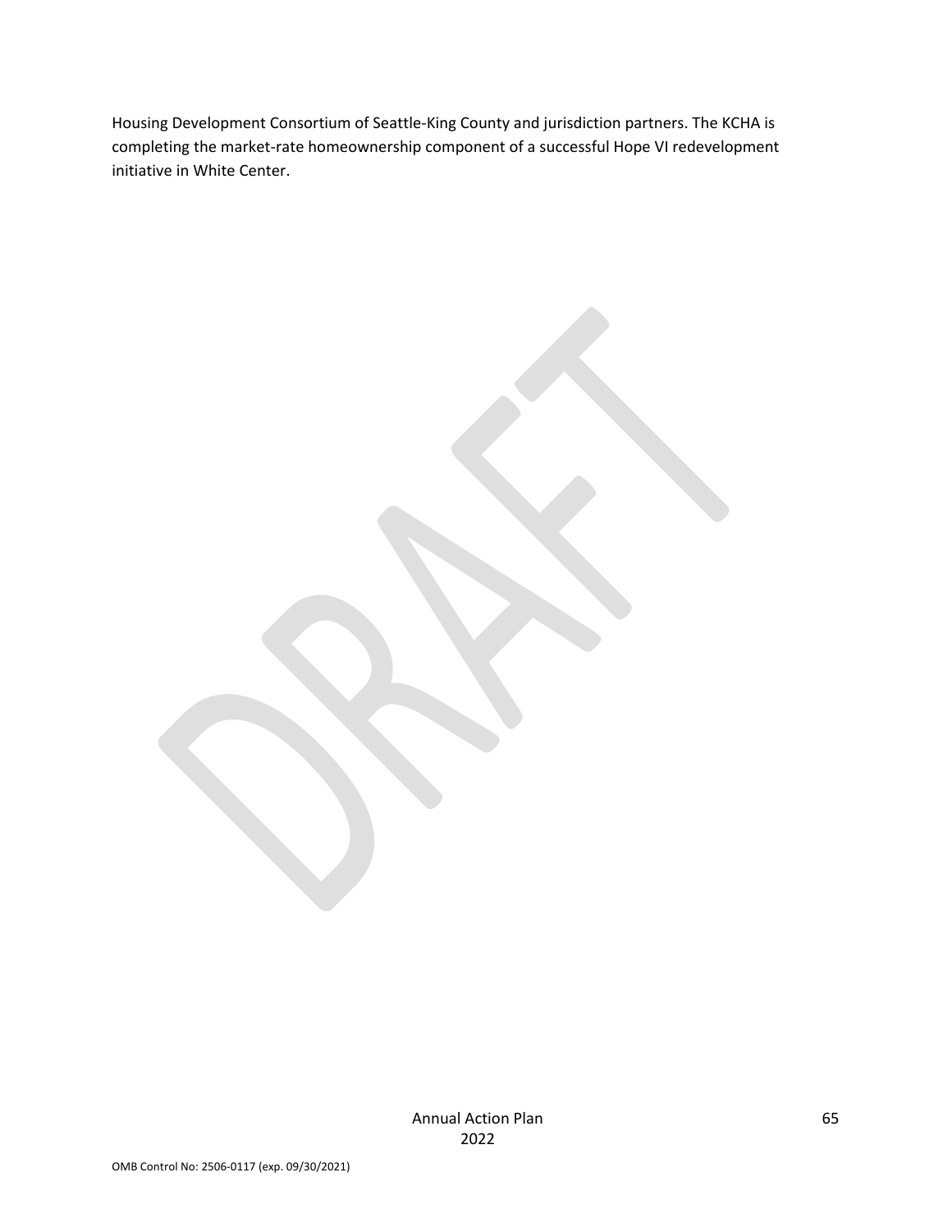Housing Development Consortium of Seattle-King County and jurisdiction partners. The KCHA is completing the market-rate homeownership component of a successful Hope VI redevelopment initiative in White Center.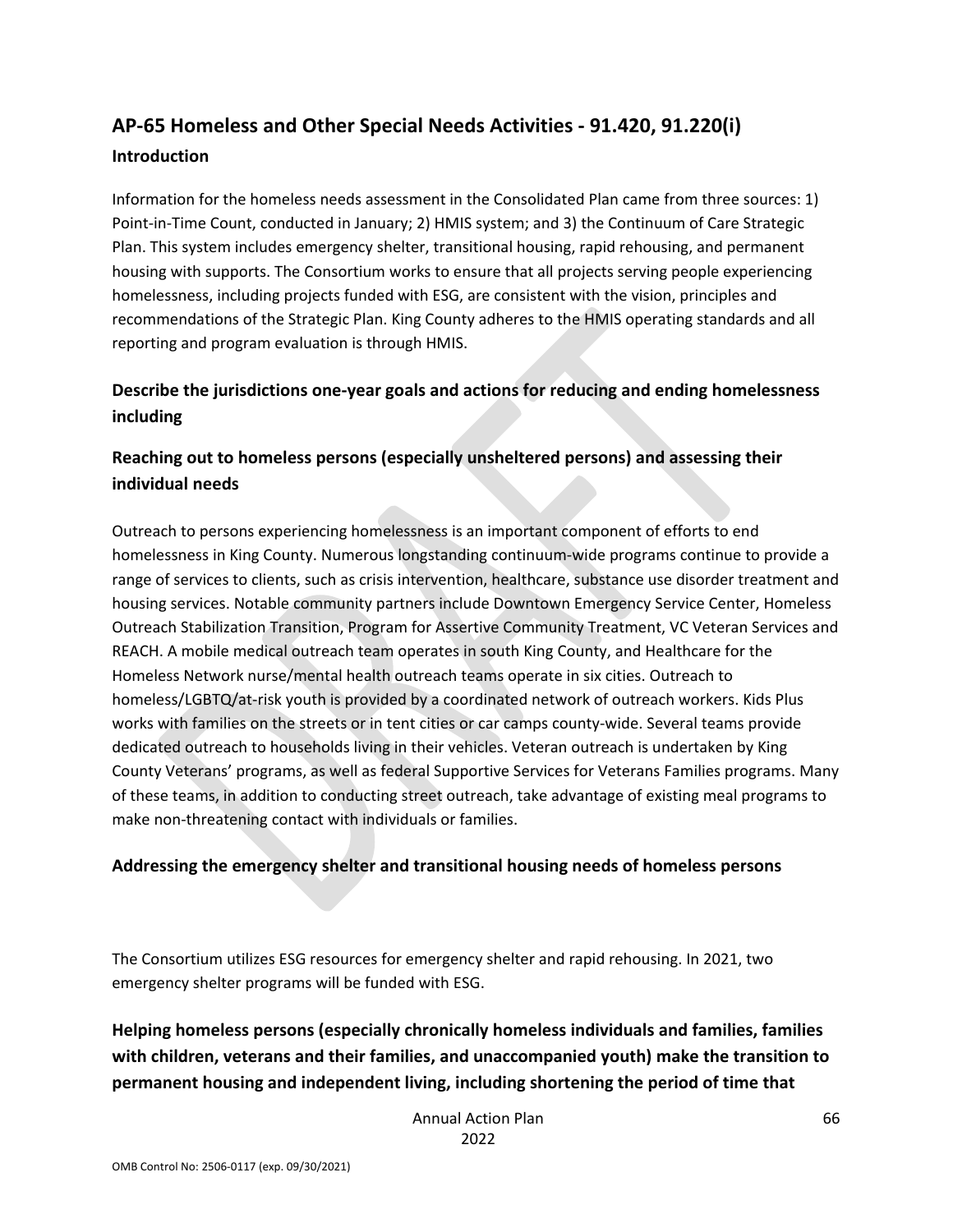## AP-65 Homeless and Other Special Needs Activities - 91.420, 91.220(i)

### Introduction

Information for the homeless needs assessment in the Consolidated Plan came from three sources: 1) Point-in-Time Count, conducted in January; 2) HMIS system; and 3) the Continuum of Care Strategic Plan. This system includes emergency shelter, transitional housing, rapid rehousing, and permanent housing with supports. The Consortium works to ensure that all projects serving people experiencing homelessness, including projects funded with ESG, are consistent with the vision, principles and recommendations of the Strategic Plan. King County adheres to the HMIS operating standards and all reporting and program evaluation is through HMIS.

### Describe the jurisdictions one-year goals and actions for reducing and ending homelessness including

### Reaching out to homeless persons (especially unsheltered persons) and assessing their individual needs

Outreach to persons experiencing homelessness is an important component of efforts to end homelessness in King County. Numerous longstanding continuum-wide programs continue to provide a range of services to clients, such as crisis intervention, healthcare, substance use disorder treatment and housing services. Notable community partners include Downtown Emergency Service Center, Homeless Outreach Stabilization Transition, Program for Assertive Community Treatment, VC Veteran Services and REACH. A mobile medical outreach team operates in south King County, and Healthcare for the Homeless Network nurse/mental health outreach teams operate in six cities. Outreach to homeless/LGBTQ/at-risk youth is provided by a coordinated network of outreach workers. Kids Plus works with families on the streets or in tent cities or car camps county-wide. Several teams provide dedicated outreach to households living in their vehicles. Veteran outreach is undertaken by King County Veterans' programs, as well as federal Supportive Services for Veterans Families programs. Many of these teams, in addition to conducting street outreach, take advantage of existing meal programs to make non-threatening contact with individuals or families.

### Addressing the emergency shelter and transitional housing needs of homeless persons

The Consortium utilizes ESG resources for emergency shelter and rapid rehousing. In 2021, two emergency shelter programs will be funded with ESG.

### Helping homeless persons (especially chronically homeless individuals and families, families with children, veterans and their families, and unaccompanied youth) make the transition to permanent housing and independent living, including shortening the period of time that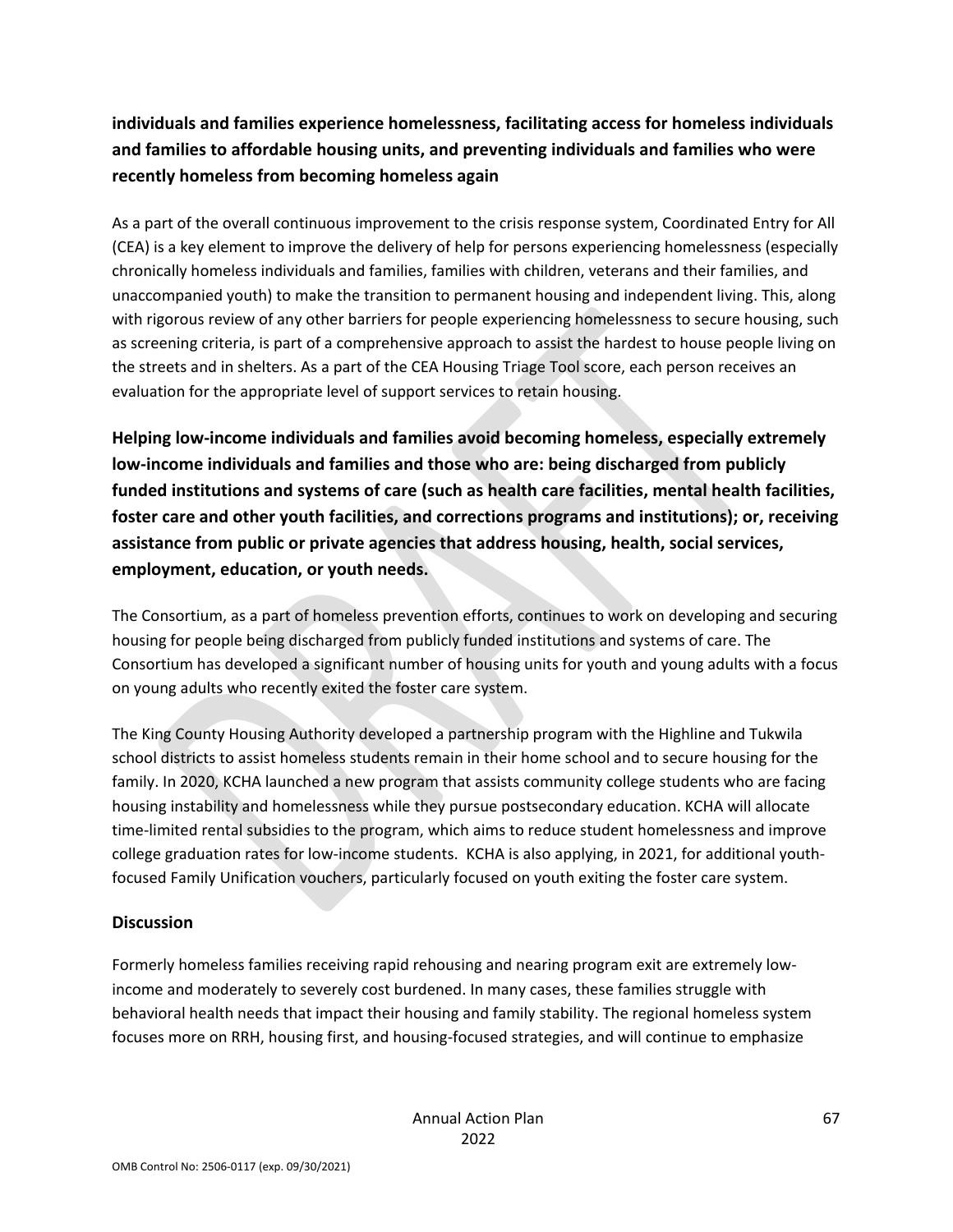**individuals and families experience homelessness, facilitating access for homeless individuals and families to affordable housing units, and preventing individuals and families who were recently homeless from becoming homeless again**

As a part of the overall continuous improvement to the crisis response system, Coordinated Entry for All (CEA) is a key element to improve the delivery of help for persons experiencing homelessness (especially chronically homeless individuals and families, families with children, veterans and their families, and unaccompanied youth) to make the transition to permanent housing and independent living. This, along with rigorous review of any other barriers for people experiencing homelessness to secure housing, such as screening criteria, is part of a comprehensive approach to assist the hardest to house people living on the streets and in shelters. As a part of the CEA Housing Triage Tool score, each person receives an evaluation for the appropriate level of support services to retain housing.

**Helping low-income individuals and families avoid becoming homeless, especially extremely low-income individuals and families and those who are: being discharged from publicly funded institutions and systems of care (such as health care facilities, mental health facilities, foster care and other youth facilities, and corrections programs and institutions); or, receiving assistance from public or private agencies that address housing, health, social services, employment, education, or youth needs.**

The Consortium, as a part of homeless prevention efforts, continues to work on developing and securing housing for people being discharged from publicly funded institutions and systems of care. The Consortium has developed a significant number of housing units for youth and young adults with a focus on young adults who recently exited the foster care system.

The King County Housing Authority developed a partnership program with the Highline and Tukwila school districts to assist homeless students remain in their home school and to secure housing for the family. In 2020, KCHA launched a new program that assists community college students who are facing housing instability and homelessness while they pursue postsecondary education. KCHA will allocate time-limited rental subsidies to the program, which aims to reduce student homelessness and improve college graduation rates for low-income students. KCHA is also applying, in 2021, for additional youth-focused Family Unification vouchers, particularly focused on youth exiting the foster care system.

## Discussion

Formerly homeless families receiving rapid rehousing and nearing program exit are extremely low-income and moderately to severely cost burdened. In many cases, these families struggle with behavioral health needs that impact their housing and family stability. The regional homeless system focuses more on RRH, housing first, and housing-focused strategies, and will continue to emphasize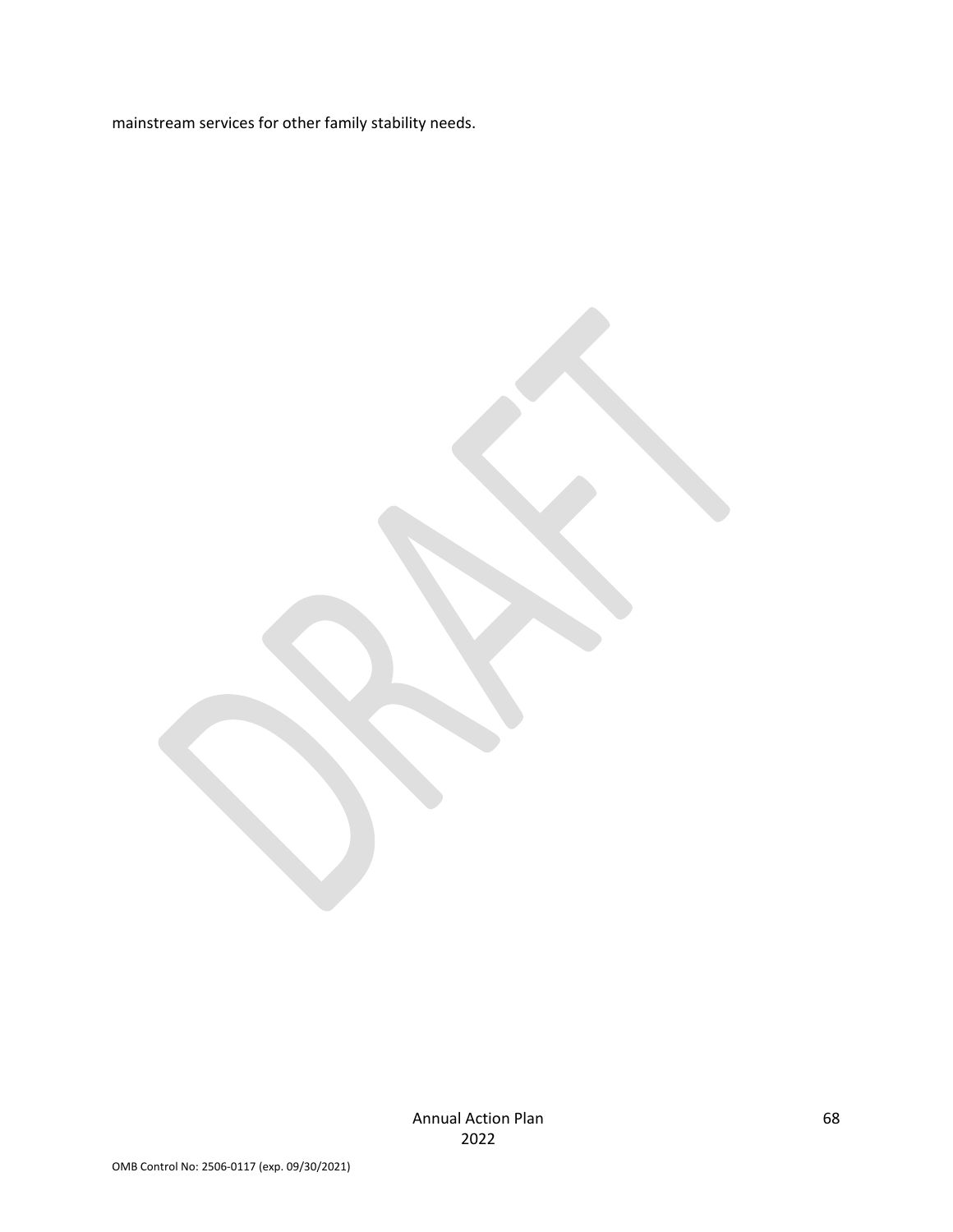mainstream services for other family stability needs.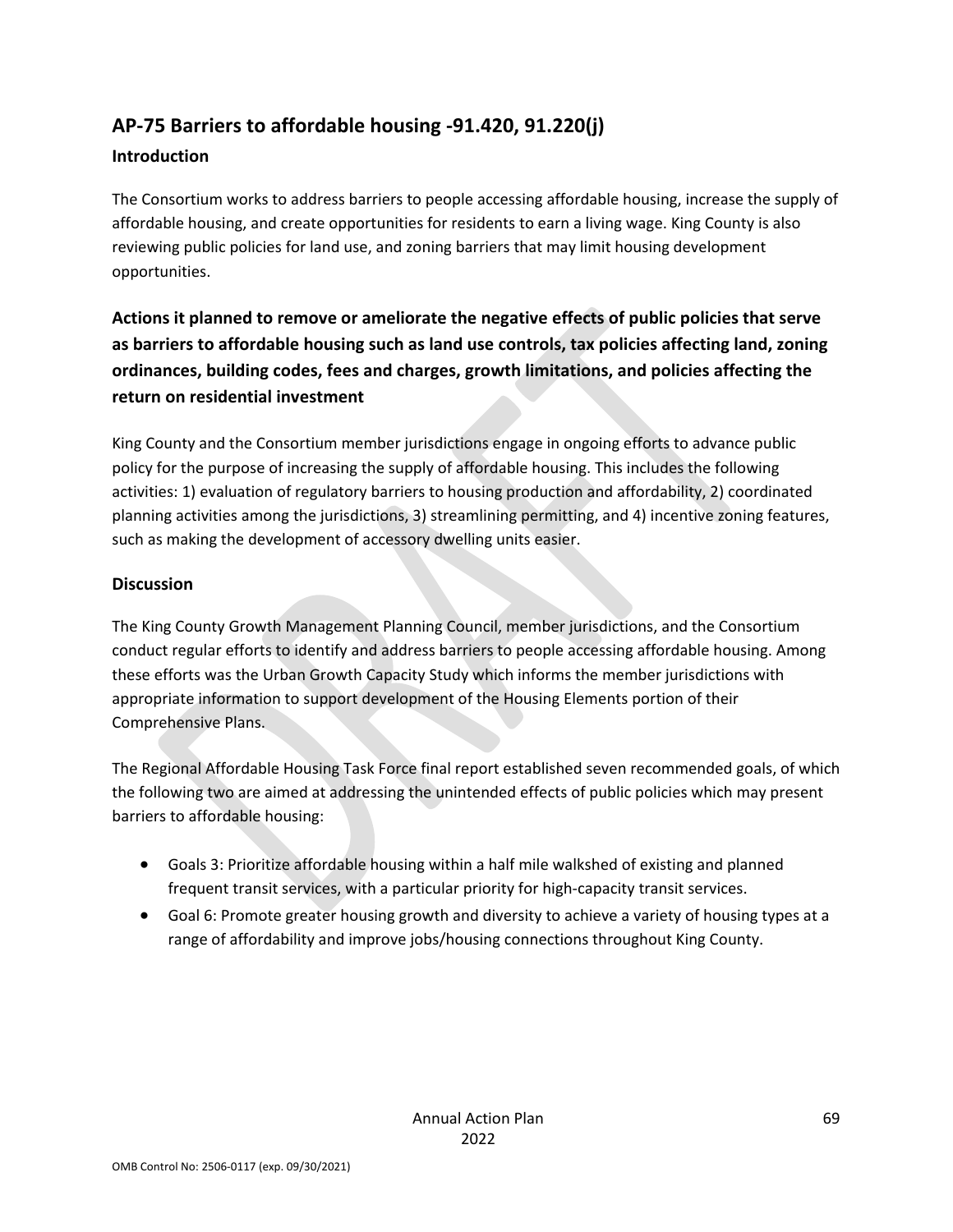## AP-75 Barriers to affordable housing -91.420, 91.220(j)

### Introduction

The Consortium works to address barriers to people accessing affordable housing, increase the supply of affordable housing, and create opportunities for residents to earn a living wage. King County is also reviewing public policies for land use, and zoning barriers that may limit housing development opportunities.

### Actions it planned to remove or ameliorate the negative effects of public policies that serve as barriers to affordable housing such as land use controls, tax policies affecting land, zoning ordinances, building codes, fees and charges, growth limitations, and policies affecting the return on residential investment

King County and the Consortium member jurisdictions engage in ongoing efforts to advance public policy for the purpose of increasing the supply of affordable housing. This includes the following activities: 1) evaluation of regulatory barriers to housing production and affordability, 2) coordinated planning activities among the jurisdictions, 3) streamlining permitting, and 4) incentive zoning features, such as making the development of accessory dwelling units easier.

### Discussion

The King County Growth Management Planning Council, member jurisdictions, and the Consortium conduct regular efforts to identify and address barriers to people accessing affordable housing. Among these efforts was the Urban Growth Capacity Study which informs the member jurisdictions with appropriate information to support development of the Housing Elements portion of their Comprehensive Plans.

The Regional Affordable Housing Task Force final report established seven recommended goals, of which the following two are aimed at addressing the unintended effects of public policies which may present barriers to affordable housing:

- Goals 3: Prioritize affordable housing within a half mile walkshed of existing and planned frequent transit services, with a particular priority for high-capacity transit services.
- Goal 6: Promote greater housing growth and diversity to achieve a variety of housing types at a range of affordability and improve jobs/housing connections throughout King County.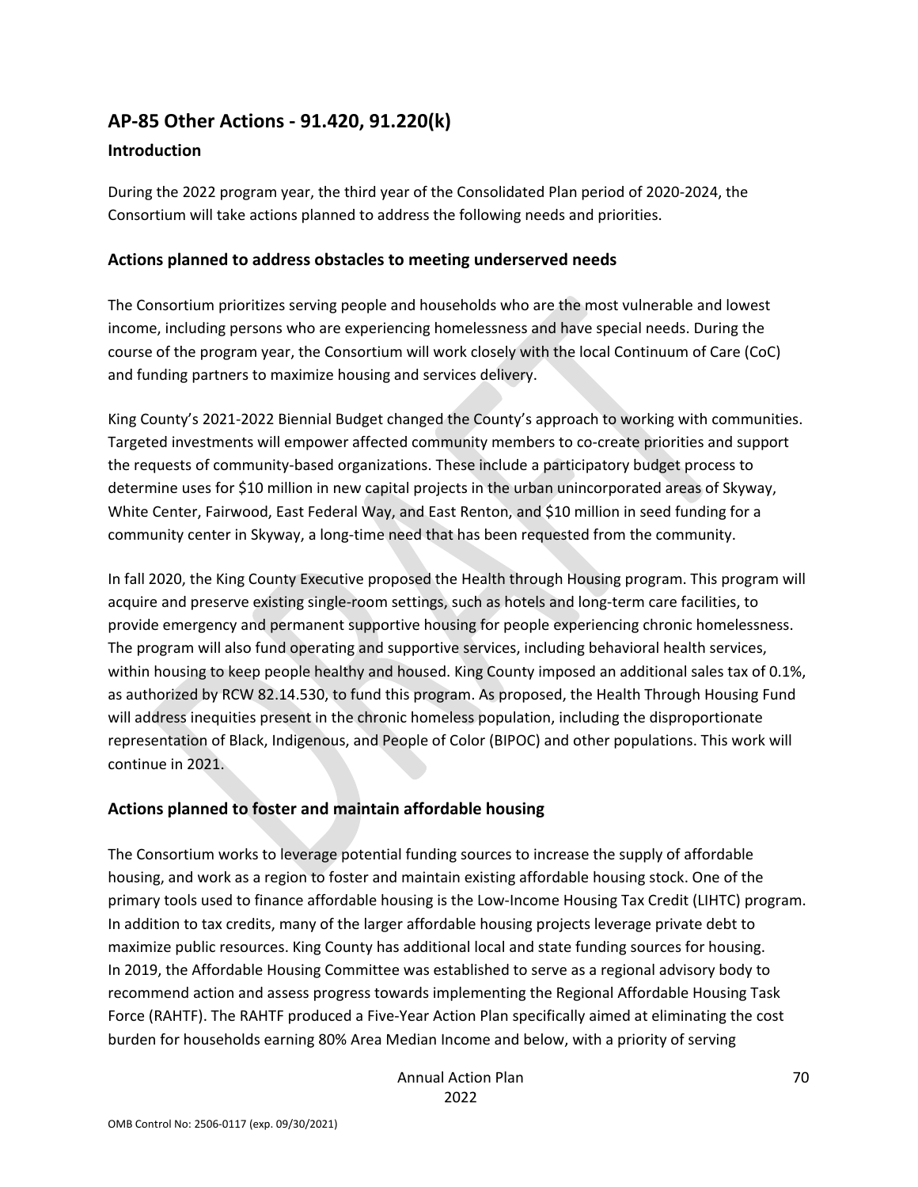# AP-85 Other Actions - 91.420, 91.220(k)

## Introduction

During the 2022 program year, the third year of the Consolidated Plan period of 2020-2024, the Consortium will take actions planned to address the following needs and priorities.

### Actions planned to address obstacles to meeting underserved needs

The Consortium prioritizes serving people and households who are the most vulnerable and lowest income, including persons who are experiencing homelessness and have special needs. During the course of the program year, the Consortium will work closely with the local Continuum of Care (CoC) and funding partners to maximize housing and services delivery.

King County's 2021-2022 Biennial Budget changed the County's approach to working with communities. Targeted investments will empower affected community members to co-create priorities and support the requests of community-based organizations. These include a participatory budget process to determine uses for $10 million in new capital projects in the urban unincorporated areas of Skyway, White Center, Fairwood, East Federal Way, and East Renton, and $10 million in seed funding for a community center in Skyway, a long-time need that has been requested from the community.

In fall 2020, the King County Executive proposed the Health through Housing program. This program will acquire and preserve existing single-room settings, such as hotels and long-term care facilities, to provide emergency and permanent supportive housing for people experiencing chronic homelessness. The program will also fund operating and supportive services, including behavioral health services, within housing to keep people healthy and housed. King County imposed an additional sales tax of 0.1%, as authorized by RCW 82.14.530, to fund this program. As proposed, the Health Through Housing Fund will address inequities present in the chronic homeless population, including the disproportionate representation of Black, Indigenous, and People of Color (BIPOC) and other populations. This work will continue in 2021.

### Actions planned to foster and maintain affordable housing

The Consortium works to leverage potential funding sources to increase the supply of affordable housing, and work as a region to foster and maintain existing affordable housing stock. One of the primary tools used to finance affordable housing is the Low-Income Housing Tax Credit (LIHTC) program. In addition to tax credits, many of the larger affordable housing projects leverage private debt to maximize public resources. King County has additional local and state funding sources for housing. In 2019, the Affordable Housing Committee was established to serve as a regional advisory body to recommend action and assess progress towards implementing the Regional Affordable Housing Task Force (RAHTF). The RAHTF produced a Five-Year Action Plan specifically aimed at eliminating the cost burden for households earning 80% Area Median Income and below, with a priority of serving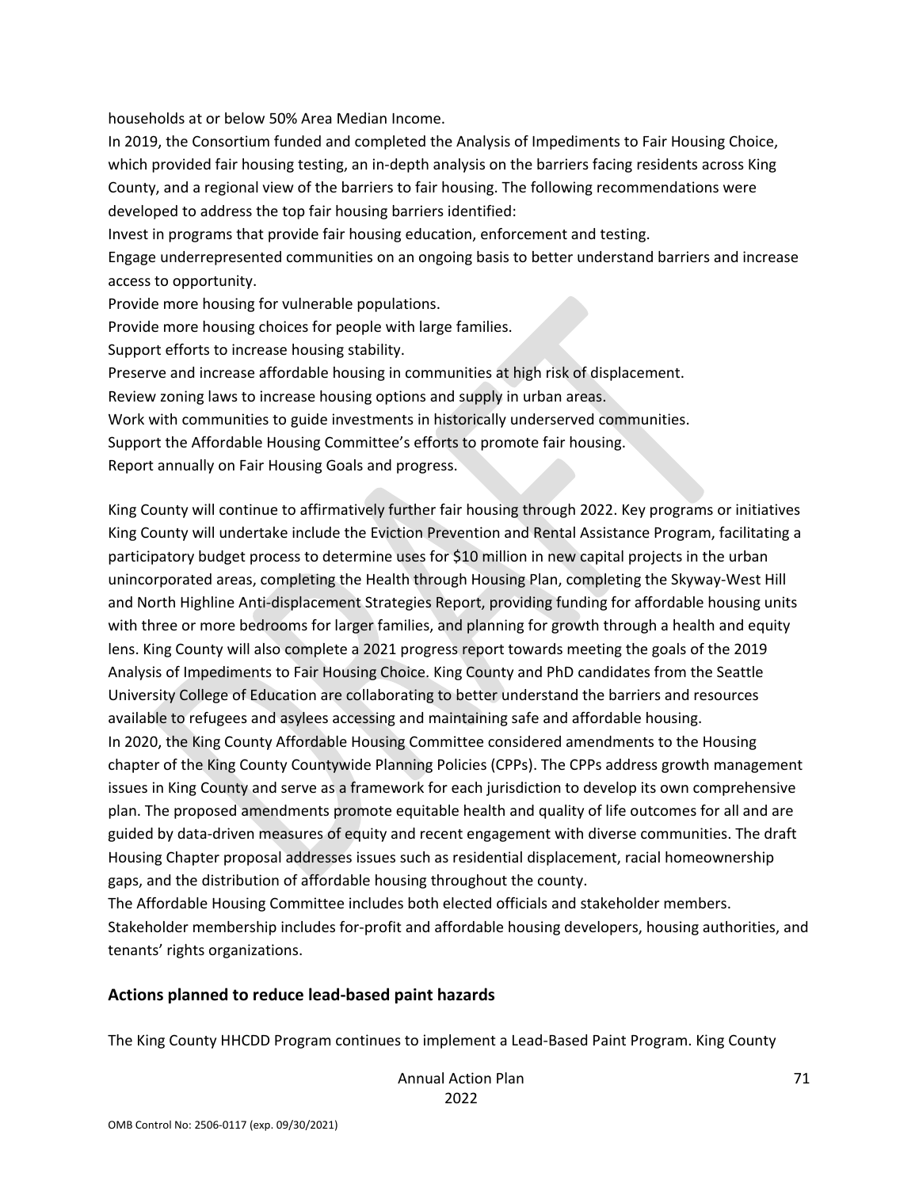households at or below 50% Area Median Income.

In 2019, the Consortium funded and completed the Analysis of Impediments to Fair Housing Choice, which provided fair housing testing, an in-depth analysis on the barriers facing residents across King County, and a regional view of the barriers to fair housing. The following recommendations were developed to address the top fair housing barriers identified:

Invest in programs that provide fair housing education, enforcement and testing.

Engage underrepresented communities on an ongoing basis to better understand barriers and increase access to opportunity.

Provide more housing for vulnerable populations.

Provide more housing choices for people with large families.

Support efforts to increase housing stability.

Preserve and increase affordable housing in communities at high risk of displacement.

Review zoning laws to increase housing options and supply in urban areas.

Work with communities to guide investments in historically underserved communities.

Support the Affordable Housing Committee's efforts to promote fair housing.

Report annually on Fair Housing Goals and progress.

King County will continue to affirmatively further fair housing through 2022. Key programs or initiatives King County will undertake include the Eviction Prevention and Rental Assistance Program, facilitating a participatory budget process to determine uses for $10 million in new capital projects in the urban unincorporated areas, completing the Health through Housing Plan, completing the Skyway-West Hill and North Highline Anti-displacement Strategies Report, providing funding for affordable housing units with three or more bedrooms for larger families, and planning for growth through a health and equity lens. King County will also complete a 2021 progress report towards meeting the goals of the 2019 Analysis of Impediments to Fair Housing Choice. King County and PhD candidates from the Seattle University College of Education are collaborating to better understand the barriers and resources available to refugees and asylees accessing and maintaining safe and affordable housing.

In 2020, the King County Affordable Housing Committee considered amendments to the Housing chapter of the King County Countywide Planning Policies (CPPs). The CPPs address growth management issues in King County and serve as a framework for each jurisdiction to develop its own comprehensive plan. The proposed amendments promote equitable health and quality of life outcomes for all and are guided by data-driven measures of equity and recent engagement with diverse communities. The draft Housing Chapter proposal addresses issues such as residential displacement, racial homeownership gaps, and the distribution of affordable housing throughout the county.

The Affordable Housing Committee includes both elected officials and stakeholder members. Stakeholder membership includes for-profit and affordable housing developers, housing authorities, and tenants' rights organizations.

## Actions planned to reduce lead-based paint hazards

The King County HHCDD Program continues to implement a Lead-Based Paint Program. King County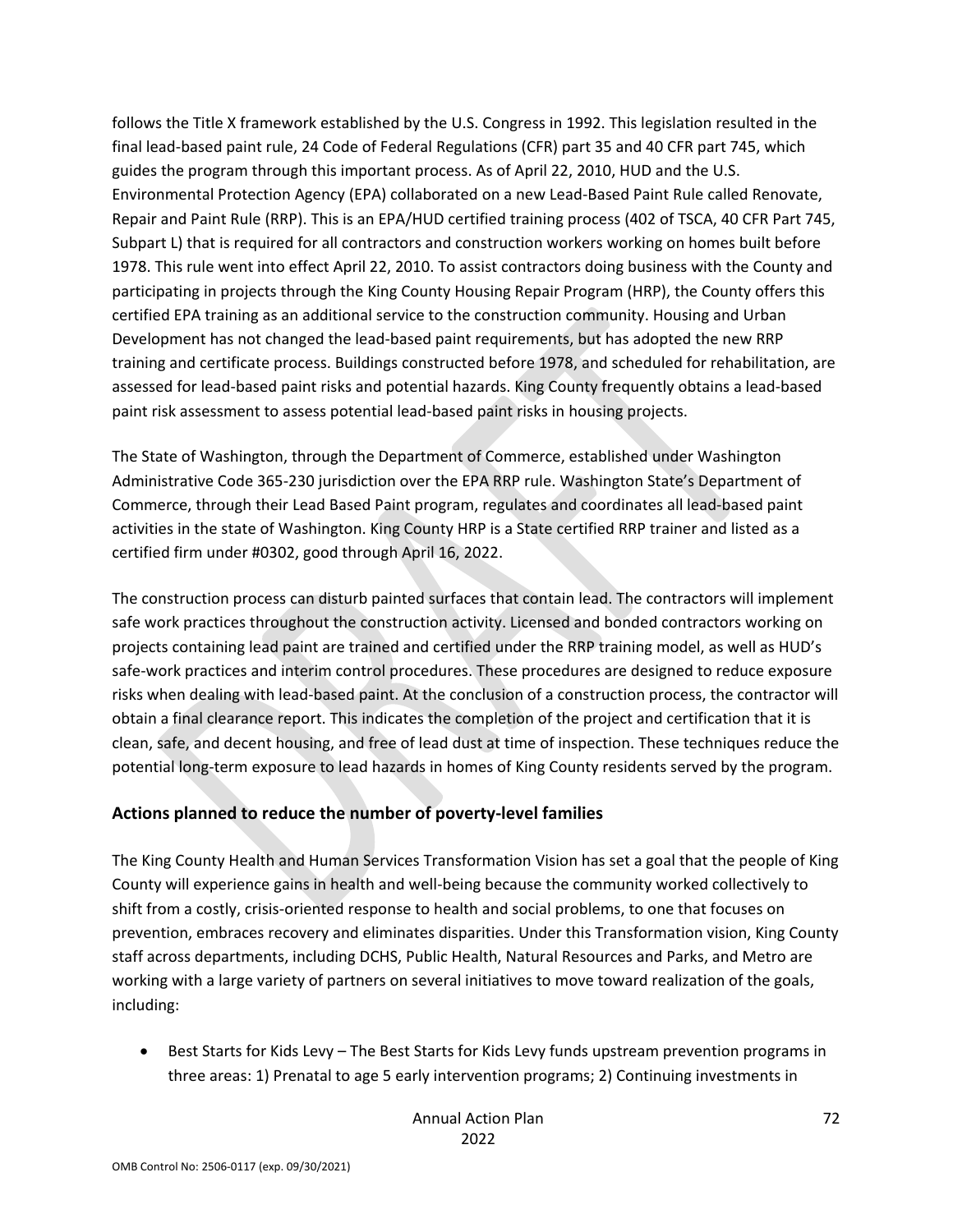follows the Title X framework established by the U.S. Congress in 1992. This legislation resulted in the final lead-based paint rule, 24 Code of Federal Regulations (CFR) part 35 and 40 CFR part 745, which guides the program through this important process. As of April 22, 2010, HUD and the U.S. Environmental Protection Agency (EPA) collaborated on a new Lead-Based Paint Rule called Renovate, Repair and Paint Rule (RRP). This is an EPA/HUD certified training process (402 of TSCA, 40 CFR Part 745, Subpart L) that is required for all contractors and construction workers working on homes built before 1978. This rule went into effect April 22, 2010. To assist contractors doing business with the County and participating in projects through the King County Housing Repair Program (HRP), the County offers this certified EPA training as an additional service to the construction community. Housing and Urban Development has not changed the lead-based paint requirements, but has adopted the new RRP training and certificate process. Buildings constructed before 1978, and scheduled for rehabilitation, are assessed for lead-based paint risks and potential hazards. King County frequently obtains a lead-based paint risk assessment to assess potential lead-based paint risks in housing projects.

The State of Washington, through the Department of Commerce, established under Washington Administrative Code 365-230 jurisdiction over the EPA RRP rule. Washington State's Department of Commerce, through their Lead Based Paint program, regulates and coordinates all lead-based paint activities in the state of Washington. King County HRP is a State certified RRP trainer and listed as a certified firm under #0302, good through April 16, 2022.

The construction process can disturb painted surfaces that contain lead. The contractors will implement safe work practices throughout the construction activity. Licensed and bonded contractors working on projects containing lead paint are trained and certified under the RRP training model, as well as HUD's safe-work practices and interim control procedures. These procedures are designed to reduce exposure risks when dealing with lead-based paint. At the conclusion of a construction process, the contractor will obtain a final clearance report. This indicates the completion of the project and certification that it is clean, safe, and decent housing, and free of lead dust at time of inspection. These techniques reduce the potential long-term exposure to lead hazards in homes of King County residents served by the program.

## Actions planned to reduce the number of poverty-level families

The King County Health and Human Services Transformation Vision has set a goal that the people of King County will experience gains in health and well-being because the community worked collectively to shift from a costly, crisis-oriented response to health and social problems, to one that focuses on prevention, embraces recovery and eliminates disparities. Under this Transformation vision, King County staff across departments, including DCHS, Public Health, Natural Resources and Parks, and Metro are working with a large variety of partners on several initiatives to move toward realization of the goals, including:

- Best Starts for Kids Levy – The Best Starts for Kids Levy funds upstream prevention programs in three areas: 1) Prenatal to age 5 early intervention programs; 2) Continuing investments in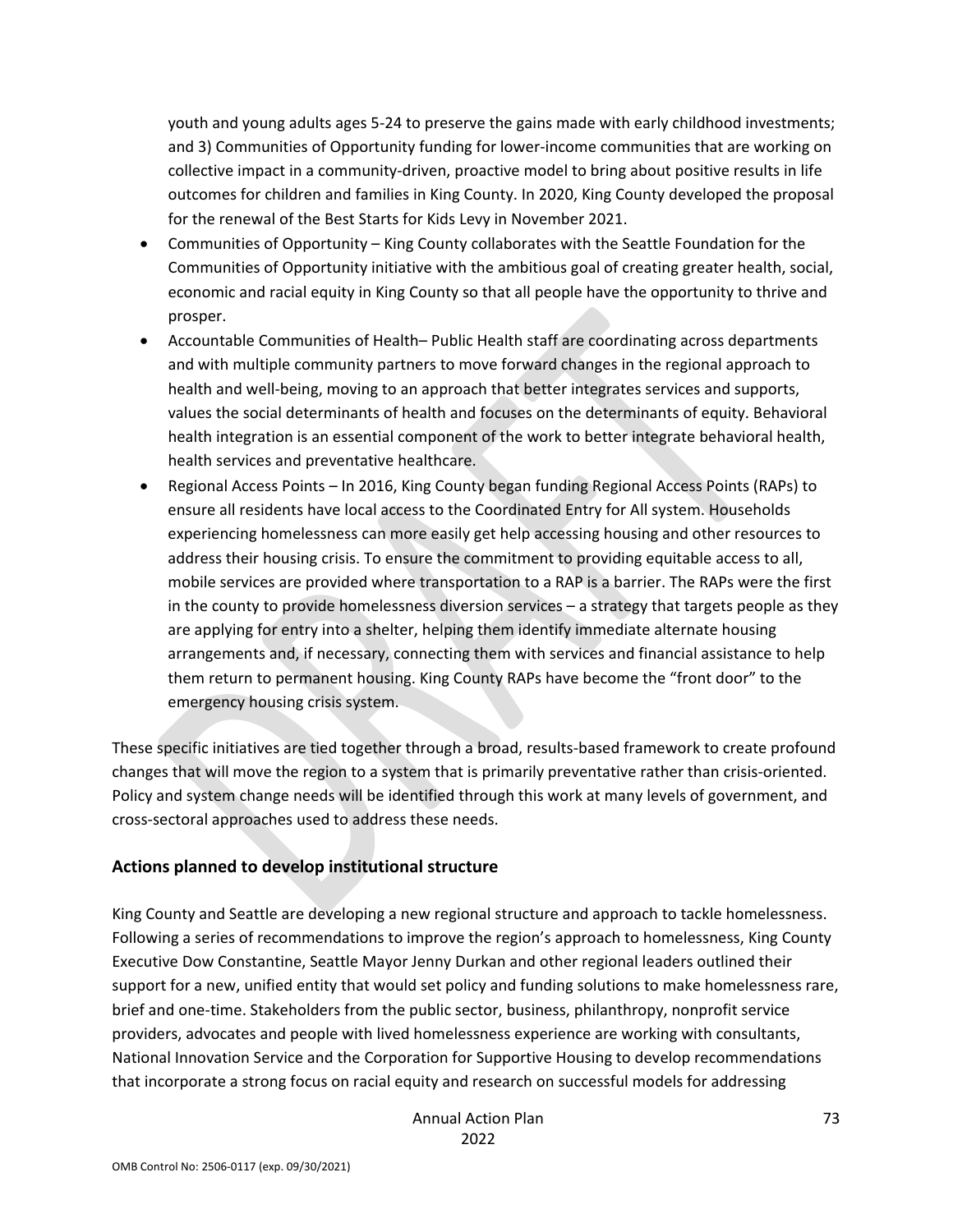youth and young adults ages 5-24 to preserve the gains made with early childhood investments; and 3) Communities of Opportunity funding for lower-income communities that are working on collective impact in a community-driven, proactive model to bring about positive results in life outcomes for children and families in King County. In 2020, King County developed the proposal for the renewal of the Best Starts for Kids Levy in November 2021.

- Communities of Opportunity – King County collaborates with the Seattle Foundation for the Communities of Opportunity initiative with the ambitious goal of creating greater health, social, economic and racial equity in King County so that all people have the opportunity to thrive and prosper.
- Accountable Communities of Health– Public Health staff are coordinating across departments and with multiple community partners to move forward changes in the regional approach to health and well-being, moving to an approach that better integrates services and supports, values the social determinants of health and focuses on the determinants of equity. Behavioral health integration is an essential component of the work to better integrate behavioral health, health services and preventative healthcare.
- Regional Access Points – In 2016, King County began funding Regional Access Points (RAPs) to ensure all residents have local access to the Coordinated Entry for All system. Households experiencing homelessness can more easily get help accessing housing and other resources to address their housing crisis. To ensure the commitment to providing equitable access to all, mobile services are provided where transportation to a RAP is a barrier. The RAPs were the first in the county to provide homelessness diversion services – a strategy that targets people as they are applying for entry into a shelter, helping them identify immediate alternate housing arrangements and, if necessary, connecting them with services and financial assistance to help them return to permanent housing. King County RAPs have become the "front door" to the emergency housing crisis system.

These specific initiatives are tied together through a broad, results-based framework to create profound changes that will move the region to a system that is primarily preventative rather than crisis-oriented. Policy and system change needs will be identified through this work at many levels of government, and cross-sectoral approaches used to address these needs.

## Actions planned to develop institutional structure

King County and Seattle are developing a new regional structure and approach to tackle homelessness. Following a series of recommendations to improve the region's approach to homelessness, King County Executive Dow Constantine, Seattle Mayor Jenny Durkan and other regional leaders outlined their support for a new, unified entity that would set policy and funding solutions to make homelessness rare, brief and one-time. Stakeholders from the public sector, business, philanthropy, nonprofit service providers, advocates and people with lived homelessness experience are working with consultants, National Innovation Service and the Corporation for Supportive Housing to develop recommendations that incorporate a strong focus on racial equity and research on successful models for addressing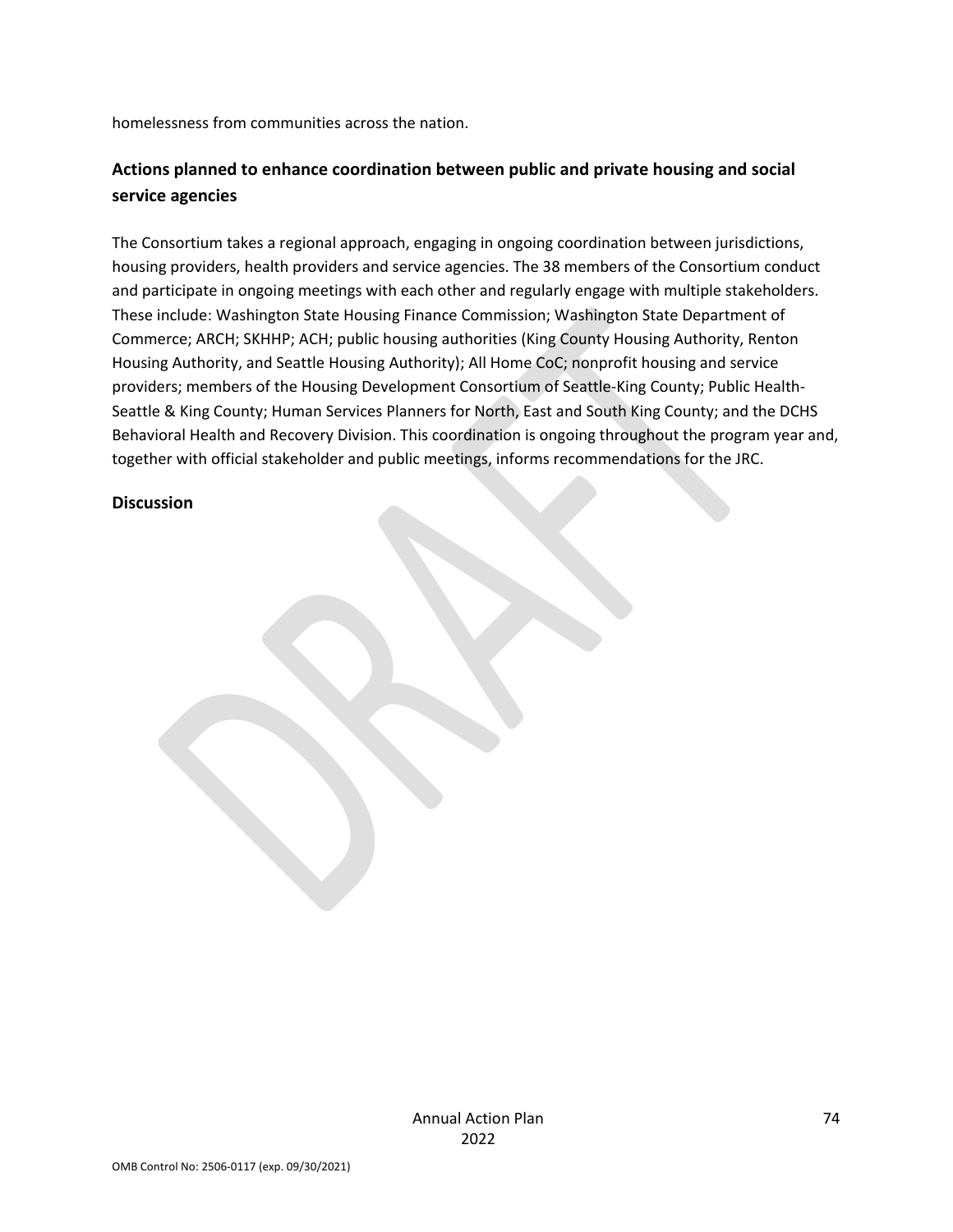homelessness from communities across the nation.

## Actions planned to enhance coordination between public and private housing and social service agencies

The Consortium takes a regional approach, engaging in ongoing coordination between jurisdictions, housing providers, health providers and service agencies. The 38 members of the Consortium conduct and participate in ongoing meetings with each other and regularly engage with multiple stakeholders. These include: Washington State Housing Finance Commission; Washington State Department of Commerce; ARCH; SKHHP; ACH; public housing authorities (King County Housing Authority, Renton Housing Authority, and Seattle Housing Authority); All Home CoC; nonprofit housing and service providers; members of the Housing Development Consortium of Seattle-King County; Public Health-Seattle & King County; Human Services Planners for North, East and South King County; and the DCHS Behavioral Health and Recovery Division. This coordination is ongoing throughout the program year and, together with official stakeholder and public meetings, informs recommendations for the JRC.

## Discussion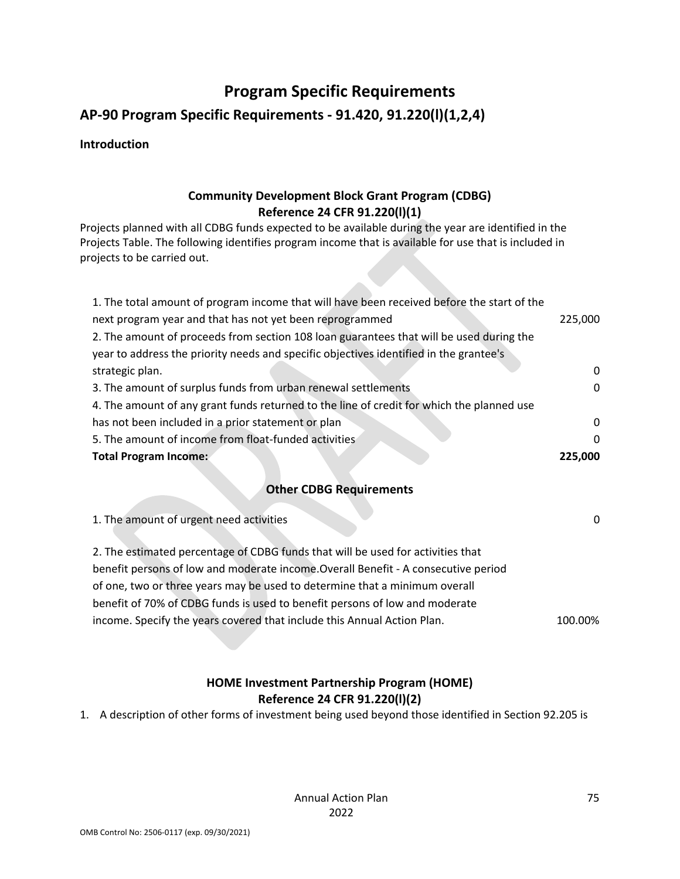# Program Specific Requirements

## AP-90 Program Specific Requirements - 91.420, 91.220(l)(1,2,4)

**Introduction**

### Community Development Block Grant Program (CDBG)
### Reference 24 CFR 91.220(l)(1)

Projects planned with all CDBG funds expected to be available during the year are identified in the Projects Table. The following identifies program income that is available for use that is included in projects to be carried out.

| | |
|---|---|
| 1. The total amount of program income that will have been received before the start of the next program year and that has not yet been reprogrammed | 225,000 |
| 2. The amount of proceeds from section 108 loan guarantees that will be used during the year to address the priority needs and specific objectives identified in the grantee's strategic plan. | 0 |
| 3. The amount of surplus funds from urban renewal settlements | 0 |
| 4. The amount of any grant funds returned to the line of credit for which the planned use has not been included in a prior statement or plan | 0 |
| 5. The amount of income from float-funded activities | 0 |
| **Total Program Income:** | **225,000** |

### Other CDBG Requirements

| | |
|---|---|
| 1. The amount of urgent need activities | 0 |
| 2. The estimated percentage of CDBG funds that will be used for activities that benefit persons of low and moderate income.Overall Benefit - A consecutive period of one, two or three years may be used to determine that a minimum overall benefit of 70% of CDBG funds is used to benefit persons of low and moderate income. Specify the years covered that include this Annual Action Plan. | 100.00% |

### HOME Investment Partnership Program (HOME)
### Reference 24 CFR 91.220(l)(2)

1. A description of other forms of investment being used beyond those identified in Section 92.205 is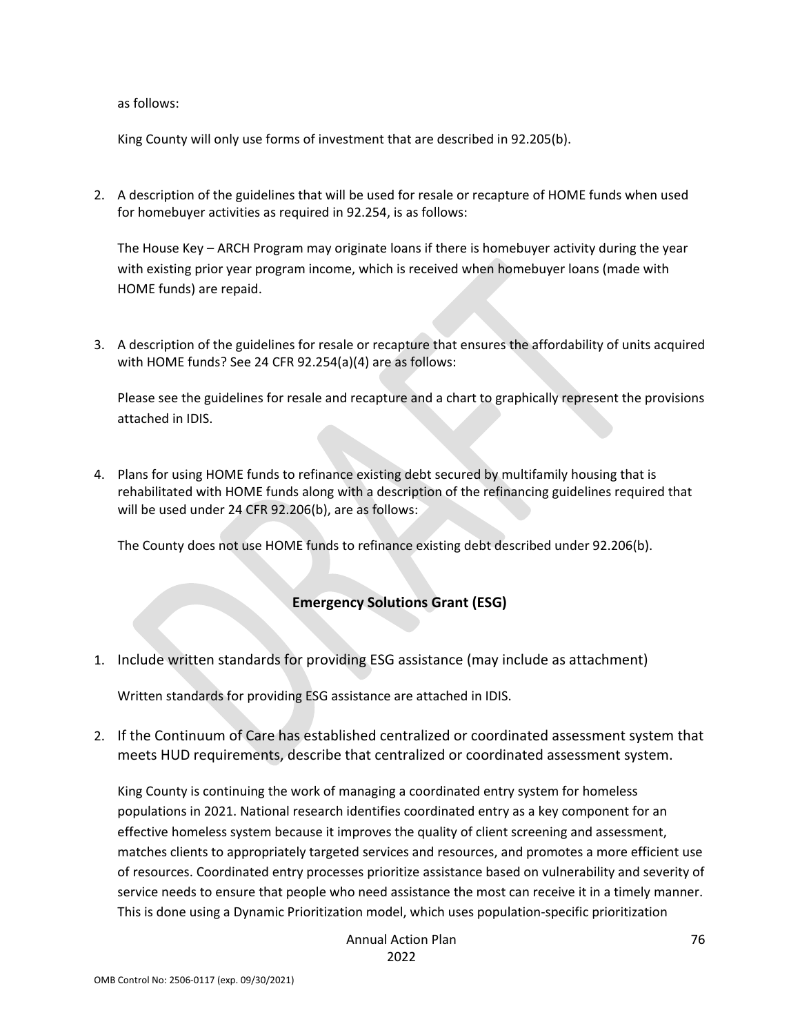as follows:

King County will only use forms of investment that are described in 92.205(b).

2. A description of the guidelines that will be used for resale or recapture of HOME funds when used for homebuyer activities as required in 92.254, is as follows:

   The House Key – ARCH Program may originate loans if there is homebuyer activity during the year with existing prior year program income, which is received when homebuyer loans (made with HOME funds) are repaid.

3. A description of the guidelines for resale or recapture that ensures the affordability of units acquired with HOME funds? See 24 CFR 92.254(a)(4) are as follows:

   Please see the guidelines for resale and recapture and a chart to graphically represent the provisions attached in IDIS.

4. Plans for using HOME funds to refinance existing debt secured by multifamily housing that is rehabilitated with HOME funds along with a description of the refinancing guidelines required that will be used under 24 CFR 92.206(b), are as follows:

   The County does not use HOME funds to refinance existing debt described under 92.206(b).

## Emergency Solutions Grant (ESG)

1. Include written standards for providing ESG assistance (may include as attachment)

   Written standards for providing ESG assistance are attached in IDIS.

2. If the Continuum of Care has established centralized or coordinated assessment system that meets HUD requirements, describe that centralized or coordinated assessment system.

   King County is continuing the work of managing a coordinated entry system for homeless populations in 2021. National research identifies coordinated entry as a key component for an effective homeless system because it improves the quality of client screening and assessment, matches clients to appropriately targeted services and resources, and promotes a more efficient use of resources. Coordinated entry processes prioritize assistance based on vulnerability and severity of service needs to ensure that people who need assistance the most can receive it in a timely manner. This is done using a Dynamic Prioritization model, which uses population-specific prioritization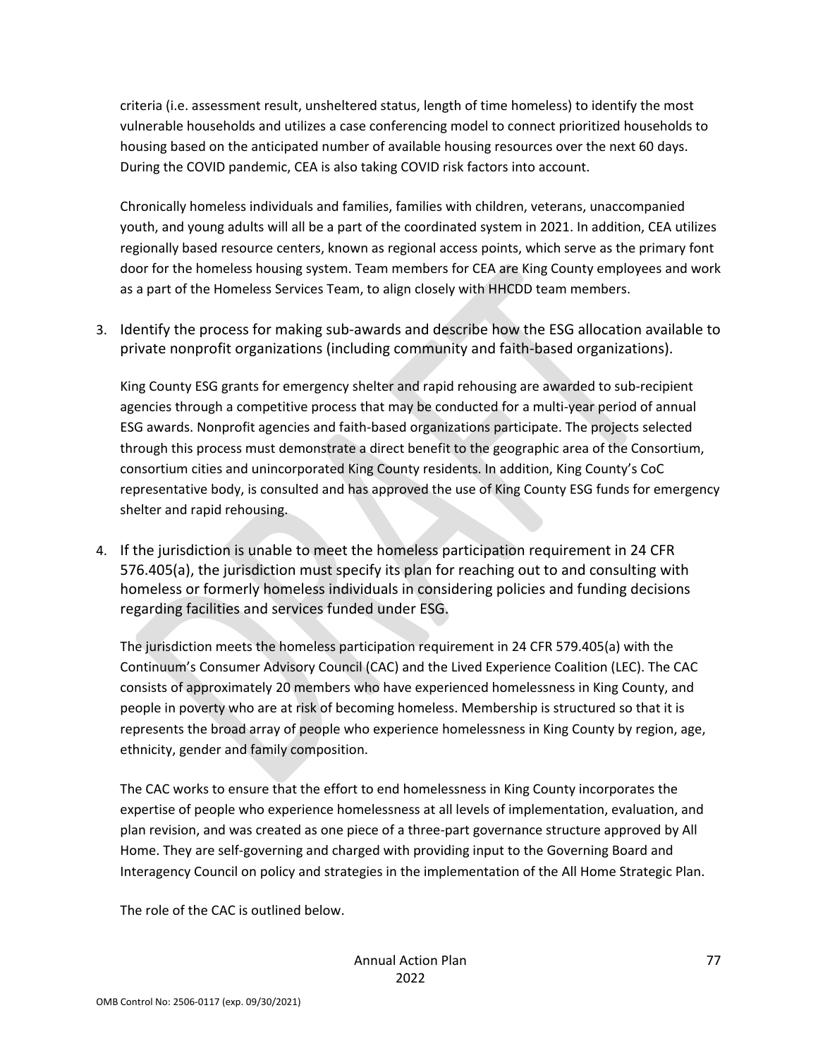criteria (i.e. assessment result, unsheltered status, length of time homeless) to identify the most vulnerable households and utilizes a case conferencing model to connect prioritized households to housing based on the anticipated number of available housing resources over the next 60 days. During the COVID pandemic, CEA is also taking COVID risk factors into account.

Chronically homeless individuals and families, families with children, veterans, unaccompanied youth, and young adults will all be a part of the coordinated system in 2021. In addition, CEA utilizes regionally based resource centers, known as regional access points, which serve as the primary font door for the homeless housing system. Team members for CEA are King County employees and work as a part of the Homeless Services Team, to align closely with HHCDD team members.

3. Identify the process for making sub-awards and describe how the ESG allocation available to private nonprofit organizations (including community and faith-based organizations).

King County ESG grants for emergency shelter and rapid rehousing are awarded to sub-recipient agencies through a competitive process that may be conducted for a multi-year period of annual ESG awards. Nonprofit agencies and faith-based organizations participate. The projects selected through this process must demonstrate a direct benefit to the geographic area of the Consortium, consortium cities and unincorporated King County residents. In addition, King County's CoC representative body, is consulted and has approved the use of King County ESG funds for emergency shelter and rapid rehousing.

4. If the jurisdiction is unable to meet the homeless participation requirement in 24 CFR 576.405(a), the jurisdiction must specify its plan for reaching out to and consulting with homeless or formerly homeless individuals in considering policies and funding decisions regarding facilities and services funded under ESG.

The jurisdiction meets the homeless participation requirement in 24 CFR 579.405(a) with the Continuum's Consumer Advisory Council (CAC) and the Lived Experience Coalition (LEC). The CAC consists of approximately 20 members who have experienced homelessness in King County, and people in poverty who are at risk of becoming homeless. Membership is structured so that it is represents the broad array of people who experience homelessness in King County by region, age, ethnicity, gender and family composition.

The CAC works to ensure that the effort to end homelessness in King County incorporates the expertise of people who experience homelessness at all levels of implementation, evaluation, and plan revision, and was created as one piece of a three-part governance structure approved by All Home. They are self-governing and charged with providing input to the Governing Board and Interagency Council on policy and strategies in the implementation of the All Home Strategic Plan.

The role of the CAC is outlined below.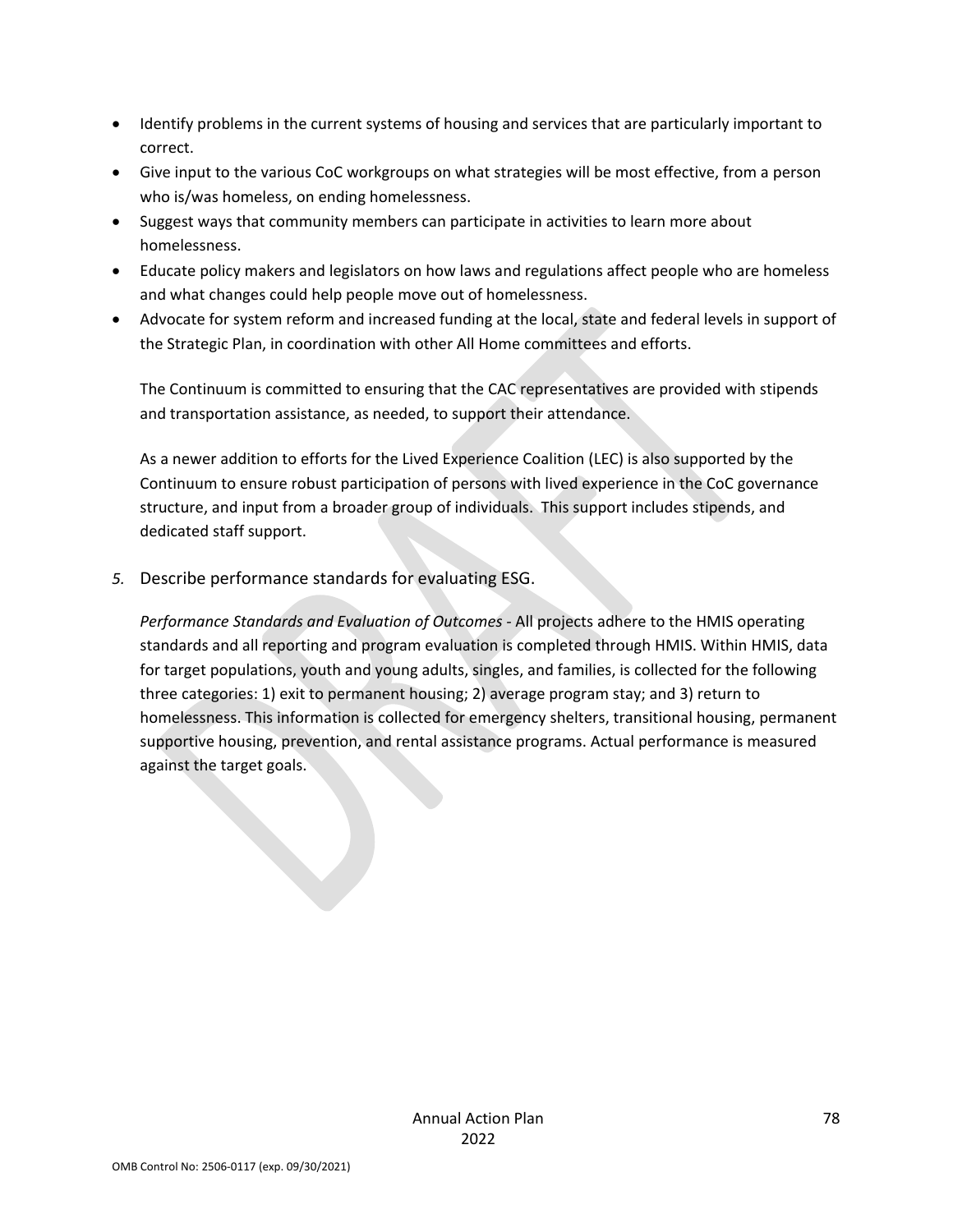- Identify problems in the current systems of housing and services that are particularly important to correct.
- Give input to the various CoC workgroups on what strategies will be most effective, from a person who is/was homeless, on ending homelessness.
- Suggest ways that community members can participate in activities to learn more about homelessness.
- Educate policy makers and legislators on how laws and regulations affect people who are homeless and what changes could help people move out of homelessness.
- Advocate for system reform and increased funding at the local, state and federal levels in support of the Strategic Plan, in coordination with other All Home committees and efforts.

  The Continuum is committed to ensuring that the CAC representatives are provided with stipends and transportation assistance, as needed, to support their attendance.

  As a newer addition to efforts for the Lived Experience Coalition (LEC) is also supported by the Continuum to ensure robust participation of persons with lived experience in the CoC governance structure, and input from a broader group of individuals. This support includes stipends, and dedicated staff support.

*5.* Describe performance standards for evaluating ESG.

   *Performance Standards and Evaluation of Outcomes* - All projects adhere to the HMIS operating standards and all reporting and program evaluation is completed through HMIS. Within HMIS, data for target populations, youth and young adults, singles, and families, is collected for the following three categories: 1) exit to permanent housing; 2) average program stay; and 3) return to homelessness. This information is collected for emergency shelters, transitional housing, permanent supportive housing, prevention, and rental assistance programs. Actual performance is measured against the target goals.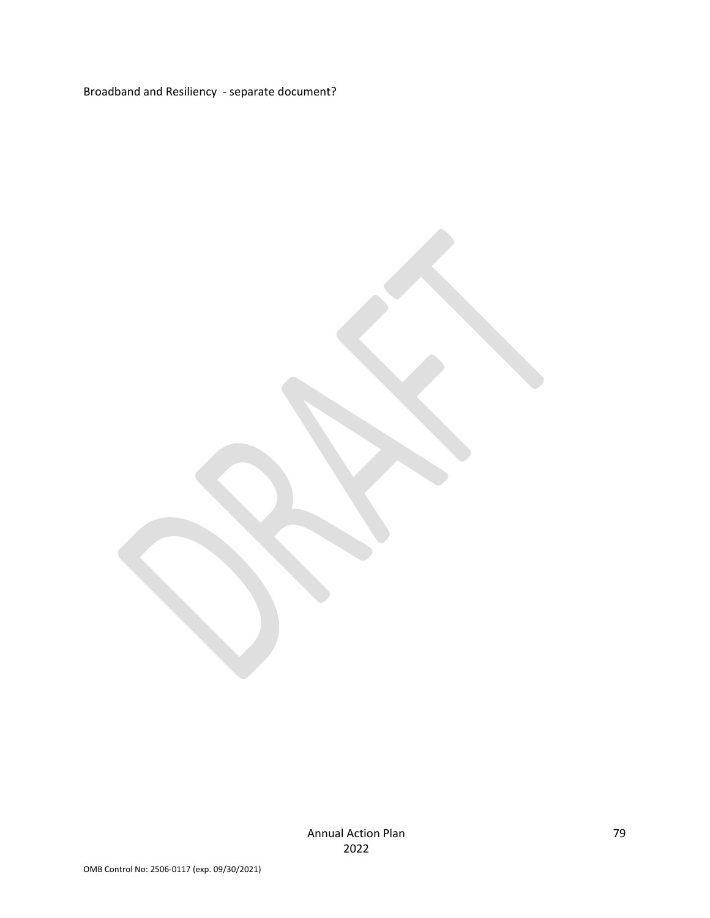Broadband and Resiliency - separate document?